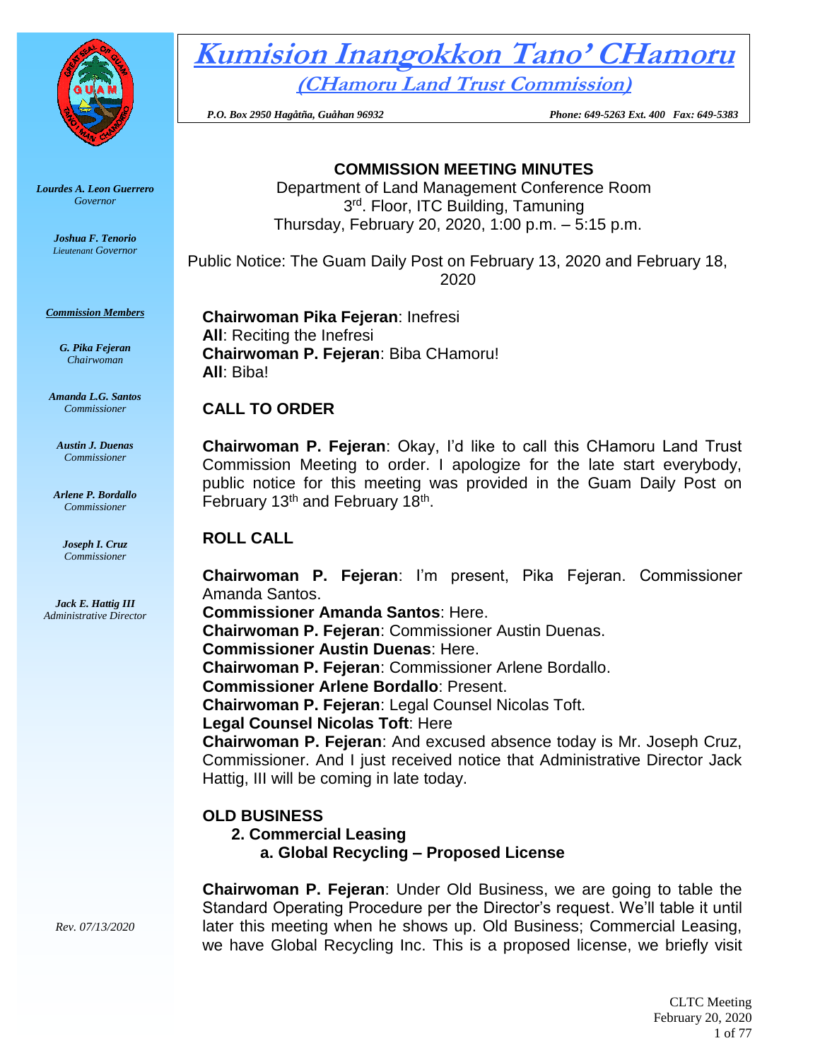# Kumision Inangokkon Tano' CHamoru

## (CHamoru Land Trust Commission)

*P.O. Box 2950 Hagåtña, Guåhan 96932* *Phone: 649-5263 Ext. 400 Fax: 649-5383*

***Lourdes A. Leon Guerrero***
*Governor*

***Joshua F. Tenorio***
*Lieutenant Governor*

***Commission Members***

***G. Pika Fejeran***
*Chairwoman*

***Amanda L.G. Santos***
*Commissioner*

***Austin J. Duenas***
*Commissioner*

***Arlene P. Bordallo***
*Commissioner*

***Joseph I. Cruz***
*Commissioner*

***Jack E. Hattig III***
*Administrative Director*

*Rev. 07/13/2020*

**COMMISSION MEETING MINUTES**
Department of Land Management Conference Room
3rd. Floor, ITC Building, Tamuning
Thursday, February 20, 2020, 1:00 p.m. – 5:15 p.m.

Public Notice: The Guam Daily Post on February 13, 2020 and February 18, 2020

**Chairwoman Pika Fejeran**: Inefresi
**All**: Reciting the Inefresi
**Chairwoman P. Fejeran**: Biba CHamoru!
**All**: Biba!

## CALL TO ORDER

**Chairwoman P. Fejeran**: Okay, I'd like to call this CHamoru Land Trust Commission Meeting to order. I apologize for the late start everybody, public notice for this meeting was provided in the Guam Daily Post on February 13th and February 18th.

## ROLL CALL

**Chairwoman P. Fejeran**: I'm present, Pika Fejeran. Commissioner Amanda Santos.
**Commissioner Amanda Santos**: Here.
**Chairwoman P. Fejeran**: Commissioner Austin Duenas.
**Commissioner Austin Duenas**: Here.
**Chairwoman P. Fejeran**: Commissioner Arlene Bordallo.
**Commissioner Arlene Bordallo**: Present.
**Chairwoman P. Fejeran**: Legal Counsel Nicolas Toft.
**Legal Counsel Nicolas Toft**: Here
**Chairwoman P. Fejeran**: And excused absence today is Mr. Joseph Cruz, Commissioner. And I just received notice that Administrative Director Jack Hattig, III will be coming in late today.

## OLD BUSINESS

**2. Commercial Leasing**

**a. Global Recycling – Proposed License**

**Chairwoman P. Fejeran**: Under Old Business, we are going to table the Standard Operating Procedure per the Director's request. We'll table it until later this meeting when he shows up. Old Business; Commercial Leasing, we have Global Recycling Inc. This is a proposed license, we briefly visit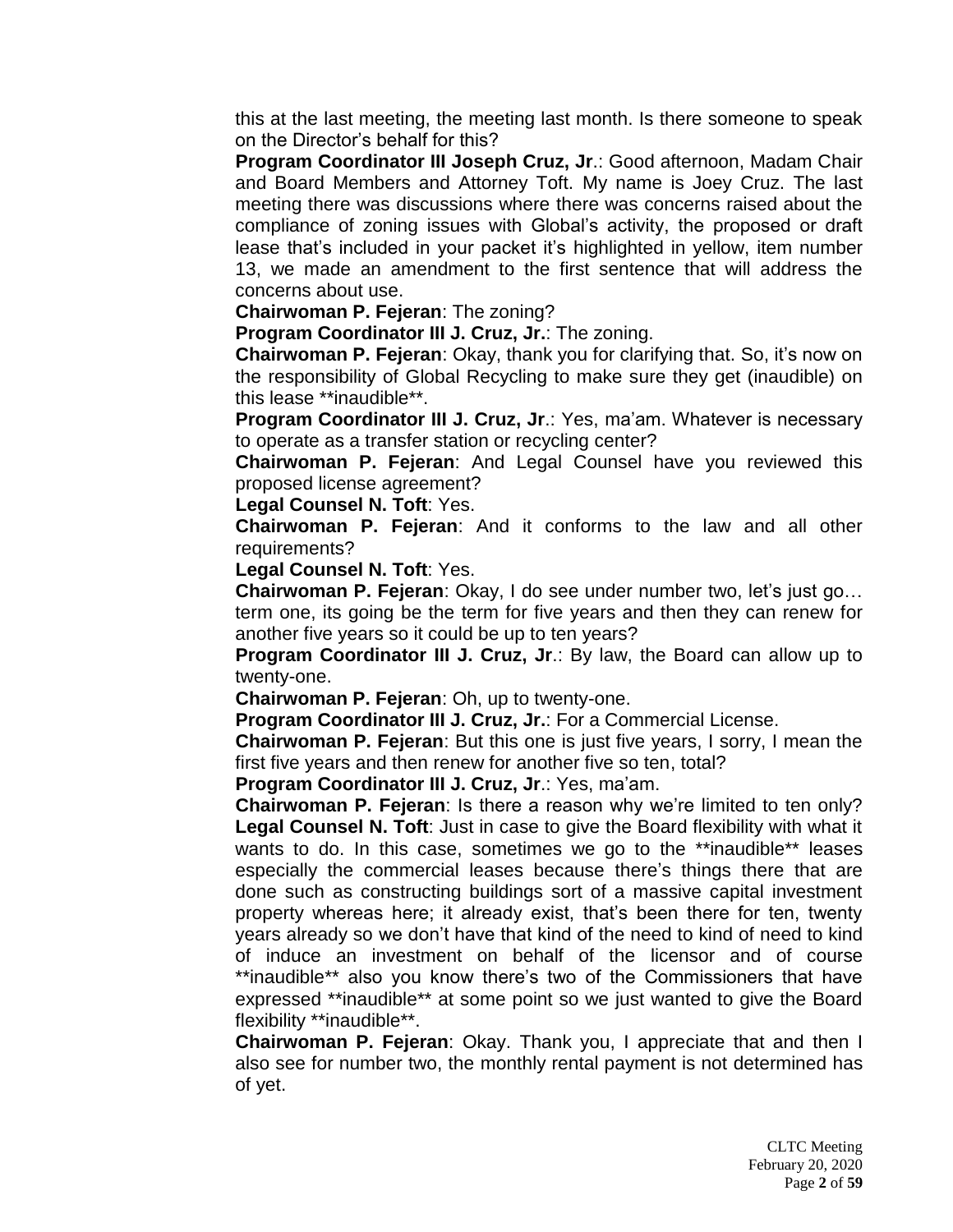this at the last meeting, the meeting last month. Is there someone to speak on the Director's behalf for this?

**Program Coordinator III Joseph Cruz, Jr**.: Good afternoon, Madam Chair and Board Members and Attorney Toft. My name is Joey Cruz. The last meeting there was discussions where there was concerns raised about the compliance of zoning issues with Global's activity, the proposed or draft lease that's included in your packet it's highlighted in yellow, item number 13, we made an amendment to the first sentence that will address the concerns about use.

**Chairwoman P. Fejeran**: The zoning?

**Program Coordinator III J. Cruz, Jr.**: The zoning.

**Chairwoman P. Fejeran**: Okay, thank you for clarifying that. So, it's now on the responsibility of Global Recycling to make sure they get (inaudible) on this lease **inaudible**.

**Program Coordinator III J. Cruz, Jr**.: Yes, ma'am. Whatever is necessary to operate as a transfer station or recycling center?

**Chairwoman P. Fejeran**: And Legal Counsel have you reviewed this proposed license agreement?

**Legal Counsel N. Toft**: Yes.

**Chairwoman P. Fejeran**: And it conforms to the law and all other requirements?

**Legal Counsel N. Toft**: Yes.

**Chairwoman P. Fejeran**: Okay, I do see under number two, let's just go… term one, its going be the term for five years and then they can renew for another five years so it could be up to ten years?

**Program Coordinator III J. Cruz, Jr**.: By law, the Board can allow up to twenty-one.

**Chairwoman P. Fejeran**: Oh, up to twenty-one.

**Program Coordinator III J. Cruz, Jr.**: For a Commercial License.

**Chairwoman P. Fejeran**: But this one is just five years, I sorry, I mean the first five years and then renew for another five so ten, total?

**Program Coordinator III J. Cruz, Jr**.: Yes, ma'am.

**Chairwoman P. Fejeran**: Is there a reason why we're limited to ten only?

**Legal Counsel N. Toft**: Just in case to give the Board flexibility with what it wants to do. In this case, sometimes we go to the **inaudible** leases especially the commercial leases because there's things there that are done such as constructing buildings sort of a massive capital investment property whereas here; it already exist, that's been there for ten, twenty years already so we don't have that kind of the need to kind of need to kind of induce an investment on behalf of the licensor and of course **inaudible** also you know there's two of the Commissioners that have expressed **inaudible** at some point so we just wanted to give the Board flexibility **inaudible**.

**Chairwoman P. Fejeran**: Okay. Thank you, I appreciate that and then I also see for number two, the monthly rental payment is not determined has of yet.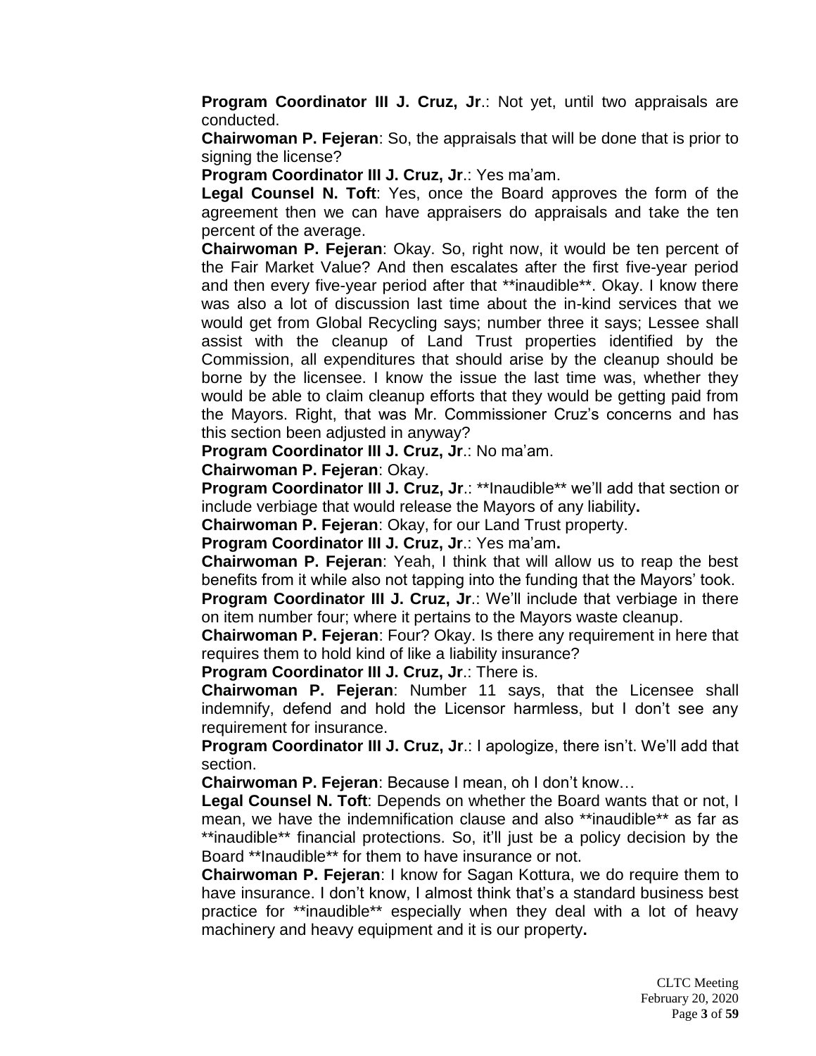**Program Coordinator III J. Cruz, Jr**.: Not yet, until two appraisals are conducted.

**Chairwoman P. Fejeran**: So, the appraisals that will be done that is prior to signing the license?

**Program Coordinator III J. Cruz, Jr**.: Yes ma'am.

**Legal Counsel N. Toft**: Yes, once the Board approves the form of the agreement then we can have appraisers do appraisals and take the ten percent of the average.

**Chairwoman P. Fejeran**: Okay. So, right now, it would be ten percent of the Fair Market Value? And then escalates after the first five-year period and then every five-year period after that **inaudible**. Okay. I know there was also a lot of discussion last time about the in-kind services that we would get from Global Recycling says; number three it says; Lessee shall assist with the cleanup of Land Trust properties identified by the Commission, all expenditures that should arise by the cleanup should be borne by the licensee. I know the issue the last time was, whether they would be able to claim cleanup efforts that they would be getting paid from the Mayors. Right, that was Mr. Commissioner Cruz's concerns and has this section been adjusted in anyway?

**Program Coordinator III J. Cruz, Jr**.: No ma'am.

**Chairwoman P. Fejeran**: Okay.

**Program Coordinator III J. Cruz, Jr**.: **Inaudible** we'll add that section or include verbiage that would release the Mayors of any liability**.**

**Chairwoman P. Fejeran**: Okay, for our Land Trust property.

**Program Coordinator III J. Cruz, Jr**.: Yes ma'am**.**

**Chairwoman P. Fejeran**: Yeah, I think that will allow us to reap the best benefits from it while also not tapping into the funding that the Mayors' took.

**Program Coordinator III J. Cruz, Jr**.: We'll include that verbiage in there on item number four; where it pertains to the Mayors waste cleanup.

**Chairwoman P. Fejeran**: Four? Okay. Is there any requirement in here that requires them to hold kind of like a liability insurance?

**Program Coordinator III J. Cruz, Jr**.: There is.

**Chairwoman P. Fejeran**: Number 11 says, that the Licensee shall indemnify, defend and hold the Licensor harmless, but I don't see any requirement for insurance.

**Program Coordinator III J. Cruz, Jr**.: I apologize, there isn't. We'll add that section.

**Chairwoman P. Fejeran**: Because I mean, oh I don't know…

**Legal Counsel N. Toft**: Depends on whether the Board wants that or not, I mean, we have the indemnification clause and also **inaudible** as far as **inaudible** financial protections. So, it'll just be a policy decision by the Board **Inaudible** for them to have insurance or not.

**Chairwoman P. Fejeran**: I know for Sagan Kottura, we do require them to have insurance. I don't know, I almost think that's a standard business best practice for **inaudible** especially when they deal with a lot of heavy machinery and heavy equipment and it is our property**.**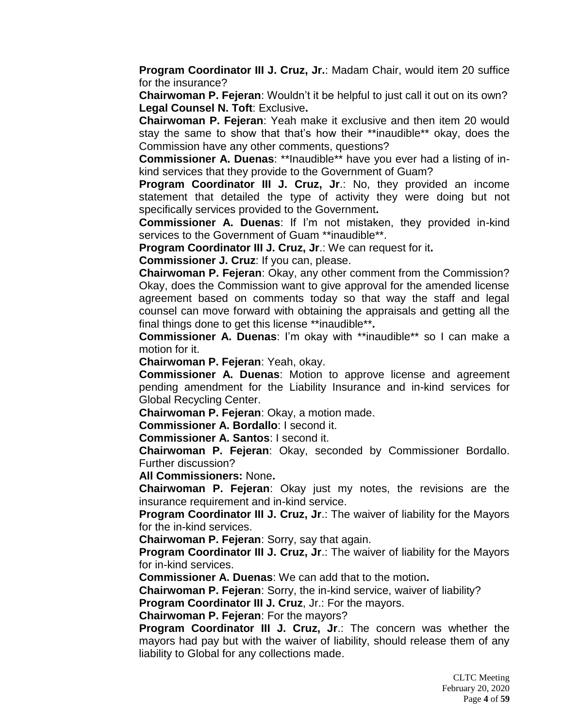**Program Coordinator III J. Cruz, Jr.**: Madam Chair, would item 20 suffice for the insurance?

**Chairwoman P. Fejeran**: Wouldn't it be helpful to just call it out on its own?

**Legal Counsel N. Toft**: Exclusive**.**

**Chairwoman P. Fejeran**: Yeah make it exclusive and then item 20 would stay the same to show that that's how their **inaudible** okay, does the Commission have any other comments, questions?

**Commissioner A. Duenas**: **Inaudible** have you ever had a listing of in-kind services that they provide to the Government of Guam?

**Program Coordinator III J. Cruz, Jr**.: No, they provided an income statement that detailed the type of activity they were doing but not specifically services provided to the Government**.**

**Commissioner A. Duenas**: If I'm not mistaken, they provided in-kind services to the Government of Guam **inaudible**.

**Program Coordinator III J. Cruz, Jr**.: We can request for it**.**

**Commissioner J. Cruz**: If you can, please.

**Chairwoman P. Fejeran**: Okay, any other comment from the Commission? Okay, does the Commission want to give approval for the amended license agreement based on comments today so that way the staff and legal counsel can move forward with obtaining the appraisals and getting all the final things done to get this license **inaudible****.**

**Commissioner A. Duenas**: I'm okay with **inaudible** so I can make a motion for it.

**Chairwoman P. Fejeran**: Yeah, okay.

**Commissioner A. Duenas**: Motion to approve license and agreement pending amendment for the Liability Insurance and in-kind services for Global Recycling Center.

**Chairwoman P. Fejeran**: Okay, a motion made.

**Commissioner A. Bordallo**: I second it.

**Commissioner A. Santos**: I second it.

**Chairwoman P. Fejeran**: Okay, seconded by Commissioner Bordallo. Further discussion?

**All Commissioners:** None**.**

**Chairwoman P. Fejeran**: Okay just my notes, the revisions are the insurance requirement and in-kind service.

**Program Coordinator III J. Cruz, Jr**.: The waiver of liability for the Mayors for the in-kind services.

**Chairwoman P. Fejeran**: Sorry, say that again.

**Program Coordinator III J. Cruz, Jr**.: The waiver of liability for the Mayors for in-kind services.

**Commissioner A. Duenas**: We can add that to the motion**.**

**Chairwoman P. Fejeran**: Sorry, the in-kind service, waiver of liability?

**Program Coordinator III J. Cruz**, Jr.: For the mayors.

**Chairwoman P. Fejeran**: For the mayors?

**Program Coordinator III J. Cruz, Jr**.: The concern was whether the mayors had pay but with the waiver of liability, should release them of any liability to Global for any collections made.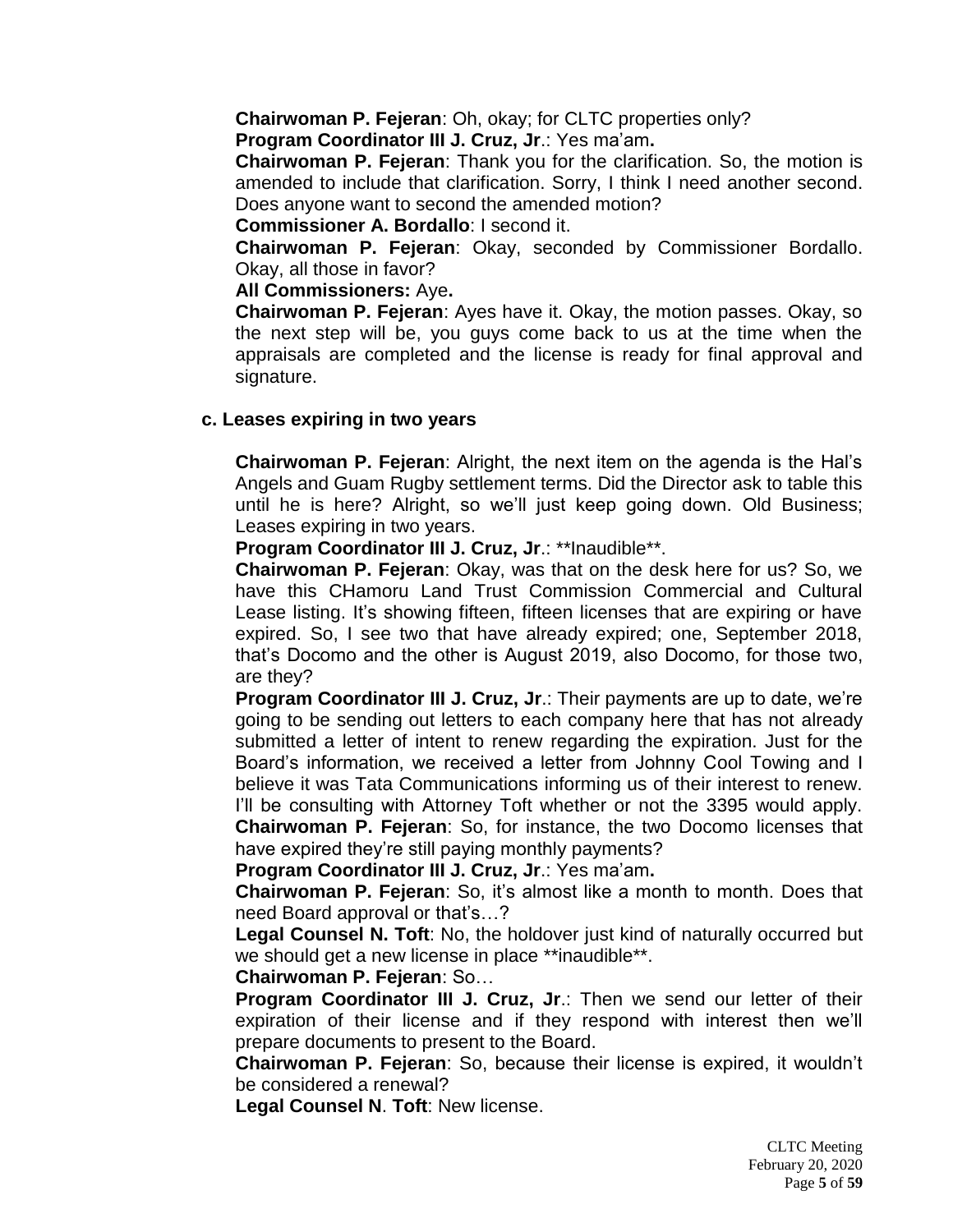**Chairwoman P. Fejeran**: Oh, okay; for CLTC properties only?

**Program Coordinator III J. Cruz, Jr**.: Yes ma'am**.**

**Chairwoman P. Fejeran**: Thank you for the clarification. So, the motion is amended to include that clarification. Sorry, I think I need another second. Does anyone want to second the amended motion?

**Commissioner A. Bordallo**: I second it.

**Chairwoman P. Fejeran**: Okay, seconded by Commissioner Bordallo. Okay, all those in favor?

**All Commissioners:** Aye**.**

**Chairwoman P. Fejeran**: Ayes have it. Okay, the motion passes. Okay, so the next step will be, you guys come back to us at the time when the appraisals are completed and the license is ready for final approval and signature.

**c. Leases expiring in two years**

**Chairwoman P. Fejeran**: Alright, the next item on the agenda is the Hal's Angels and Guam Rugby settlement terms. Did the Director ask to table this until he is here? Alright, so we'll just keep going down. Old Business; Leases expiring in two years.

**Program Coordinator III J. Cruz, Jr**.: **Inaudible**.

**Chairwoman P. Fejeran**: Okay, was that on the desk here for us? So, we have this CHamoru Land Trust Commission Commercial and Cultural Lease listing. It's showing fifteen, fifteen licenses that are expiring or have expired. So, I see two that have already expired; one, September 2018, that's Docomo and the other is August 2019, also Docomo, for those two, are they?

**Program Coordinator III J. Cruz, Jr**.: Their payments are up to date, we're going to be sending out letters to each company here that has not already submitted a letter of intent to renew regarding the expiration. Just for the Board's information, we received a letter from Johnny Cool Towing and I believe it was Tata Communications informing us of their interest to renew. I'll be consulting with Attorney Toft whether or not the 3395 would apply.

**Chairwoman P. Fejeran**: So, for instance, the two Docomo licenses that have expired they're still paying monthly payments?

**Program Coordinator III J. Cruz, Jr**.: Yes ma'am**.**

**Chairwoman P. Fejeran**: So, it's almost like a month to month. Does that need Board approval or that's…?

**Legal Counsel N. Toft**: No, the holdover just kind of naturally occurred but we should get a new license in place **inaudible**.

**Chairwoman P. Fejeran**: So…

**Program Coordinator III J. Cruz, Jr**.: Then we send our letter of their expiration of their license and if they respond with interest then we'll prepare documents to present to the Board.

**Chairwoman P. Fejeran**: So, because their license is expired, it wouldn't be considered a renewal?

**Legal Counsel N**. **Toft**: New license.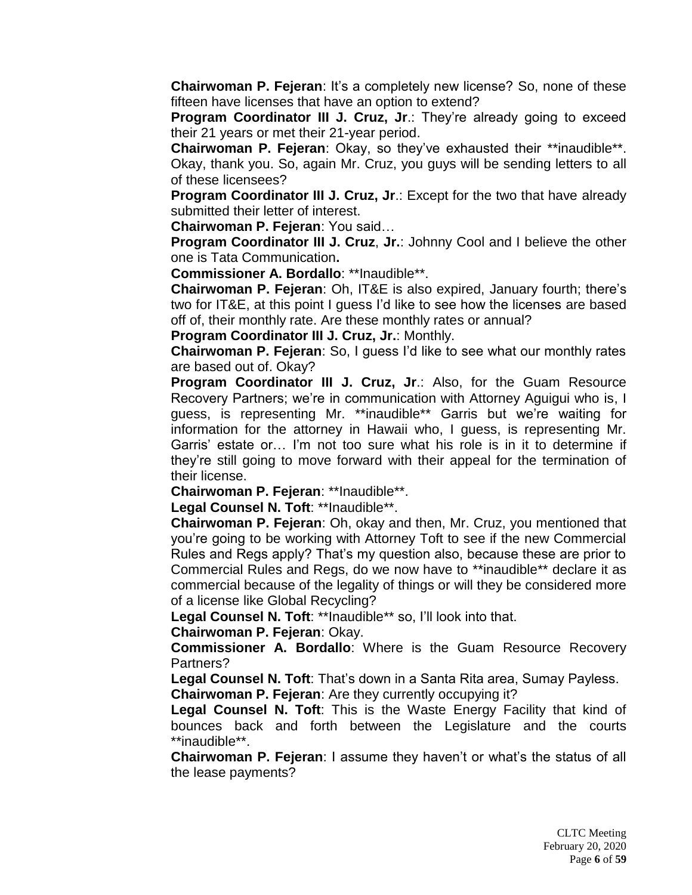**Chairwoman P. Fejeran**: It's a completely new license? So, none of these fifteen have licenses that have an option to extend?

**Program Coordinator III J. Cruz, Jr**.: They're already going to exceed their 21 years or met their 21-year period.

**Chairwoman P. Fejeran**: Okay, so they've exhausted their **inaudible**. Okay, thank you. So, again Mr. Cruz, you guys will be sending letters to all of these licensees?

**Program Coordinator III J. Cruz, Jr**.: Except for the two that have already submitted their letter of interest.

**Chairwoman P. Fejeran**: You said…

**Program Coordinator III J. Cruz**, **Jr.**: Johnny Cool and I believe the other one is Tata Communication**.**

**Commissioner A. Bordallo**: **Inaudible**.

**Chairwoman P. Fejeran**: Oh, IT&E is also expired, January fourth; there's two for IT&E, at this point I guess I'd like to see how the licenses are based off of, their monthly rate. Are these monthly rates or annual?

**Program Coordinator III J. Cruz, Jr.**: Monthly.

**Chairwoman P. Fejeran**: So, I guess I'd like to see what our monthly rates are based out of. Okay?

**Program Coordinator III J. Cruz, Jr**.: Also, for the Guam Resource Recovery Partners; we're in communication with Attorney Aguigui who is, I guess, is representing Mr. **inaudible** Garris but we're waiting for information for the attorney in Hawaii who, I guess, is representing Mr. Garris' estate or… I'm not too sure what his role is in it to determine if they're still going to move forward with their appeal for the termination of their license.

**Chairwoman P. Fejeran**: **Inaudible**.

**Legal Counsel N. Toft**: **Inaudible**.

**Chairwoman P. Fejeran**: Oh, okay and then, Mr. Cruz, you mentioned that you're going to be working with Attorney Toft to see if the new Commercial Rules and Regs apply? That's my question also, because these are prior to Commercial Rules and Regs, do we now have to **inaudible** declare it as commercial because of the legality of things or will they be considered more of a license like Global Recycling?

**Legal Counsel N. Toft**: **Inaudible** so, I'll look into that.

**Chairwoman P. Fejeran**: Okay.

**Commissioner A. Bordallo**: Where is the Guam Resource Recovery Partners?

**Legal Counsel N. Toft**: That's down in a Santa Rita area, Sumay Payless.

**Chairwoman P. Fejeran**: Are they currently occupying it?

**Legal Counsel N. Toft**: This is the Waste Energy Facility that kind of bounces back and forth between the Legislature and the courts **inaudible**.

**Chairwoman P. Fejeran**: I assume they haven't or what's the status of all the lease payments?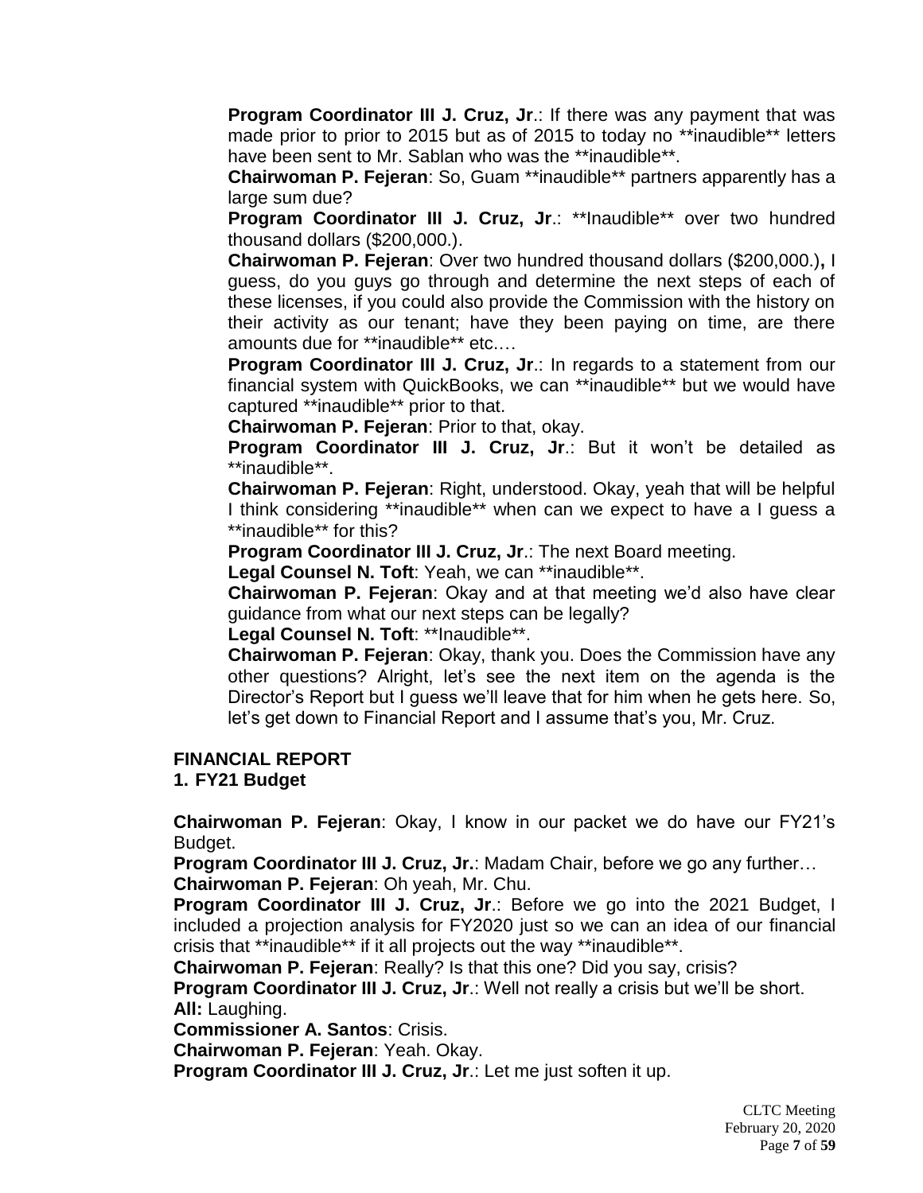**Program Coordinator III J. Cruz, Jr**.: If there was any payment that was made prior to prior to 2015 but as of 2015 to today no **inaudible** letters have been sent to Mr. Sablan who was the **inaudible**.

**Chairwoman P. Fejeran**: So, Guam **inaudible** partners apparently has a large sum due?

**Program Coordinator III J. Cruz, Jr**.: **Inaudible** over two hundred thousand dollars ($200,000.).

**Chairwoman P. Fejeran**: Over two hundred thousand dollars ($200,000.)**,** I guess, do you guys go through and determine the next steps of each of these licenses, if you could also provide the Commission with the history on their activity as our tenant; have they been paying on time, are there amounts due for **inaudible** etc.…

**Program Coordinator III J. Cruz, Jr**.: In regards to a statement from our financial system with QuickBooks, we can **inaudible** but we would have captured **inaudible** prior to that.

**Chairwoman P. Fejeran**: Prior to that, okay.

**Program Coordinator III J. Cruz, Jr**.: But it won't be detailed as **inaudible**.

**Chairwoman P. Fejeran**: Right, understood. Okay, yeah that will be helpful I think considering **inaudible** when can we expect to have a I guess a **inaudible** for this?

**Program Coordinator III J. Cruz, Jr**.: The next Board meeting.

**Legal Counsel N. Toft**: Yeah, we can **inaudible**.

**Chairwoman P. Fejeran**: Okay and at that meeting we'd also have clear guidance from what our next steps can be legally?

**Legal Counsel N. Toft**: **Inaudible**.

**Chairwoman P. Fejeran**: Okay, thank you. Does the Commission have any other questions? Alright, let's see the next item on the agenda is the Director's Report but I guess we'll leave that for him when he gets here. So, let's get down to Financial Report and I assume that's you, Mr. Cruz.

**FINANCIAL REPORT**

**1. FY21 Budget**

**Chairwoman P. Fejeran**: Okay, I know in our packet we do have our FY21's Budget.

**Program Coordinator III J. Cruz, Jr.**: Madam Chair, before we go any further…

**Chairwoman P. Fejeran**: Oh yeah, Mr. Chu.

**Program Coordinator III J. Cruz, Jr**.: Before we go into the 2021 Budget, I included a projection analysis for FY2020 just so we can an idea of our financial crisis that **inaudible** if it all projects out the way **inaudible**.

**Chairwoman P. Fejeran**: Really? Is that this one? Did you say, crisis?

**Program Coordinator III J. Cruz, Jr**.: Well not really a crisis but we'll be short.

**All:** Laughing.

**Commissioner A. Santos**: Crisis.

**Chairwoman P. Fejeran**: Yeah. Okay.

**Program Coordinator III J. Cruz, Jr**.: Let me just soften it up.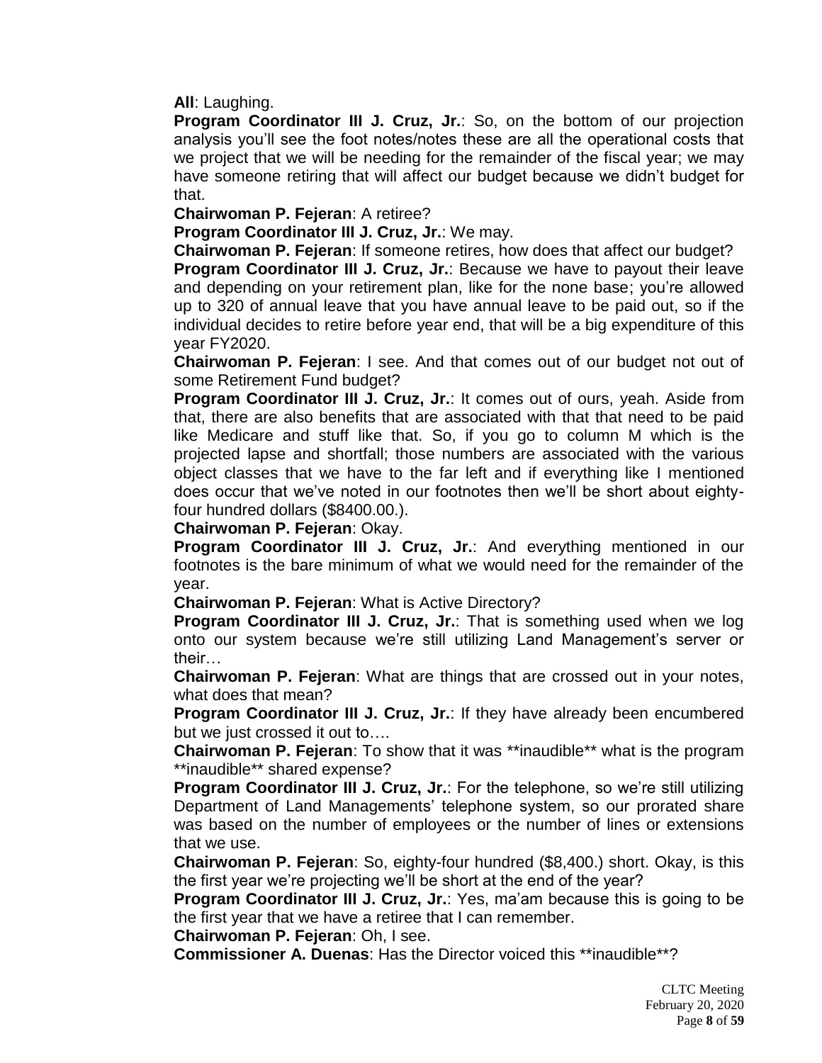**All**: Laughing.

**Program Coordinator III J. Cruz, Jr.**: So, on the bottom of our projection analysis you'll see the foot notes/notes these are all the operational costs that we project that we will be needing for the remainder of the fiscal year; we may have someone retiring that will affect our budget because we didn't budget for that.

**Chairwoman P. Fejeran**: A retiree?

**Program Coordinator III J. Cruz, Jr.**: We may.

**Chairwoman P. Fejeran**: If someone retires, how does that affect our budget?

**Program Coordinator III J. Cruz, Jr.**: Because we have to payout their leave and depending on your retirement plan, like for the none base; you're allowed up to 320 of annual leave that you have annual leave to be paid out, so if the individual decides to retire before year end, that will be a big expenditure of this year FY2020.

**Chairwoman P. Fejeran**: I see. And that comes out of our budget not out of some Retirement Fund budget?

**Program Coordinator III J. Cruz, Jr.**: It comes out of ours, yeah. Aside from that, there are also benefits that are associated with that that need to be paid like Medicare and stuff like that. So, if you go to column M which is the projected lapse and shortfall; those numbers are associated with the various object classes that we have to the far left and if everything like I mentioned does occur that we've noted in our footnotes then we'll be short about eighty-four hundred dollars ($8400.00.).

**Chairwoman P. Fejeran**: Okay.

**Program Coordinator III J. Cruz, Jr.**: And everything mentioned in our footnotes is the bare minimum of what we would need for the remainder of the year.

**Chairwoman P. Fejeran**: What is Active Directory?

**Program Coordinator III J. Cruz, Jr.**: That is something used when we log onto our system because we're still utilizing Land Management's server or their…

**Chairwoman P. Fejeran**: What are things that are crossed out in your notes, what does that mean?

**Program Coordinator III J. Cruz, Jr.**: If they have already been encumbered but we just crossed it out to….

**Chairwoman P. Fejeran**: To show that it was **inaudible** what is the program **inaudible** shared expense?

**Program Coordinator III J. Cruz, Jr.**: For the telephone, so we're still utilizing Department of Land Managements' telephone system, so our prorated share was based on the number of employees or the number of lines or extensions that we use.

**Chairwoman P. Fejeran**: So, eighty-four hundred ($8,400.) short. Okay, is this the first year we're projecting we'll be short at the end of the year?

**Program Coordinator III J. Cruz, Jr.**: Yes, ma'am because this is going to be the first year that we have a retiree that I can remember.

**Chairwoman P. Fejeran**: Oh, I see.

**Commissioner A. Duenas**: Has the Director voiced this **inaudible**?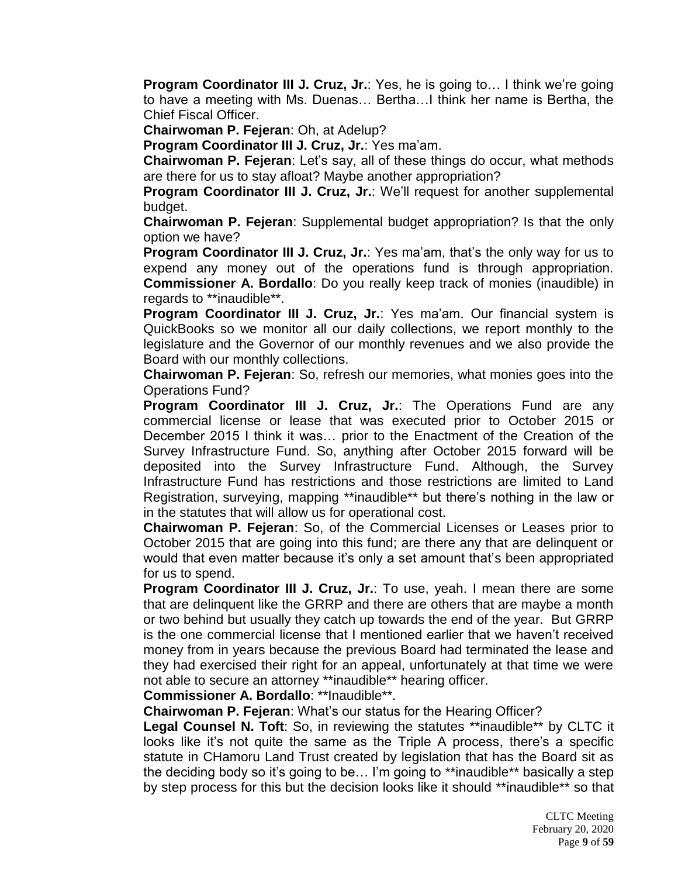**Program Coordinator III J. Cruz, Jr.**: Yes, he is going to… I think we're going to have a meeting with Ms. Duenas… Bertha…I think her name is Bertha, the Chief Fiscal Officer.

**Chairwoman P. Fejeran**: Oh, at Adelup?

**Program Coordinator III J. Cruz, Jr.**: Yes ma'am.

**Chairwoman P. Fejeran**: Let's say, all of these things do occur, what methods are there for us to stay afloat? Maybe another appropriation?

**Program Coordinator III J. Cruz, Jr.**: We'll request for another supplemental budget.

**Chairwoman P. Fejeran**: Supplemental budget appropriation? Is that the only option we have?

**Program Coordinator III J. Cruz, Jr.**: Yes ma'am, that's the only way for us to expend any money out of the operations fund is through appropriation.

**Commissioner A. Bordallo**: Do you really keep track of monies (inaudible) in regards to **inaudible**.

**Program Coordinator III J. Cruz, Jr.**: Yes ma'am. Our financial system is QuickBooks so we monitor all our daily collections, we report monthly to the legislature and the Governor of our monthly revenues and we also provide the Board with our monthly collections.

**Chairwoman P. Fejeran**: So, refresh our memories, what monies goes into the Operations Fund?

**Program Coordinator III J. Cruz, Jr.**: The Operations Fund are any commercial license or lease that was executed prior to October 2015 or December 2015 I think it was… prior to the Enactment of the Creation of the Survey Infrastructure Fund. So, anything after October 2015 forward will be deposited into the Survey Infrastructure Fund. Although, the Survey Infrastructure Fund has restrictions and those restrictions are limited to Land Registration, surveying, mapping **inaudible** but there's nothing in the law or in the statutes that will allow us for operational cost.

**Chairwoman P. Fejeran**: So, of the Commercial Licenses or Leases prior to October 2015 that are going into this fund; are there any that are delinquent or would that even matter because it's only a set amount that's been appropriated for us to spend.

**Program Coordinator III J. Cruz, Jr.**: To use, yeah. I mean there are some that are delinquent like the GRRP and there are others that are maybe a month or two behind but usually they catch up towards the end of the year. But GRRP is the one commercial license that I mentioned earlier that we haven't received money from in years because the previous Board had terminated the lease and they had exercised their right for an appeal, unfortunately at that time we were not able to secure an attorney **inaudible** hearing officer.

**Commissioner A. Bordallo**: **Inaudible**.

**Chairwoman P. Fejeran**: What's our status for the Hearing Officer?

**Legal Counsel N. Toft**: So, in reviewing the statutes **inaudible** by CLTC it looks like it's not quite the same as the Triple A process, there's a specific statute in CHamoru Land Trust created by legislation that has the Board sit as the deciding body so it's going to be… I'm going to **inaudible** basically a step by step process for this but the decision looks like it should **inaudible** so that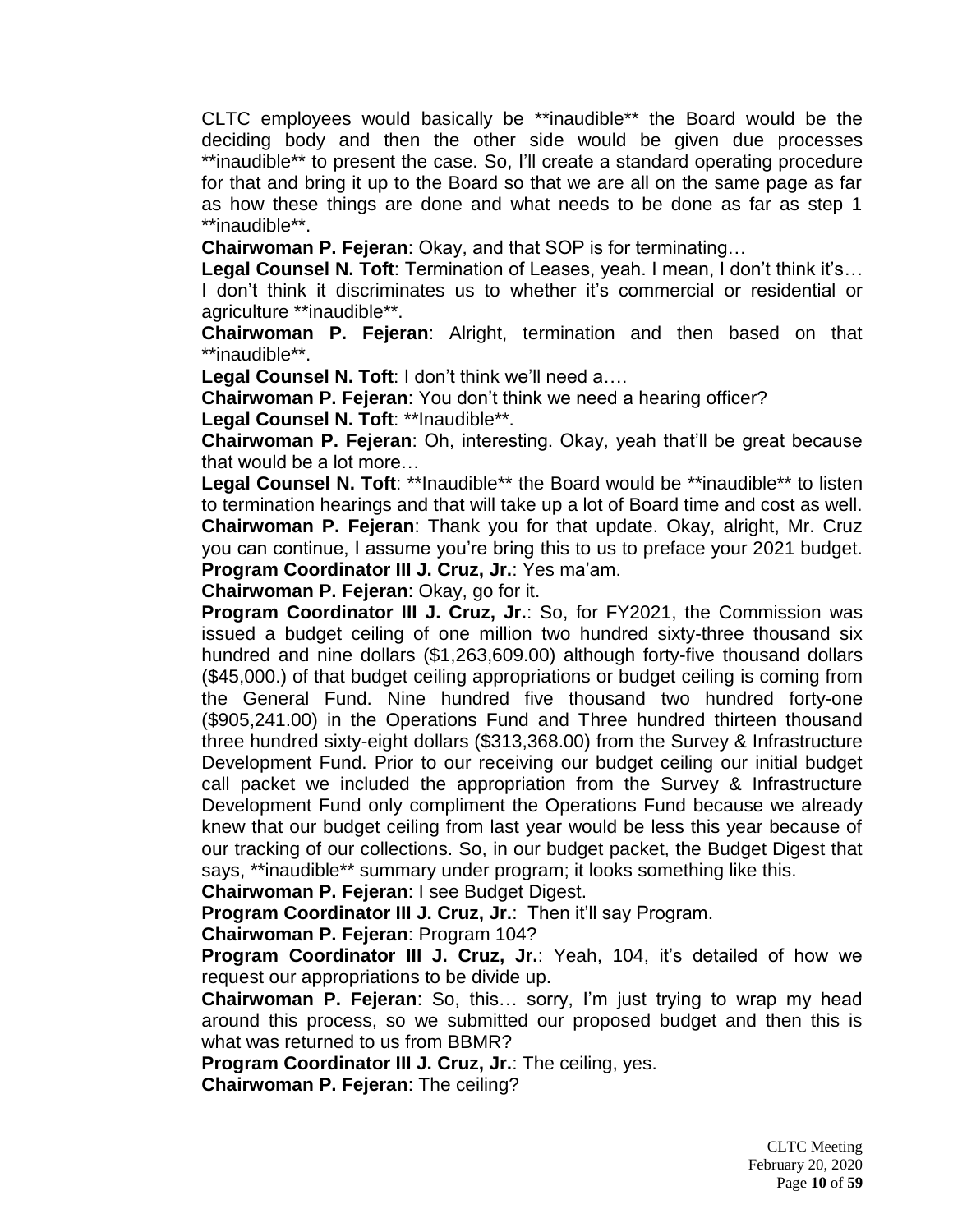CLTC employees would basically be **inaudible** the Board would be the deciding body and then the other side would be given due processes **inaudible** to present the case. So, I'll create a standard operating procedure for that and bring it up to the Board so that we are all on the same page as far as how these things are done and what needs to be done as far as step 1 **inaudible**.

**Chairwoman P. Fejeran**: Okay, and that SOP is for terminating…

**Legal Counsel N. Toft**: Termination of Leases, yeah. I mean, I don't think it's… I don't think it discriminates us to whether it's commercial or residential or agriculture **inaudible**.

**Chairwoman P. Fejeran**: Alright, termination and then based on that **inaudible**.

**Legal Counsel N. Toft**: I don't think we'll need a….

**Chairwoman P. Fejeran**: You don't think we need a hearing officer?

**Legal Counsel N. Toft**: **Inaudible**.

**Chairwoman P. Fejeran**: Oh, interesting. Okay, yeah that'll be great because that would be a lot more…

**Legal Counsel N. Toft**: **Inaudible** the Board would be **inaudible** to listen to termination hearings and that will take up a lot of Board time and cost as well.

**Chairwoman P. Fejeran**: Thank you for that update. Okay, alright, Mr. Cruz you can continue, I assume you're bring this to us to preface your 2021 budget.

**Program Coordinator III J. Cruz, Jr.**: Yes ma'am.

**Chairwoman P. Fejeran**: Okay, go for it.

**Program Coordinator III J. Cruz, Jr.**: So, for FY2021, the Commission was issued a budget ceiling of one million two hundred sixty-three thousand six hundred and nine dollars ($1,263,609.00) although forty-five thousand dollars ($45,000.) of that budget ceiling appropriations or budget ceiling is coming from the General Fund. Nine hundred five thousand two hundred forty-one ($905,241.00) in the Operations Fund and Three hundred thirteen thousand three hundred sixty-eight dollars ($313,368.00) from the Survey & Infrastructure Development Fund. Prior to our receiving our budget ceiling our initial budget call packet we included the appropriation from the Survey & Infrastructure Development Fund only compliment the Operations Fund because we already knew that our budget ceiling from last year would be less this year because of our tracking of our collections. So, in our budget packet, the Budget Digest that says, **inaudible** summary under program; it looks something like this.

**Chairwoman P. Fejeran**: I see Budget Digest.

**Program Coordinator III J. Cruz, Jr.**: Then it'll say Program.

**Chairwoman P. Fejeran**: Program 104?

**Program Coordinator III J. Cruz, Jr.**: Yeah, 104, it's detailed of how we request our appropriations to be divide up.

**Chairwoman P. Fejeran**: So, this… sorry, I'm just trying to wrap my head around this process, so we submitted our proposed budget and then this is what was returned to us from BBMR?

**Program Coordinator III J. Cruz, Jr.**: The ceiling, yes.

**Chairwoman P. Fejeran**: The ceiling?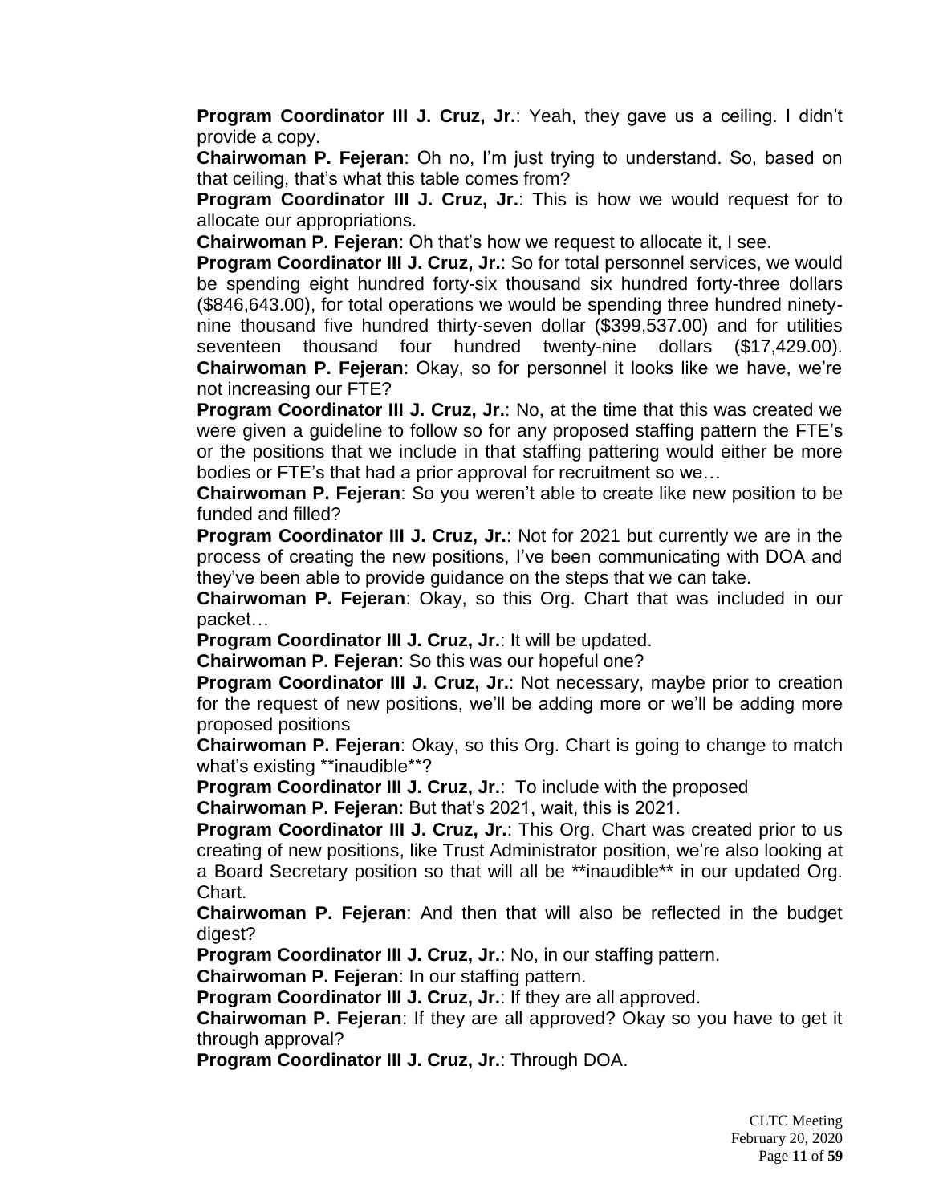**Program Coordinator III J. Cruz, Jr.**: Yeah, they gave us a ceiling. I didn't provide a copy.

**Chairwoman P. Fejeran**: Oh no, I'm just trying to understand. So, based on that ceiling, that's what this table comes from?

**Program Coordinator III J. Cruz, Jr.**: This is how we would request for to allocate our appropriations.

**Chairwoman P. Fejeran**: Oh that's how we request to allocate it, I see.

**Program Coordinator III J. Cruz, Jr.**: So for total personnel services, we would be spending eight hundred forty-six thousand six hundred forty-three dollars ($846,643.00), for total operations we would be spending three hundred ninety-nine thousand five hundred thirty-seven dollar ($399,537.00) and for utilities seventeen thousand four hundred twenty-nine dollars ($17,429.00).

**Chairwoman P. Fejeran**: Okay, so for personnel it looks like we have, we're not increasing our FTE?

**Program Coordinator III J. Cruz, Jr.**: No, at the time that this was created we were given a guideline to follow so for any proposed staffing pattern the FTE's or the positions that we include in that staffing pattering would either be more bodies or FTE's that had a prior approval for recruitment so we…

**Chairwoman P. Fejeran**: So you weren't able to create like new position to be funded and filled?

**Program Coordinator III J. Cruz, Jr.**: Not for 2021 but currently we are in the process of creating the new positions, I've been communicating with DOA and they've been able to provide guidance on the steps that we can take.

**Chairwoman P. Fejeran**: Okay, so this Org. Chart that was included in our packet…

**Program Coordinator III J. Cruz, Jr.**: It will be updated.

**Chairwoman P. Fejeran**: So this was our hopeful one?

**Program Coordinator III J. Cruz, Jr.**: Not necessary, maybe prior to creation for the request of new positions, we'll be adding more or we'll be adding more proposed positions

**Chairwoman P. Fejeran**: Okay, so this Org. Chart is going to change to match what's existing **inaudible**?

**Program Coordinator III J. Cruz, Jr.**: To include with the proposed

**Chairwoman P. Fejeran**: But that's 2021, wait, this is 2021.

**Program Coordinator III J. Cruz, Jr.**: This Org. Chart was created prior to us creating of new positions, like Trust Administrator position, we're also looking at a Board Secretary position so that will all be **inaudible** in our updated Org. Chart.

**Chairwoman P. Fejeran**: And then that will also be reflected in the budget digest?

**Program Coordinator III J. Cruz, Jr.**: No, in our staffing pattern.

**Chairwoman P. Fejeran**: In our staffing pattern.

**Program Coordinator III J. Cruz, Jr.**: If they are all approved.

**Chairwoman P. Fejeran**: If they are all approved? Okay so you have to get it through approval?

**Program Coordinator III J. Cruz, Jr.**: Through DOA.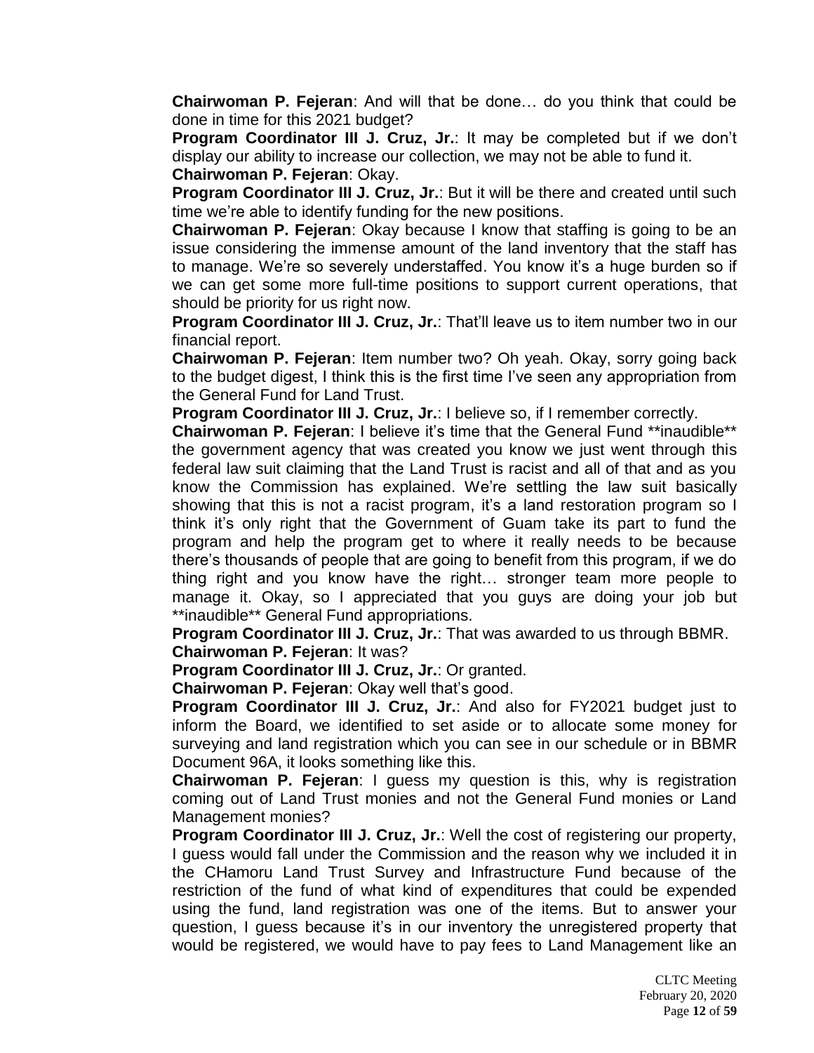**Chairwoman P. Fejeran**: And will that be done… do you think that could be done in time for this 2021 budget?

**Program Coordinator III J. Cruz, Jr.**: It may be completed but if we don't display our ability to increase our collection, we may not be able to fund it.

**Chairwoman P. Fejeran**: Okay.

**Program Coordinator III J. Cruz, Jr.**: But it will be there and created until such time we're able to identify funding for the new positions.

**Chairwoman P. Fejeran**: Okay because I know that staffing is going to be an issue considering the immense amount of the land inventory that the staff has to manage. We're so severely understaffed. You know it's a huge burden so if we can get some more full-time positions to support current operations, that should be priority for us right now.

**Program Coordinator III J. Cruz, Jr.**: That'll leave us to item number two in our financial report.

**Chairwoman P. Fejeran**: Item number two? Oh yeah. Okay, sorry going back to the budget digest, I think this is the first time I've seen any appropriation from the General Fund for Land Trust.

**Program Coordinator III J. Cruz, Jr.**: I believe so, if I remember correctly.

**Chairwoman P. Fejeran**: I believe it's time that the General Fund **inaudible** the government agency that was created you know we just went through this federal law suit claiming that the Land Trust is racist and all of that and as you know the Commission has explained. We're settling the law suit basically showing that this is not a racist program, it's a land restoration program so I think it's only right that the Government of Guam take its part to fund the program and help the program get to where it really needs to be because there's thousands of people that are going to benefit from this program, if we do thing right and you know have the right… stronger team more people to manage it. Okay, so I appreciated that you guys are doing your job but **inaudible** General Fund appropriations.

**Program Coordinator III J. Cruz, Jr.**: That was awarded to us through BBMR.

**Chairwoman P. Fejeran**: It was?

**Program Coordinator III J. Cruz, Jr.**: Or granted.

**Chairwoman P. Fejeran**: Okay well that's good.

**Program Coordinator III J. Cruz, Jr.**: And also for FY2021 budget just to inform the Board, we identified to set aside or to allocate some money for surveying and land registration which you can see in our schedule or in BBMR Document 96A, it looks something like this.

**Chairwoman P. Fejeran**: I guess my question is this, why is registration coming out of Land Trust monies and not the General Fund monies or Land Management monies?

**Program Coordinator III J. Cruz, Jr.**: Well the cost of registering our property, I guess would fall under the Commission and the reason why we included it in the CHamoru Land Trust Survey and Infrastructure Fund because of the restriction of the fund of what kind of expenditures that could be expended using the fund, land registration was one of the items. But to answer your question, I guess because it's in our inventory the unregistered property that would be registered, we would have to pay fees to Land Management like an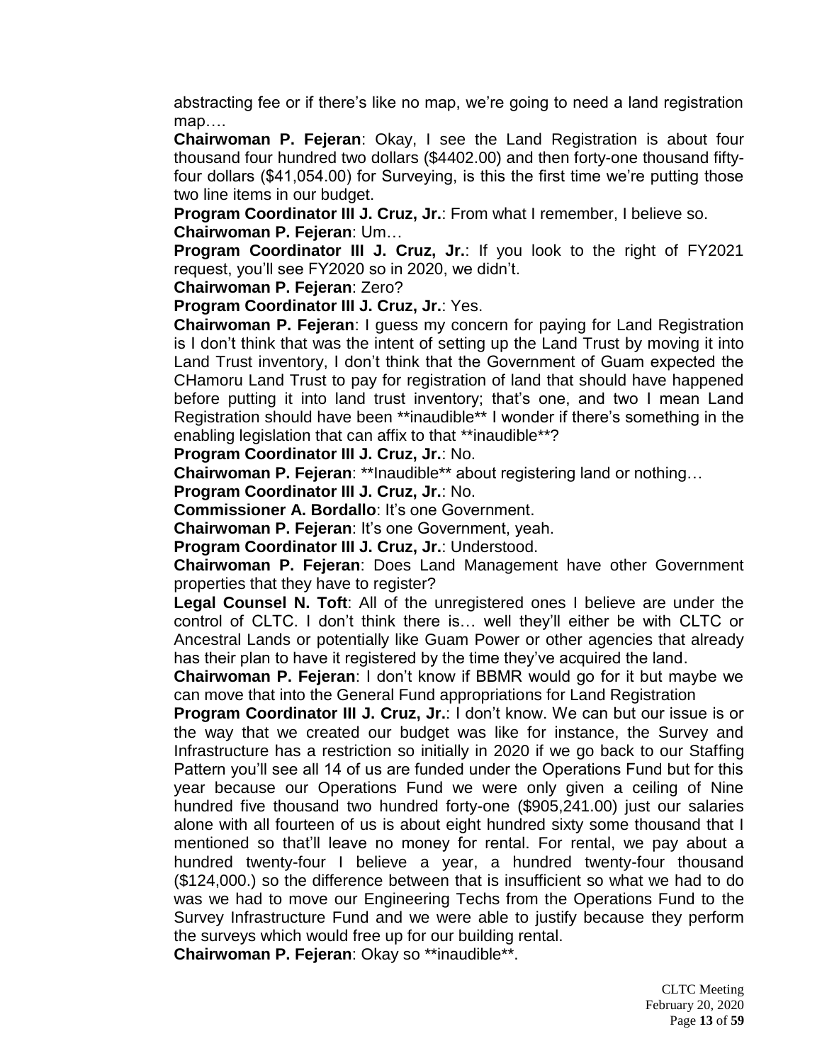abstracting fee or if there's like no map, we're going to need a land registration map….

**Chairwoman P. Fejeran**: Okay, I see the Land Registration is about four thousand four hundred two dollars ($4402.00) and then forty-one thousand fifty-four dollars ($41,054.00) for Surveying, is this the first time we're putting those two line items in our budget.

**Program Coordinator III J. Cruz, Jr.**: From what I remember, I believe so.

**Chairwoman P. Fejeran**: Um…

**Program Coordinator III J. Cruz, Jr.**: If you look to the right of FY2021 request, you'll see FY2020 so in 2020, we didn't.

**Chairwoman P. Fejeran**: Zero?

**Program Coordinator III J. Cruz, Jr.**: Yes.

**Chairwoman P. Fejeran**: I guess my concern for paying for Land Registration is I don't think that was the intent of setting up the Land Trust by moving it into Land Trust inventory, I don't think that the Government of Guam expected the CHamoru Land Trust to pay for registration of land that should have happened before putting it into land trust inventory; that's one, and two I mean Land Registration should have been **inaudible** I wonder if there's something in the enabling legislation that can affix to that **inaudible**?

**Program Coordinator III J. Cruz, Jr.**: No.

**Chairwoman P. Fejeran**: **Inaudible** about registering land or nothing…

**Program Coordinator III J. Cruz, Jr.**: No.

**Commissioner A. Bordallo**: It's one Government.

**Chairwoman P. Fejeran**: It's one Government, yeah.

**Program Coordinator III J. Cruz, Jr.**: Understood.

**Chairwoman P. Fejeran**: Does Land Management have other Government properties that they have to register?

**Legal Counsel N. Toft**: All of the unregistered ones I believe are under the control of CLTC. I don't think there is… well they'll either be with CLTC or Ancestral Lands or potentially like Guam Power or other agencies that already has their plan to have it registered by the time they've acquired the land.

**Chairwoman P. Fejeran**: I don't know if BBMR would go for it but maybe we can move that into the General Fund appropriations for Land Registration

**Program Coordinator III J. Cruz, Jr.**: I don't know. We can but our issue is or the way that we created our budget was like for instance, the Survey and Infrastructure has a restriction so initially in 2020 if we go back to our Staffing Pattern you'll see all 14 of us are funded under the Operations Fund but for this year because our Operations Fund we were only given a ceiling of Nine hundred five thousand two hundred forty-one ($905,241.00) just our salaries alone with all fourteen of us is about eight hundred sixty some thousand that I mentioned so that'll leave no money for rental. For rental, we pay about a hundred twenty-four I believe a year, a hundred twenty-four thousand ($124,000.) so the difference between that is insufficient so what we had to do was we had to move our Engineering Techs from the Operations Fund to the Survey Infrastructure Fund and we were able to justify because they perform the surveys which would free up for our building rental.

**Chairwoman P. Fejeran**: Okay so **inaudible**.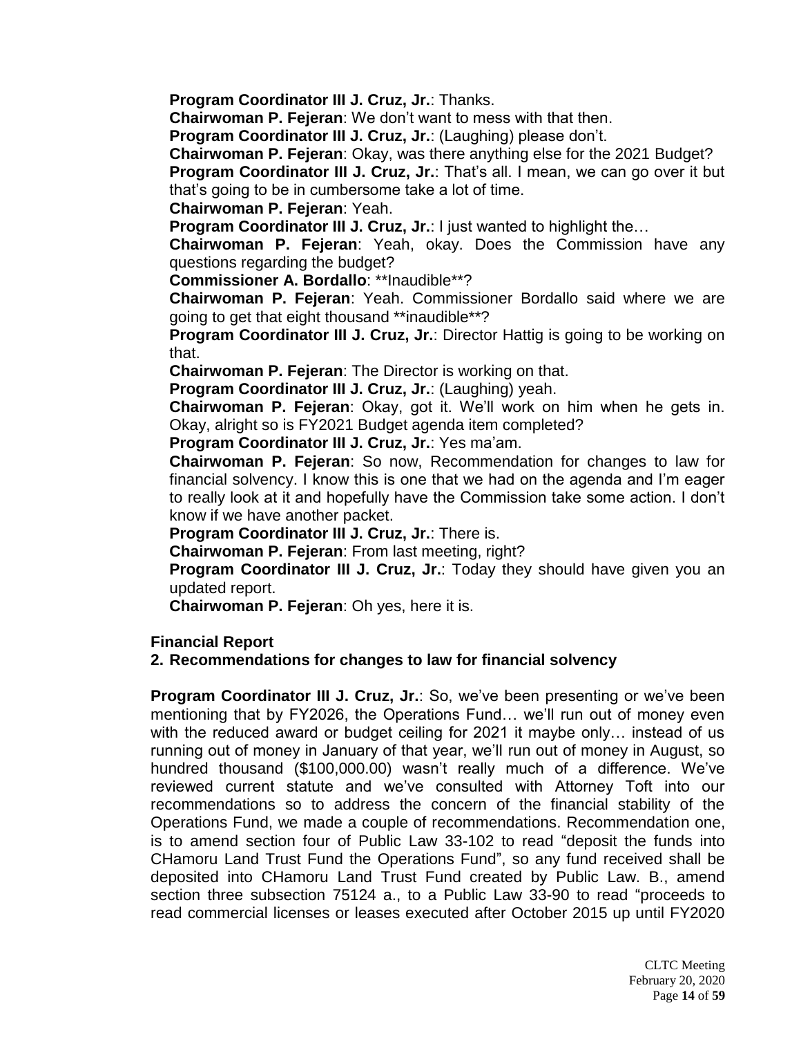**Program Coordinator III J. Cruz, Jr.**: Thanks.

**Chairwoman P. Fejeran**: We don't want to mess with that then.

**Program Coordinator III J. Cruz, Jr.**: (Laughing) please don't.

**Chairwoman P. Fejeran**: Okay, was there anything else for the 2021 Budget?

**Program Coordinator III J. Cruz, Jr.**: That's all. I mean, we can go over it but that's going to be in cumbersome take a lot of time.

**Chairwoman P. Fejeran**: Yeah.

**Program Coordinator III J. Cruz, Jr.**: I just wanted to highlight the…

**Chairwoman P. Fejeran**: Yeah, okay. Does the Commission have any questions regarding the budget?

**Commissioner A. Bordallo**: **Inaudible**?

**Chairwoman P. Fejeran**: Yeah. Commissioner Bordallo said where we are going to get that eight thousand **inaudible**?

**Program Coordinator III J. Cruz, Jr.**: Director Hattig is going to be working on that.

**Chairwoman P. Fejeran**: The Director is working on that.

**Program Coordinator III J. Cruz, Jr.**: (Laughing) yeah.

**Chairwoman P. Fejeran**: Okay, got it. We'll work on him when he gets in. Okay, alright so is FY2021 Budget agenda item completed?

**Program Coordinator III J. Cruz, Jr.**: Yes ma'am.

**Chairwoman P. Fejeran**: So now, Recommendation for changes to law for financial solvency. I know this is one that we had on the agenda and I'm eager to really look at it and hopefully have the Commission take some action. I don't know if we have another packet.

**Program Coordinator III J. Cruz, Jr.**: There is.

**Chairwoman P. Fejeran**: From last meeting, right?

**Program Coordinator III J. Cruz, Jr.**: Today they should have given you an updated report.

**Chairwoman P. Fejeran**: Oh yes, here it is.

**Financial Report**

**2. Recommendations for changes to law for financial solvency**

**Program Coordinator III J. Cruz, Jr.**: So, we've been presenting or we've been mentioning that by FY2026, the Operations Fund… we'll run out of money even with the reduced award or budget ceiling for 2021 it maybe only… instead of us running out of money in January of that year, we'll run out of money in August, so hundred thousand ($100,000.00) wasn't really much of a difference. We've reviewed current statute and we've consulted with Attorney Toft into our recommendations so to address the concern of the financial stability of the Operations Fund, we made a couple of recommendations. Recommendation one, is to amend section four of Public Law 33-102 to read "deposit the funds into CHamoru Land Trust Fund the Operations Fund", so any fund received shall be deposited into CHamoru Land Trust Fund created by Public Law. B., amend section three subsection 75124 a., to a Public Law 33-90 to read "proceeds to read commercial licenses or leases executed after October 2015 up until FY2020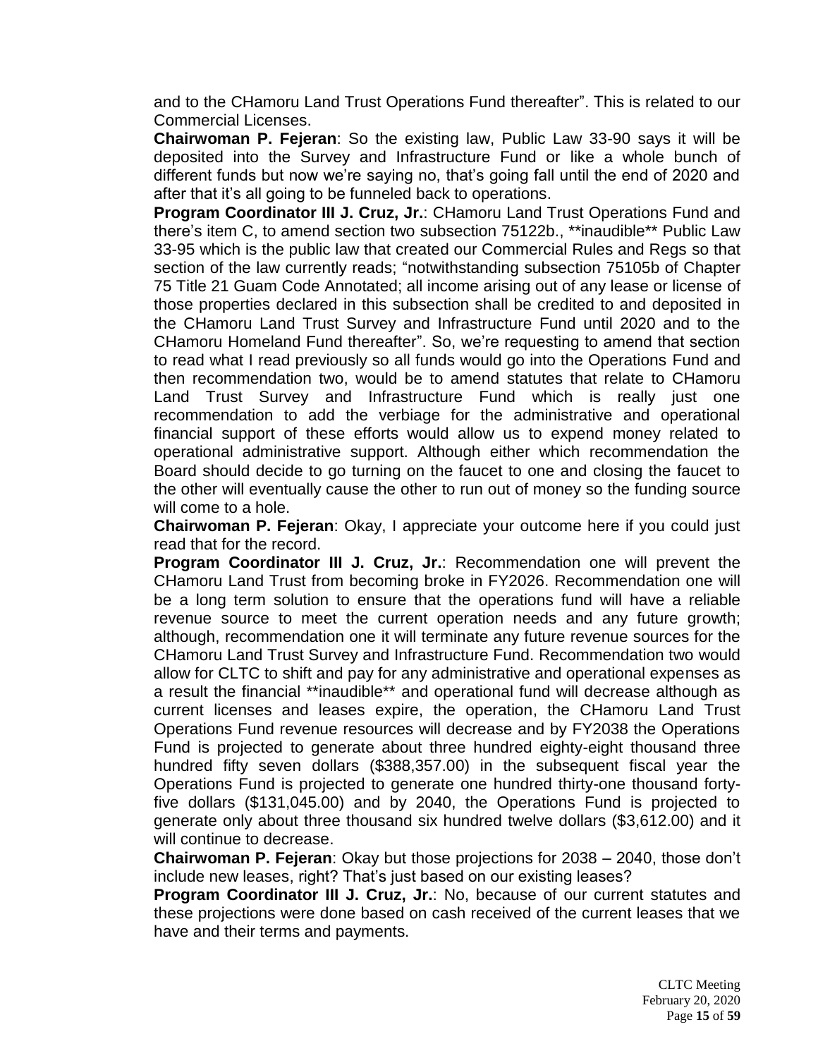and to the CHamoru Land Trust Operations Fund thereafter". This is related to our Commercial Licenses.

**Chairwoman P. Fejeran**: So the existing law, Public Law 33-90 says it will be deposited into the Survey and Infrastructure Fund or like a whole bunch of different funds but now we're saying no, that's going fall until the end of 2020 and after that it's all going to be funneled back to operations.

**Program Coordinator III J. Cruz, Jr.**: CHamoru Land Trust Operations Fund and there's item C, to amend section two subsection 75122b., **inaudible** Public Law 33-95 which is the public law that created our Commercial Rules and Regs so that section of the law currently reads; "notwithstanding subsection 75105b of Chapter 75 Title 21 Guam Code Annotated; all income arising out of any lease or license of those properties declared in this subsection shall be credited to and deposited in the CHamoru Land Trust Survey and Infrastructure Fund until 2020 and to the CHamoru Homeland Fund thereafter". So, we're requesting to amend that section to read what I read previously so all funds would go into the Operations Fund and then recommendation two, would be to amend statutes that relate to CHamoru Land Trust Survey and Infrastructure Fund which is really just one recommendation to add the verbiage for the administrative and operational financial support of these efforts would allow us to expend money related to operational administrative support. Although either which recommendation the Board should decide to go turning on the faucet to one and closing the faucet to the other will eventually cause the other to run out of money so the funding source will come to a hole.

**Chairwoman P. Fejeran**: Okay, I appreciate your outcome here if you could just read that for the record.

**Program Coordinator III J. Cruz, Jr.**: Recommendation one will prevent the CHamoru Land Trust from becoming broke in FY2026. Recommendation one will be a long term solution to ensure that the operations fund will have a reliable revenue source to meet the current operation needs and any future growth; although, recommendation one it will terminate any future revenue sources for the CHamoru Land Trust Survey and Infrastructure Fund. Recommendation two would allow for CLTC to shift and pay for any administrative and operational expenses as a result the financial **inaudible** and operational fund will decrease although as current licenses and leases expire, the operation, the CHamoru Land Trust Operations Fund revenue resources will decrease and by FY2038 the Operations Fund is projected to generate about three hundred eighty-eight thousand three hundred fifty seven dollars ($388,357.00) in the subsequent fiscal year the Operations Fund is projected to generate one hundred thirty-one thousand forty-five dollars ($131,045.00) and by 2040, the Operations Fund is projected to generate only about three thousand six hundred twelve dollars ($3,612.00) and it will continue to decrease.

**Chairwoman P. Fejeran**: Okay but those projections for 2038 – 2040, those don't include new leases, right? That's just based on our existing leases?

**Program Coordinator III J. Cruz, Jr.**: No, because of our current statutes and these projections were done based on cash received of the current leases that we have and their terms and payments.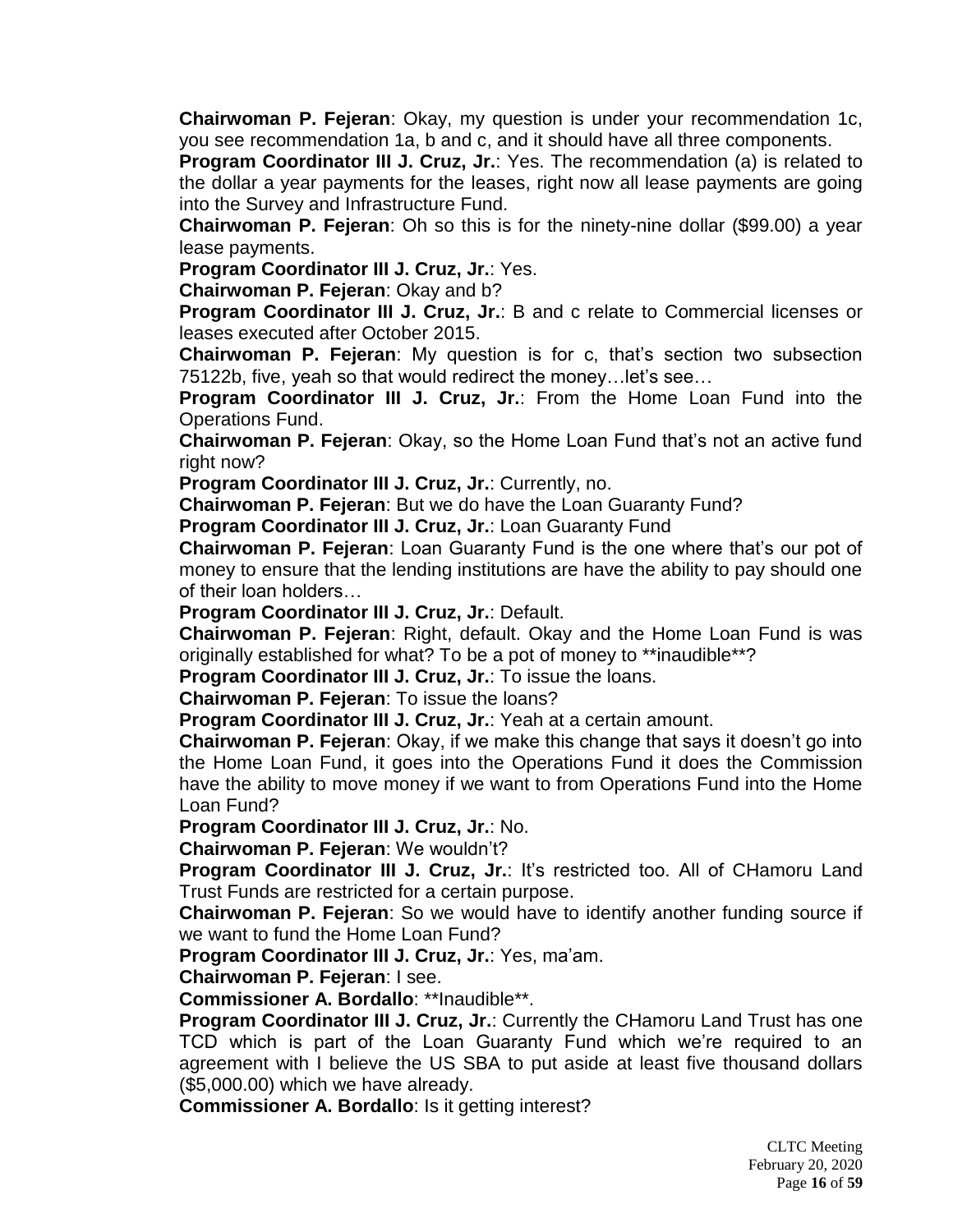**Chairwoman P. Fejeran**: Okay, my question is under your recommendation 1c, you see recommendation 1a, b and c, and it should have all three components.

**Program Coordinator III J. Cruz, Jr.**: Yes. The recommendation (a) is related to the dollar a year payments for the leases, right now all lease payments are going into the Survey and Infrastructure Fund.

**Chairwoman P. Fejeran**: Oh so this is for the ninety-nine dollar ($99.00) a year lease payments.

**Program Coordinator III J. Cruz, Jr.**: Yes.

**Chairwoman P. Fejeran**: Okay and b?

**Program Coordinator III J. Cruz, Jr.**: B and c relate to Commercial licenses or leases executed after October 2015.

**Chairwoman P. Fejeran**: My question is for c, that's section two subsection 75122b, five, yeah so that would redirect the money…let's see…

**Program Coordinator III J. Cruz, Jr.**: From the Home Loan Fund into the Operations Fund.

**Chairwoman P. Fejeran**: Okay, so the Home Loan Fund that's not an active fund right now?

**Program Coordinator III J. Cruz, Jr.**: Currently, no.

**Chairwoman P. Fejeran**: But we do have the Loan Guaranty Fund?

**Program Coordinator III J. Cruz, Jr.**: Loan Guaranty Fund

**Chairwoman P. Fejeran**: Loan Guaranty Fund is the one where that's our pot of money to ensure that the lending institutions are have the ability to pay should one of their loan holders…

**Program Coordinator III J. Cruz, Jr.**: Default.

**Chairwoman P. Fejeran**: Right, default. Okay and the Home Loan Fund is was originally established for what? To be a pot of money to **inaudible**?

**Program Coordinator III J. Cruz, Jr.**: To issue the loans.

**Chairwoman P. Fejeran**: To issue the loans?

**Program Coordinator III J. Cruz, Jr.**: Yeah at a certain amount.

**Chairwoman P. Fejeran**: Okay, if we make this change that says it doesn't go into the Home Loan Fund, it goes into the Operations Fund it does the Commission have the ability to move money if we want to from Operations Fund into the Home Loan Fund?

**Program Coordinator III J. Cruz, Jr.**: No.

**Chairwoman P. Fejeran**: We wouldn't?

**Program Coordinator III J. Cruz, Jr.**: It's restricted too. All of CHamoru Land Trust Funds are restricted for a certain purpose.

**Chairwoman P. Fejeran**: So we would have to identify another funding source if we want to fund the Home Loan Fund?

**Program Coordinator III J. Cruz, Jr.**: Yes, ma'am.

**Chairwoman P. Fejeran**: I see.

**Commissioner A. Bordallo**: **Inaudible**.

**Program Coordinator III J. Cruz, Jr.**: Currently the CHamoru Land Trust has one TCD which is part of the Loan Guaranty Fund which we're required to an agreement with I believe the US SBA to put aside at least five thousand dollars ($5,000.00) which we have already.

**Commissioner A. Bordallo**: Is it getting interest?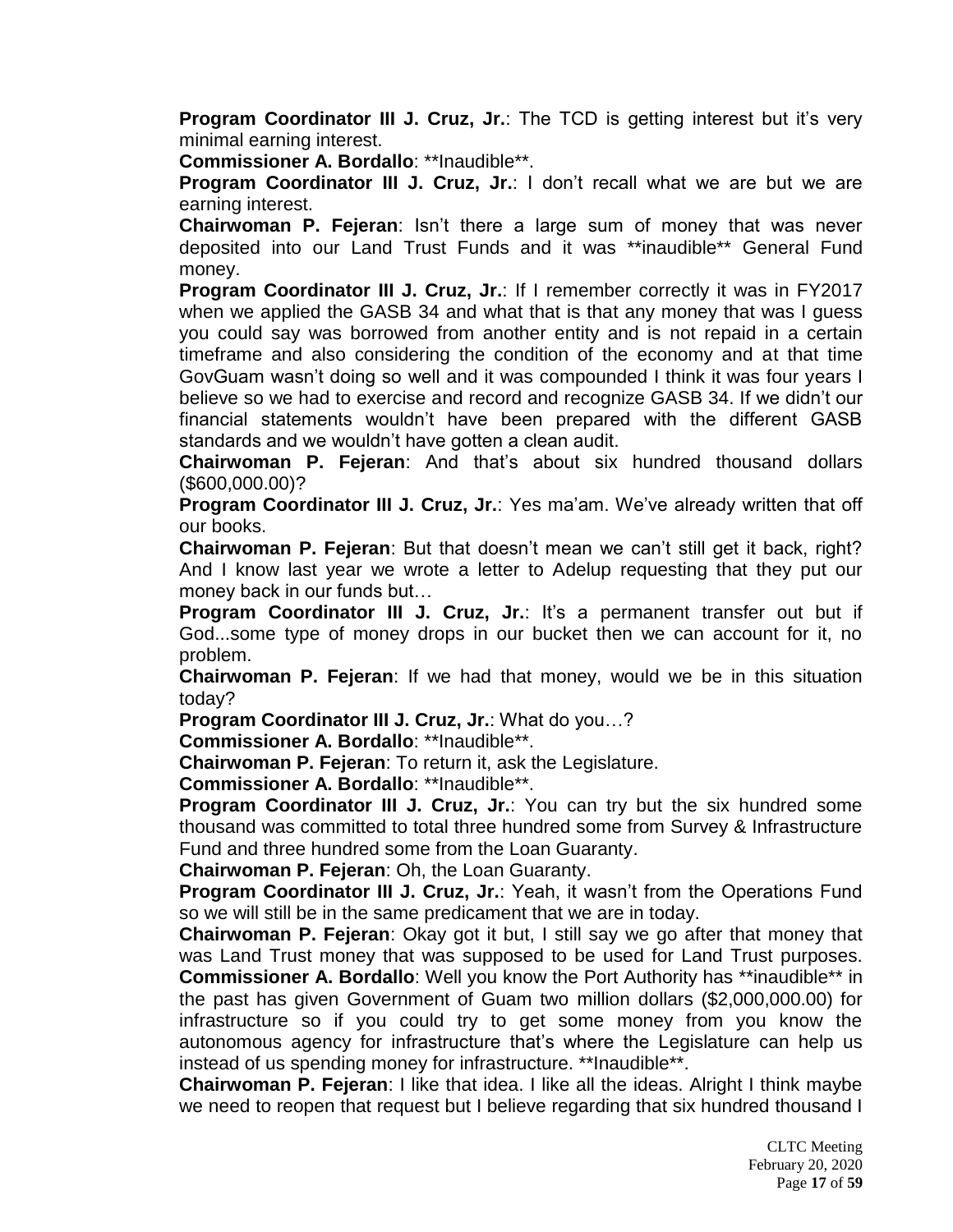**Program Coordinator III J. Cruz, Jr.**: The TCD is getting interest but it's very minimal earning interest.

**Commissioner A. Bordallo**: **Inaudible**.

**Program Coordinator III J. Cruz, Jr.**: I don't recall what we are but we are earning interest.

**Chairwoman P. Fejeran**: Isn't there a large sum of money that was never deposited into our Land Trust Funds and it was **inaudible** General Fund money.

**Program Coordinator III J. Cruz, Jr.**: If I remember correctly it was in FY2017 when we applied the GASB 34 and what that is that any money that was I guess you could say was borrowed from another entity and is not repaid in a certain timeframe and also considering the condition of the economy and at that time GovGuam wasn't doing so well and it was compounded I think it was four years I believe so we had to exercise and record and recognize GASB 34. If we didn't our financial statements wouldn't have been prepared with the different GASB standards and we wouldn't have gotten a clean audit.

**Chairwoman P. Fejeran**: And that's about six hundred thousand dollars ($600,000.00)?

**Program Coordinator III J. Cruz, Jr.**: Yes ma'am. We've already written that off our books.

**Chairwoman P. Fejeran**: But that doesn't mean we can't still get it back, right? And I know last year we wrote a letter to Adelup requesting that they put our money back in our funds but…

**Program Coordinator III J. Cruz, Jr.**: It's a permanent transfer out but if God...some type of money drops in our bucket then we can account for it, no problem.

**Chairwoman P. Fejeran**: If we had that money, would we be in this situation today?

**Program Coordinator III J. Cruz, Jr.**: What do you…?

**Commissioner A. Bordallo**: **Inaudible**.

**Chairwoman P. Fejeran**: To return it, ask the Legislature.

**Commissioner A. Bordallo**: **Inaudible**.

**Program Coordinator III J. Cruz, Jr.**: You can try but the six hundred some thousand was committed to total three hundred some from Survey & Infrastructure Fund and three hundred some from the Loan Guaranty.

**Chairwoman P. Fejeran**: Oh, the Loan Guaranty.

**Program Coordinator III J. Cruz, Jr.**: Yeah, it wasn't from the Operations Fund so we will still be in the same predicament that we are in today.

**Chairwoman P. Fejeran**: Okay got it but, I still say we go after that money that was Land Trust money that was supposed to be used for Land Trust purposes.

**Commissioner A. Bordallo**: Well you know the Port Authority has **inaudible** in the past has given Government of Guam two million dollars ($2,000,000.00) for infrastructure so if you could try to get some money from you know the autonomous agency for infrastructure that's where the Legislature can help us instead of us spending money for infrastructure. **Inaudible**.

**Chairwoman P. Fejeran**: I like that idea. I like all the ideas. Alright I think maybe we need to reopen that request but I believe regarding that six hundred thousand I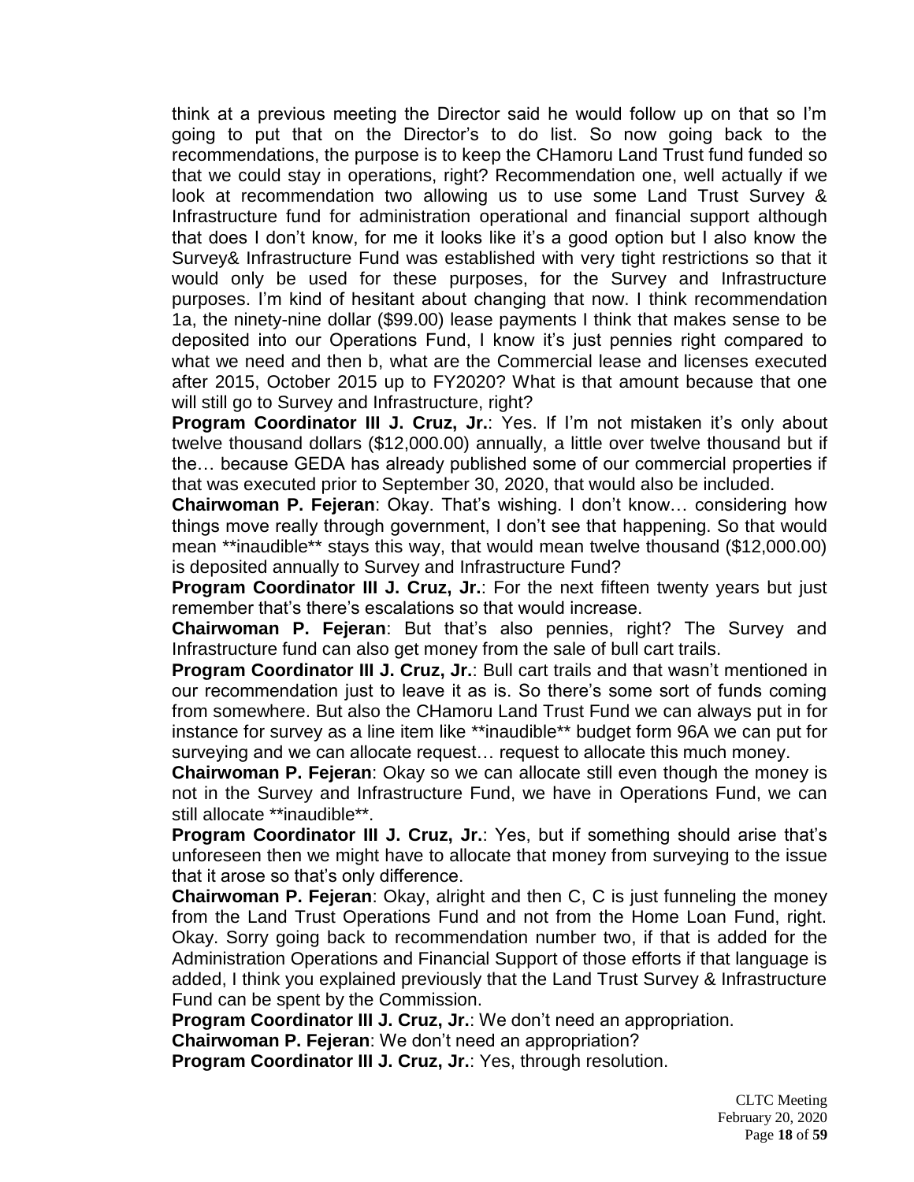think at a previous meeting the Director said he would follow up on that so I'm going to put that on the Director's to do list. So now going back to the recommendations, the purpose is to keep the CHamoru Land Trust fund funded so that we could stay in operations, right? Recommendation one, well actually if we look at recommendation two allowing us to use some Land Trust Survey & Infrastructure fund for administration operational and financial support although that does I don't know, for me it looks like it's a good option but I also know the Survey& Infrastructure Fund was established with very tight restrictions so that it would only be used for these purposes, for the Survey and Infrastructure purposes. I'm kind of hesitant about changing that now. I think recommendation 1a, the ninety-nine dollar ($99.00) lease payments I think that makes sense to be deposited into our Operations Fund, I know it's just pennies right compared to what we need and then b, what are the Commercial lease and licenses executed after 2015, October 2015 up to FY2020? What is that amount because that one will still go to Survey and Infrastructure, right?

**Program Coordinator III J. Cruz, Jr.**: Yes. If I'm not mistaken it's only about twelve thousand dollars ($12,000.00) annually, a little over twelve thousand but if the… because GEDA has already published some of our commercial properties if that was executed prior to September 30, 2020, that would also be included.

**Chairwoman P. Fejeran**: Okay. That's wishing. I don't know… considering how things move really through government, I don't see that happening. So that would mean **inaudible** stays this way, that would mean twelve thousand ($12,000.00) is deposited annually to Survey and Infrastructure Fund?

**Program Coordinator III J. Cruz, Jr.**: For the next fifteen twenty years but just remember that's there's escalations so that would increase.

**Chairwoman P. Fejeran**: But that's also pennies, right? The Survey and Infrastructure fund can also get money from the sale of bull cart trails.

**Program Coordinator III J. Cruz, Jr.**: Bull cart trails and that wasn't mentioned in our recommendation just to leave it as is. So there's some sort of funds coming from somewhere. But also the CHamoru Land Trust Fund we can always put in for instance for survey as a line item like **inaudible** budget form 96A we can put for surveying and we can allocate request… request to allocate this much money.

**Chairwoman P. Fejeran**: Okay so we can allocate still even though the money is not in the Survey and Infrastructure Fund, we have in Operations Fund, we can still allocate **inaudible**.

**Program Coordinator III J. Cruz, Jr.**: Yes, but if something should arise that's unforeseen then we might have to allocate that money from surveying to the issue that it arose so that's only difference.

**Chairwoman P. Fejeran**: Okay, alright and then C, C is just funneling the money from the Land Trust Operations Fund and not from the Home Loan Fund, right. Okay. Sorry going back to recommendation number two, if that is added for the Administration Operations and Financial Support of those efforts if that language is added, I think you explained previously that the Land Trust Survey & Infrastructure Fund can be spent by the Commission.

**Program Coordinator III J. Cruz, Jr.**: We don't need an appropriation.

**Chairwoman P. Fejeran**: We don't need an appropriation?

**Program Coordinator III J. Cruz, Jr.**: Yes, through resolution.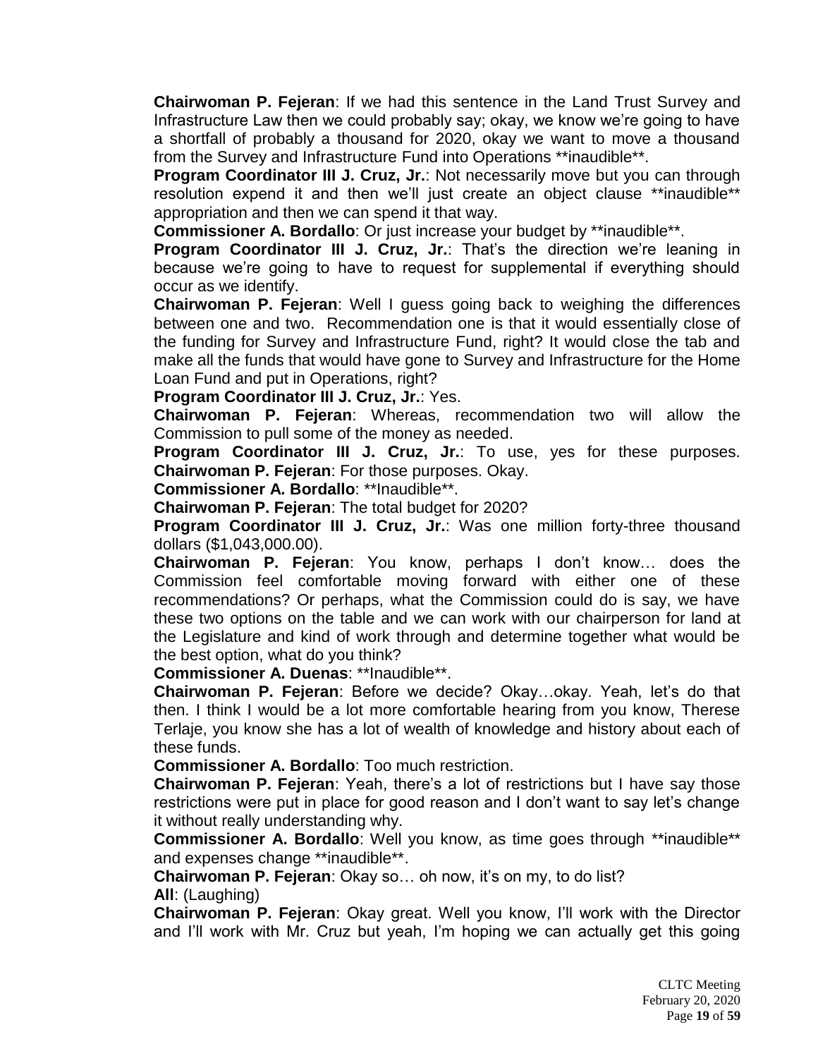**Chairwoman P. Fejeran**: If we had this sentence in the Land Trust Survey and Infrastructure Law then we could probably say; okay, we know we're going to have a shortfall of probably a thousand for 2020, okay we want to move a thousand from the Survey and Infrastructure Fund into Operations **inaudible**.

**Program Coordinator III J. Cruz, Jr.**: Not necessarily move but you can through resolution expend it and then we'll just create an object clause **inaudible** appropriation and then we can spend it that way.

**Commissioner A. Bordallo**: Or just increase your budget by **inaudible**.

**Program Coordinator III J. Cruz, Jr.**: That's the direction we're leaning in because we're going to have to request for supplemental if everything should occur as we identify.

**Chairwoman P. Fejeran**: Well I guess going back to weighing the differences between one and two. Recommendation one is that it would essentially close of the funding for Survey and Infrastructure Fund, right? It would close the tab and make all the funds that would have gone to Survey and Infrastructure for the Home Loan Fund and put in Operations, right?

**Program Coordinator III J. Cruz, Jr.**: Yes.

**Chairwoman P. Fejeran**: Whereas, recommendation two will allow the Commission to pull some of the money as needed.

**Program Coordinator III J. Cruz, Jr.**: To use, yes for these purposes.

**Chairwoman P. Fejeran**: For those purposes. Okay.

**Commissioner A. Bordallo**: **Inaudible**.

**Chairwoman P. Fejeran**: The total budget for 2020?

**Program Coordinator III J. Cruz, Jr.**: Was one million forty-three thousand dollars ($1,043,000.00).

**Chairwoman P. Fejeran**: You know, perhaps I don't know… does the Commission feel comfortable moving forward with either one of these recommendations? Or perhaps, what the Commission could do is say, we have these two options on the table and we can work with our chairperson for land at the Legislature and kind of work through and determine together what would be the best option, what do you think?

**Commissioner A. Duenas**: **Inaudible**.

**Chairwoman P. Fejeran**: Before we decide? Okay…okay. Yeah, let's do that then. I think I would be a lot more comfortable hearing from you know, Therese Terlaje, you know she has a lot of wealth of knowledge and history about each of these funds.

**Commissioner A. Bordallo**: Too much restriction.

**Chairwoman P. Fejeran**: Yeah, there's a lot of restrictions but I have say those restrictions were put in place for good reason and I don't want to say let's change it without really understanding why.

**Commissioner A. Bordallo**: Well you know, as time goes through **inaudible** and expenses change **inaudible**.

**Chairwoman P. Fejeran**: Okay so… oh now, it's on my, to do list?

**All**: (Laughing)

**Chairwoman P. Fejeran**: Okay great. Well you know, I'll work with the Director and I'll work with Mr. Cruz but yeah, I'm hoping we can actually get this going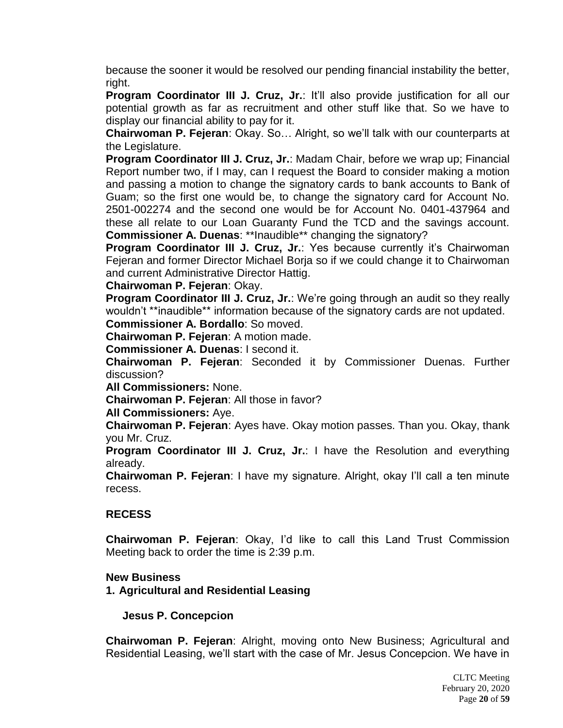because the sooner it would be resolved our pending financial instability the better, right.

**Program Coordinator III J. Cruz, Jr.**: It'll also provide justification for all our potential growth as far as recruitment and other stuff like that. So we have to display our financial ability to pay for it.

**Chairwoman P. Fejeran**: Okay. So… Alright, so we'll talk with our counterparts at the Legislature.

**Program Coordinator III J. Cruz, Jr.**: Madam Chair, before we wrap up; Financial Report number two, if I may, can I request the Board to consider making a motion and passing a motion to change the signatory cards to bank accounts to Bank of Guam; so the first one would be, to change the signatory card for Account No. 2501-002274 and the second one would be for Account No. 0401-437964 and these all relate to our Loan Guaranty Fund the TCD and the savings account.

**Commissioner A. Duenas**: **Inaudible** changing the signatory?

**Program Coordinator III J. Cruz, Jr.**: Yes because currently it's Chairwoman Fejeran and former Director Michael Borja so if we could change it to Chairwoman and current Administrative Director Hattig.

**Chairwoman P. Fejeran**: Okay.

**Program Coordinator III J. Cruz, Jr.**: We're going through an audit so they really wouldn't **inaudible** information because of the signatory cards are not updated.

**Commissioner A. Bordallo**: So moved.

**Chairwoman P. Fejeran**: A motion made.

**Commissioner A. Duenas**: I second it.

**Chairwoman P. Fejeran**: Seconded it by Commissioner Duenas. Further discussion?

**All Commissioners:** None.

**Chairwoman P. Fejeran**: All those in favor?

**All Commissioners:** Aye.

**Chairwoman P. Fejeran**: Ayes have. Okay motion passes. Than you. Okay, thank you Mr. Cruz.

**Program Coordinator III J. Cruz, Jr.**: I have the Resolution and everything already.

**Chairwoman P. Fejeran**: I have my signature. Alright, okay I'll call a ten minute recess.

**RECESS**

**Chairwoman P. Fejeran**: Okay, I'd like to call this Land Trust Commission Meeting back to order the time is 2:39 p.m.

**New Business**

**1. Agricultural and Residential Leasing**

**Jesus P. Concepcion**

**Chairwoman P. Fejeran**: Alright, moving onto New Business; Agricultural and Residential Leasing, we'll start with the case of Mr. Jesus Concepcion. We have in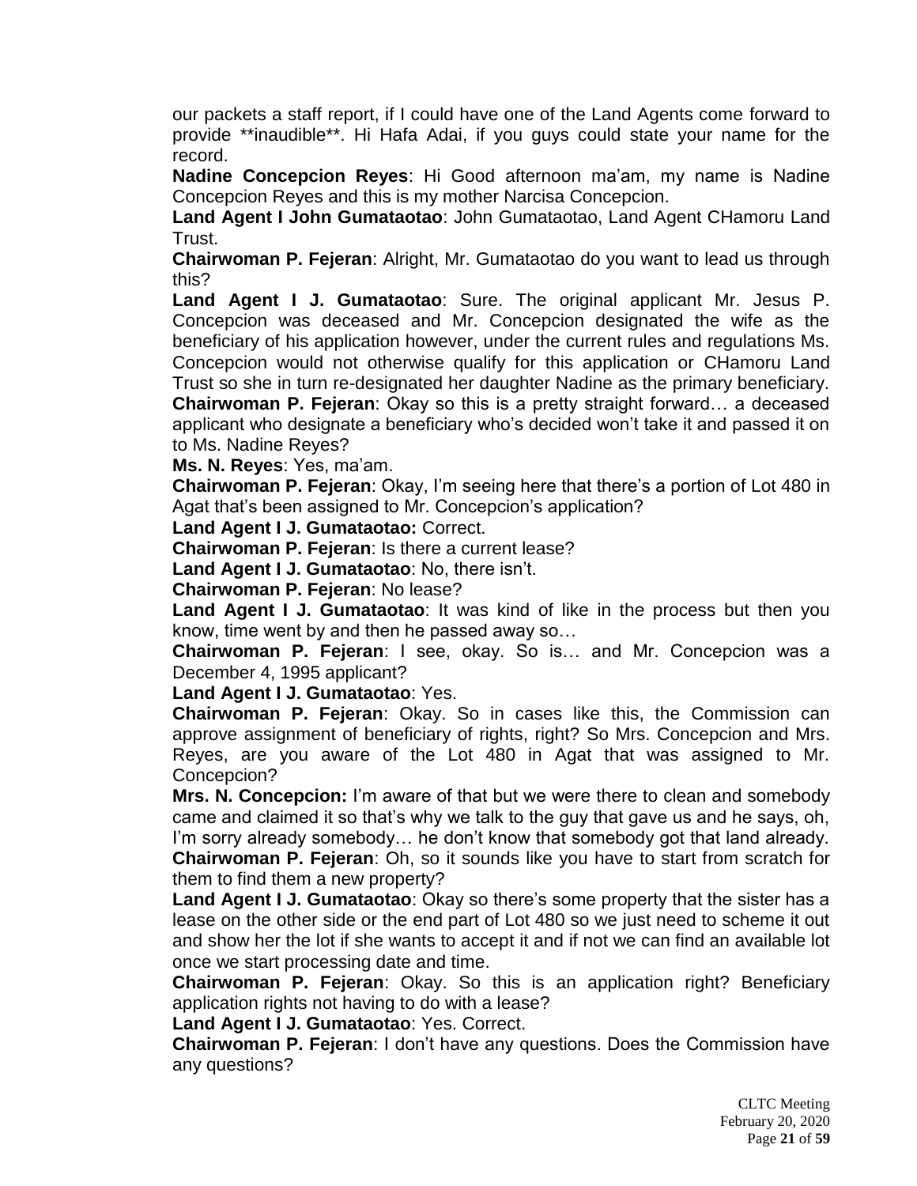our packets a staff report, if I could have one of the Land Agents come forward to provide **inaudible**. Hi Hafa Adai, if you guys could state your name for the record.

**Nadine Concepcion Reyes**: Hi Good afternoon ma'am, my name is Nadine Concepcion Reyes and this is my mother Narcisa Concepcion.

**Land Agent I John Gumataotao**: John Gumataotao, Land Agent CHamoru Land Trust.

**Chairwoman P. Fejeran**: Alright, Mr. Gumataotao do you want to lead us through this?

**Land Agent I J. Gumataotao**: Sure. The original applicant Mr. Jesus P. Concepcion was deceased and Mr. Concepcion designated the wife as the beneficiary of his application however, under the current rules and regulations Ms. Concepcion would not otherwise qualify for this application or CHamoru Land Trust so she in turn re-designated her daughter Nadine as the primary beneficiary.

**Chairwoman P. Fejeran**: Okay so this is a pretty straight forward… a deceased applicant who designate a beneficiary who's decided won't take it and passed it on to Ms. Nadine Reyes?

**Ms. N. Reyes**: Yes, ma'am.

**Chairwoman P. Fejeran**: Okay, I'm seeing here that there's a portion of Lot 480 in Agat that's been assigned to Mr. Concepcion's application?

**Land Agent I J. Gumataotao:** Correct.

**Chairwoman P. Fejeran**: Is there a current lease?

**Land Agent I J. Gumataotao**: No, there isn't.

**Chairwoman P. Fejeran**: No lease?

**Land Agent I J. Gumataotao**: It was kind of like in the process but then you know, time went by and then he passed away so…

**Chairwoman P. Fejeran**: I see, okay. So is… and Mr. Concepcion was a December 4, 1995 applicant?

**Land Agent I J. Gumataotao**: Yes.

**Chairwoman P. Fejeran**: Okay. So in cases like this, the Commission can approve assignment of beneficiary of rights, right? So Mrs. Concepcion and Mrs. Reyes, are you aware of the Lot 480 in Agat that was assigned to Mr. Concepcion?

**Mrs. N. Concepcion:** I'm aware of that but we were there to clean and somebody came and claimed it so that's why we talk to the guy that gave us and he says, oh, I'm sorry already somebody… he don't know that somebody got that land already.

**Chairwoman P. Fejeran**: Oh, so it sounds like you have to start from scratch for them to find them a new property?

**Land Agent I J. Gumataotao**: Okay so there's some property that the sister has a lease on the other side or the end part of Lot 480 so we just need to scheme it out and show her the lot if she wants to accept it and if not we can find an available lot once we start processing date and time.

**Chairwoman P. Fejeran**: Okay. So this is an application right? Beneficiary application rights not having to do with a lease?

**Land Agent I J. Gumataotao**: Yes. Correct.

**Chairwoman P. Fejeran**: I don't have any questions. Does the Commission have any questions?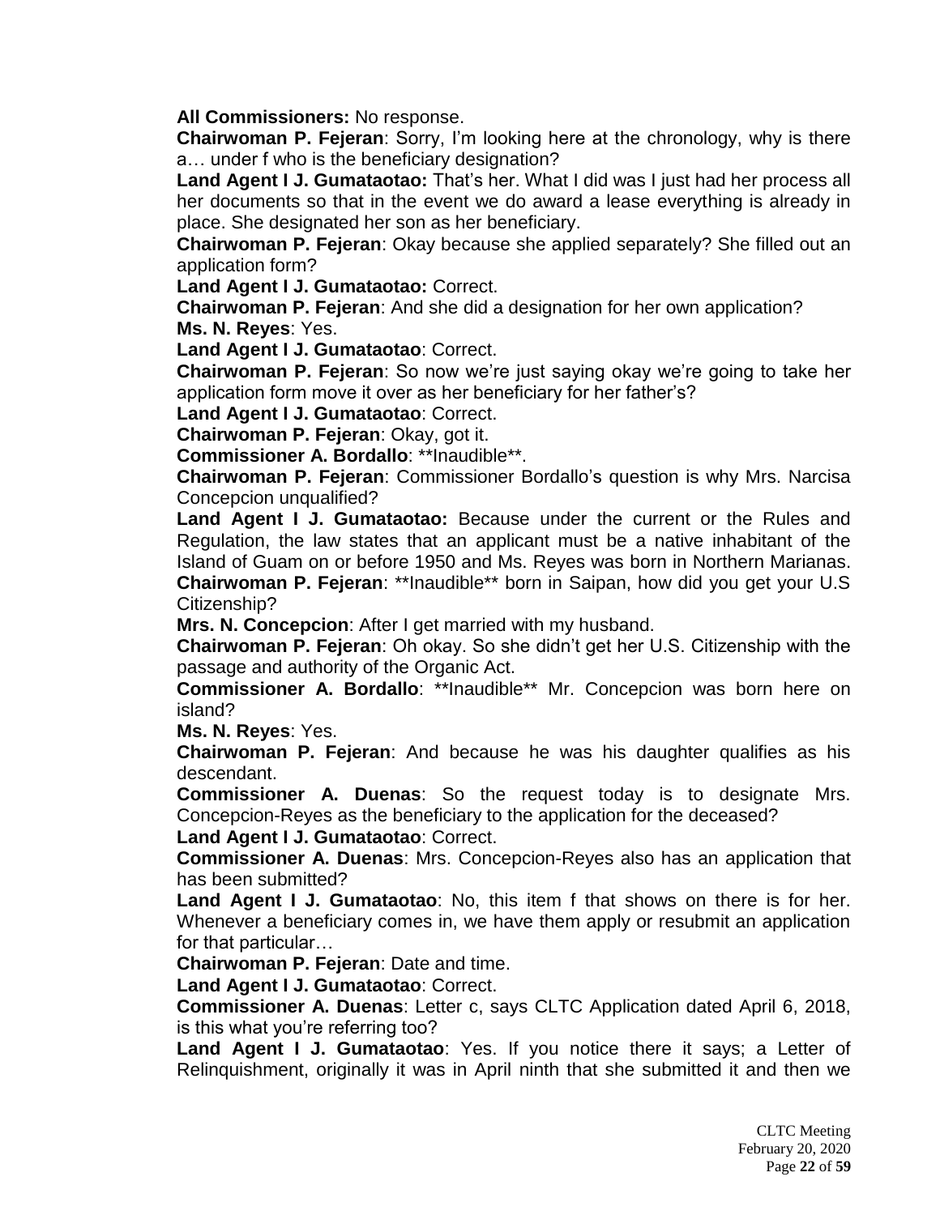**All Commissioners:** No response.

**Chairwoman P. Fejeran**: Sorry, I'm looking here at the chronology, why is there a… under f who is the beneficiary designation?

**Land Agent I J. Gumataotao:** That's her. What I did was I just had her process all her documents so that in the event we do award a lease everything is already in place. She designated her son as her beneficiary.

**Chairwoman P. Fejeran**: Okay because she applied separately? She filled out an application form?

**Land Agent I J. Gumataotao:** Correct.

**Chairwoman P. Fejeran**: And she did a designation for her own application?

**Ms. N. Reyes**: Yes.

**Land Agent I J. Gumataotao**: Correct.

**Chairwoman P. Fejeran**: So now we're just saying okay we're going to take her application form move it over as her beneficiary for her father's?

**Land Agent I J. Gumataotao**: Correct.

**Chairwoman P. Fejeran**: Okay, got it.

**Commissioner A. Bordallo**: **Inaudible**.

**Chairwoman P. Fejeran**: Commissioner Bordallo's question is why Mrs. Narcisa Concepcion unqualified?

**Land Agent I J. Gumataotao:** Because under the current or the Rules and Regulation, the law states that an applicant must be a native inhabitant of the Island of Guam on or before 1950 and Ms. Reyes was born in Northern Marianas.

**Chairwoman P. Fejeran**: **Inaudible** born in Saipan, how did you get your U.S Citizenship?

**Mrs. N. Concepcion**: After I get married with my husband.

**Chairwoman P. Fejeran**: Oh okay. So she didn't get her U.S. Citizenship with the passage and authority of the Organic Act.

**Commissioner A. Bordallo**: **Inaudible** Mr. Concepcion was born here on island?

**Ms. N. Reyes**: Yes.

**Chairwoman P. Fejeran**: And because he was his daughter qualifies as his descendant.

**Commissioner A. Duenas**: So the request today is to designate Mrs. Concepcion-Reyes as the beneficiary to the application for the deceased?

**Land Agent I J. Gumataotao**: Correct.

**Commissioner A. Duenas**: Mrs. Concepcion-Reyes also has an application that has been submitted?

**Land Agent I J. Gumataotao**: No, this item f that shows on there is for her. Whenever a beneficiary comes in, we have them apply or resubmit an application for that particular…

**Chairwoman P. Fejeran**: Date and time.

**Land Agent I J. Gumataotao**: Correct.

**Commissioner A. Duenas**: Letter c, says CLTC Application dated April 6, 2018, is this what you're referring too?

**Land Agent I J. Gumataotao**: Yes. If you notice there it says; a Letter of Relinquishment, originally it was in April ninth that she submitted it and then we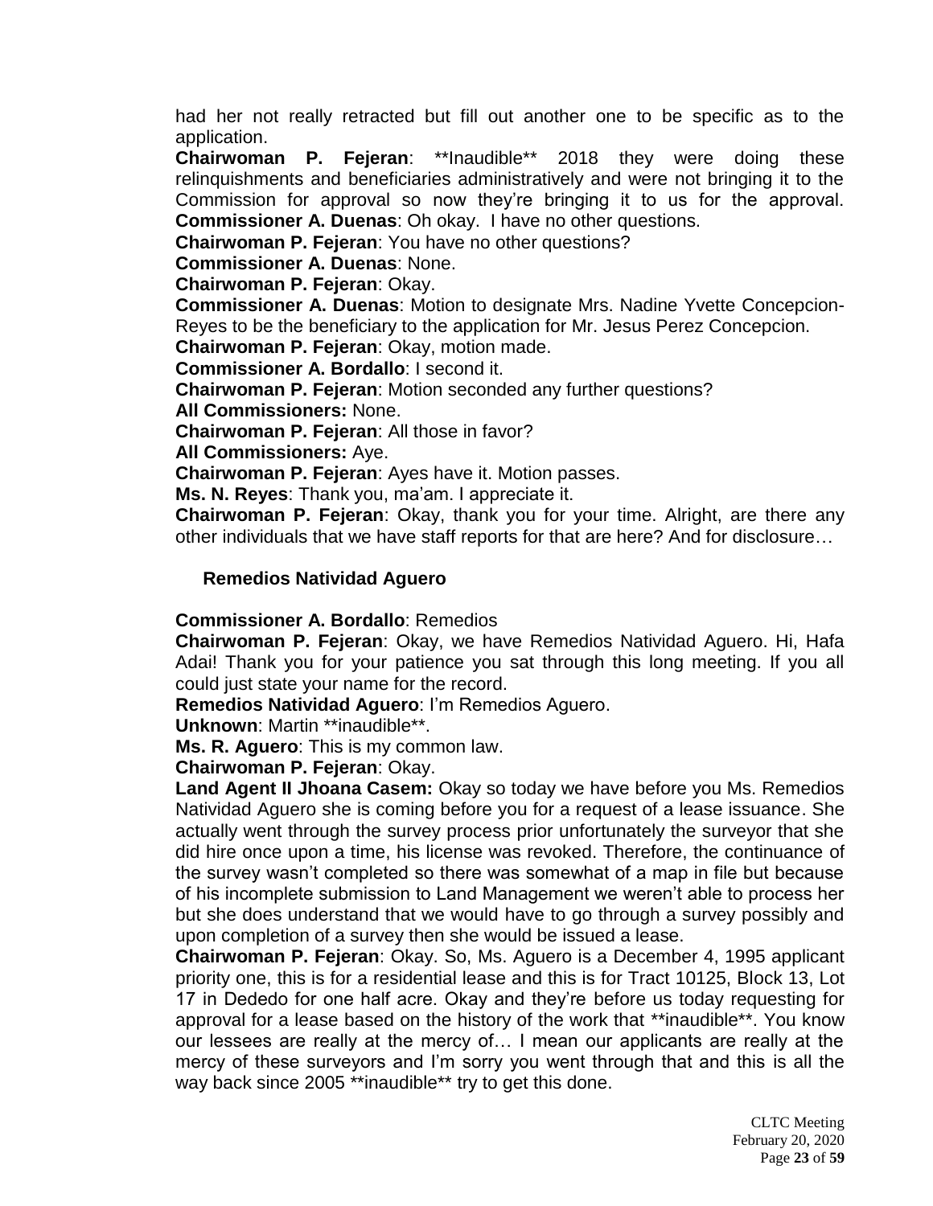had her not really retracted but fill out another one to be specific as to the application.

**Chairwoman P. Fejeran**: **Inaudible** 2018 they were doing these relinquishments and beneficiaries administratively and were not bringing it to the Commission for approval so now they're bringing it to us for the approval.

**Commissioner A. Duenas**: Oh okay. I have no other questions.

**Chairwoman P. Fejeran**: You have no other questions?

**Commissioner A. Duenas**: None.

**Chairwoman P. Fejeran**: Okay.

**Commissioner A. Duenas**: Motion to designate Mrs. Nadine Yvette Concepcion-Reyes to be the beneficiary to the application for Mr. Jesus Perez Concepcion.

**Chairwoman P. Fejeran**: Okay, motion made.

**Commissioner A. Bordallo**: I second it.

**Chairwoman P. Fejeran**: Motion seconded any further questions?

**All Commissioners:** None.

**Chairwoman P. Fejeran**: All those in favor?

**All Commissioners:** Aye.

**Chairwoman P. Fejeran**: Ayes have it. Motion passes.

**Ms. N. Reyes**: Thank you, ma'am. I appreciate it.

**Chairwoman P. Fejeran**: Okay, thank you for your time. Alright, are there any other individuals that we have staff reports for that are here? And for disclosure…

### Remedios Natividad Aguero

**Commissioner A. Bordallo**: Remedios

**Chairwoman P. Fejeran**: Okay, we have Remedios Natividad Aguero. Hi, Hafa Adai! Thank you for your patience you sat through this long meeting. If you all could just state your name for the record.

**Remedios Natividad Aguero**: I'm Remedios Aguero.

**Unknown**: Martin **inaudible**.

**Ms. R. Aguero**: This is my common law.

**Chairwoman P. Fejeran**: Okay.

**Land Agent II Jhoana Casem:** Okay so today we have before you Ms. Remedios Natividad Aguero she is coming before you for a request of a lease issuance. She actually went through the survey process prior unfortunately the surveyor that she did hire once upon a time, his license was revoked. Therefore, the continuance of the survey wasn't completed so there was somewhat of a map in file but because of his incomplete submission to Land Management we weren't able to process her but she does understand that we would have to go through a survey possibly and upon completion of a survey then she would be issued a lease.

**Chairwoman P. Fejeran**: Okay. So, Ms. Aguero is a December 4, 1995 applicant priority one, this is for a residential lease and this is for Tract 10125, Block 13, Lot 17 in Dededo for one half acre. Okay and they're before us today requesting for approval for a lease based on the history of the work that **inaudible**. You know our lessees are really at the mercy of… I mean our applicants are really at the mercy of these surveyors and I'm sorry you went through that and this is all the way back since 2005 **inaudible** try to get this done.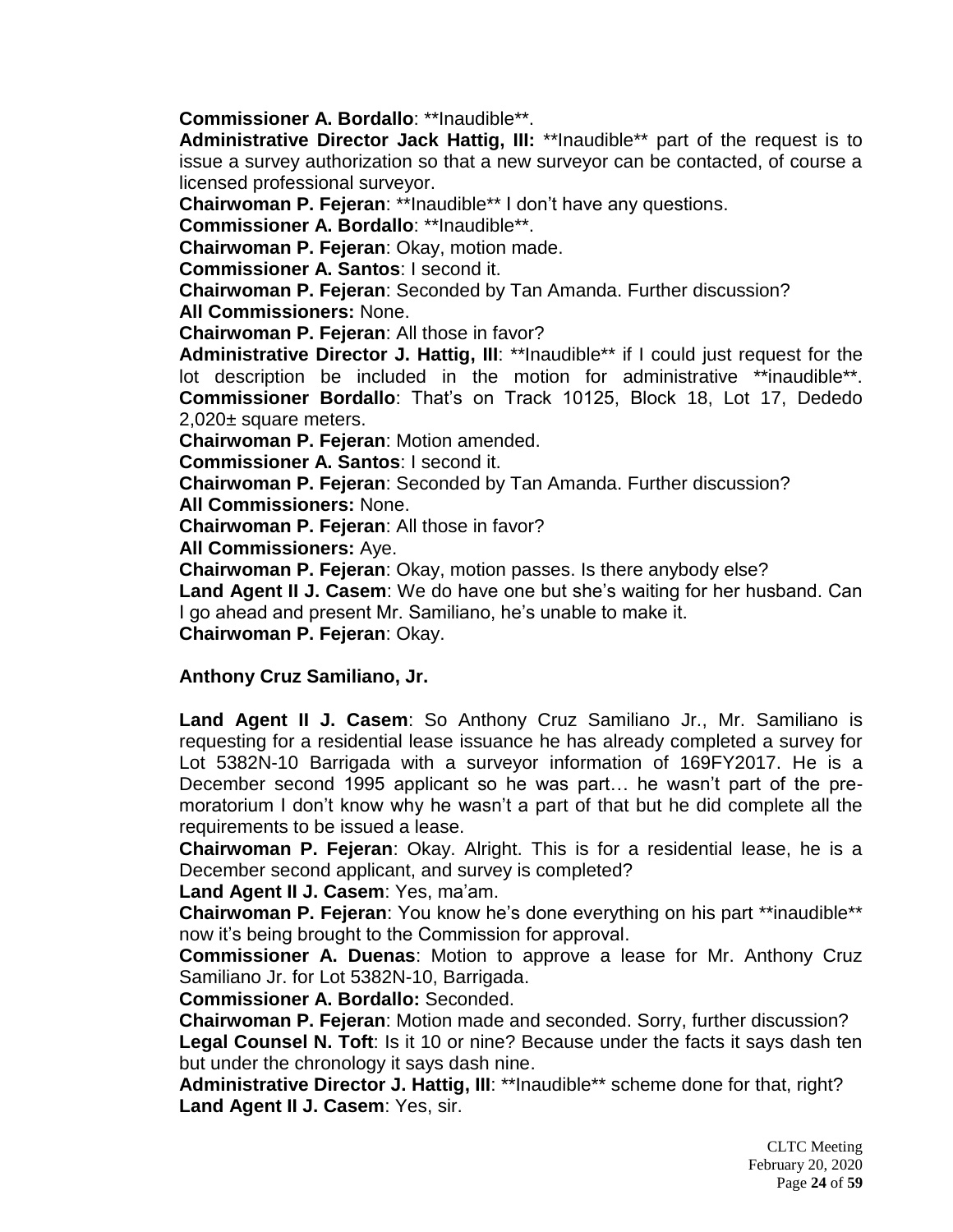**Commissioner A. Bordallo**: **Inaudible**.

**Administrative Director Jack Hattig, III:** **Inaudible** part of the request is to issue a survey authorization so that a new surveyor can be contacted, of course a licensed professional surveyor.

**Chairwoman P. Fejeran**: **Inaudible** I don't have any questions.

**Commissioner A. Bordallo**: **Inaudible**.

**Chairwoman P. Fejeran**: Okay, motion made.

**Commissioner A. Santos**: I second it.

**Chairwoman P. Fejeran**: Seconded by Tan Amanda. Further discussion?

**All Commissioners:** None.

**Chairwoman P. Fejeran**: All those in favor?

**Administrative Director J. Hattig, III**: **Inaudible** if I could just request for the lot description be included in the motion for administrative **inaudible**.

**Commissioner Bordallo**: That's on Track 10125, Block 18, Lot 17, Dededo 2,020± square meters.

**Chairwoman P. Fejeran**: Motion amended.

**Commissioner A. Santos**: I second it.

**Chairwoman P. Fejeran**: Seconded by Tan Amanda. Further discussion?

**All Commissioners:** None.

**Chairwoman P. Fejeran**: All those in favor?

**All Commissioners:** Aye.

**Chairwoman P. Fejeran**: Okay, motion passes. Is there anybody else?

**Land Agent II J. Casem**: We do have one but she's waiting for her husband. Can I go ahead and present Mr. Samiliano, he's unable to make it.

**Chairwoman P. Fejeran**: Okay.

**Anthony Cruz Samiliano, Jr.**

**Land Agent II J. Casem**: So Anthony Cruz Samiliano Jr., Mr. Samiliano is requesting for a residential lease issuance he has already completed a survey for Lot 5382N-10 Barrigada with a surveyor information of 169FY2017. He is a December second 1995 applicant so he was part… he wasn't part of the pre-moratorium I don't know why he wasn't a part of that but he did complete all the requirements to be issued a lease.

**Chairwoman P. Fejeran**: Okay. Alright. This is for a residential lease, he is a December second applicant, and survey is completed?

**Land Agent II J. Casem**: Yes, ma'am.

**Chairwoman P. Fejeran**: You know he's done everything on his part **inaudible** now it's being brought to the Commission for approval.

**Commissioner A. Duenas**: Motion to approve a lease for Mr. Anthony Cruz Samiliano Jr. for Lot 5382N-10, Barrigada.

**Commissioner A. Bordallo:** Seconded.

**Chairwoman P. Fejeran**: Motion made and seconded. Sorry, further discussion?

**Legal Counsel N. Toft**: Is it 10 or nine? Because under the facts it says dash ten but under the chronology it says dash nine.

**Administrative Director J. Hattig, III**: **Inaudible** scheme done for that, right?

**Land Agent II J. Casem**: Yes, sir.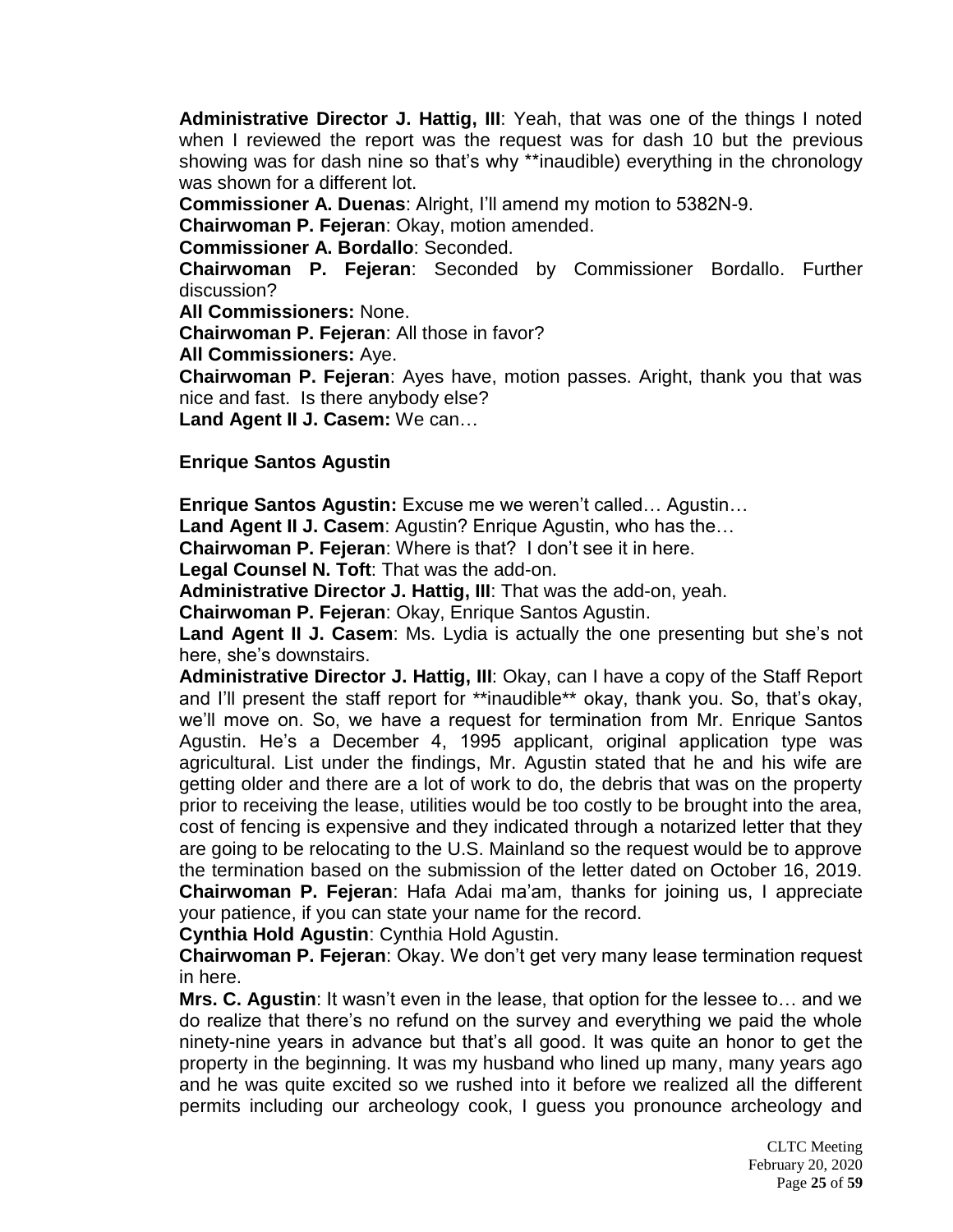**Administrative Director J. Hattig, III**: Yeah, that was one of the things I noted when I reviewed the report was the request was for dash 10 but the previous showing was for dash nine so that's why **inaudible) everything in the chronology was shown for a different lot.

**Commissioner A. Duenas**: Alright, I'll amend my motion to 5382N-9.

**Chairwoman P. Fejeran**: Okay, motion amended.

**Commissioner A. Bordallo**: Seconded.

**Chairwoman P. Fejeran**: Seconded by Commissioner Bordallo. Further discussion?

**All Commissioners:** None.

**Chairwoman P. Fejeran**: All those in favor?

**All Commissioners:** Aye.

**Chairwoman P. Fejeran**: Ayes have, motion passes. Aright, thank you that was nice and fast. Is there anybody else?

**Land Agent II J. Casem:** We can…

**Enrique Santos Agustin**

**Enrique Santos Agustin:** Excuse me we weren't called… Agustin…

**Land Agent II J. Casem**: Agustin? Enrique Agustin, who has the…

**Chairwoman P. Fejeran**: Where is that? I don't see it in here.

**Legal Counsel N. Toft**: That was the add-on.

**Administrative Director J. Hattig, III**: That was the add-on, yeah.

**Chairwoman P. Fejeran**: Okay, Enrique Santos Agustin.

**Land Agent II J. Casem**: Ms. Lydia is actually the one presenting but she's not here, she's downstairs.

**Administrative Director J. Hattig, III**: Okay, can I have a copy of the Staff Report and I'll present the staff report for **inaudible** okay, thank you. So, that's okay, we'll move on. So, we have a request for termination from Mr. Enrique Santos Agustin. He's a December 4, 1995 applicant, original application type was agricultural. List under the findings, Mr. Agustin stated that he and his wife are getting older and there are a lot of work to do, the debris that was on the property prior to receiving the lease, utilities would be too costly to be brought into the area, cost of fencing is expensive and they indicated through a notarized letter that they are going to be relocating to the U.S. Mainland so the request would be to approve the termination based on the submission of the letter dated on October 16, 2019.

**Chairwoman P. Fejeran**: Hafa Adai ma'am, thanks for joining us, I appreciate your patience, if you can state your name for the record.

**Cynthia Hold Agustin**: Cynthia Hold Agustin.

**Chairwoman P. Fejeran**: Okay. We don't get very many lease termination request in here.

**Mrs. C. Agustin**: It wasn't even in the lease, that option for the lessee to… and we do realize that there's no refund on the survey and everything we paid the whole ninety-nine years in advance but that's all good. It was quite an honor to get the property in the beginning. It was my husband who lined up many, many years ago and he was quite excited so we rushed into it before we realized all the different permits including our archeology cook, I guess you pronounce archeology and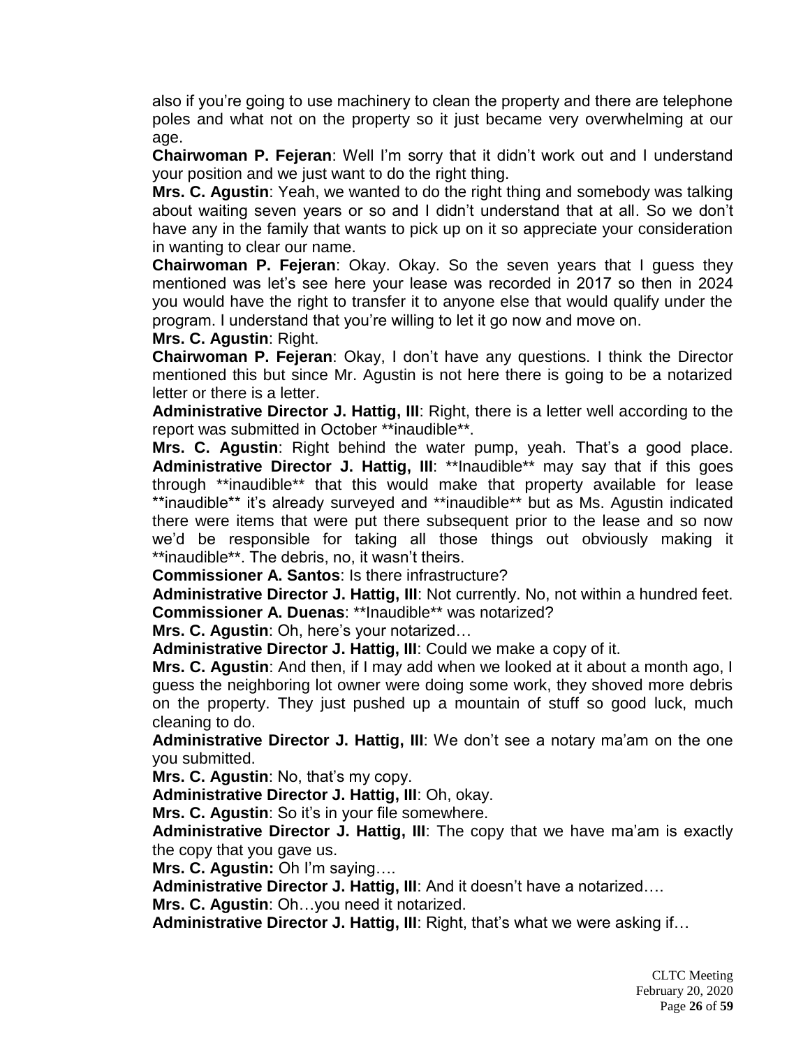also if you're going to use machinery to clean the property and there are telephone poles and what not on the property so it just became very overwhelming at our age.

**Chairwoman P. Fejeran**: Well I'm sorry that it didn't work out and I understand your position and we just want to do the right thing.

**Mrs. C. Agustin**: Yeah, we wanted to do the right thing and somebody was talking about waiting seven years or so and I didn't understand that at all. So we don't have any in the family that wants to pick up on it so appreciate your consideration in wanting to clear our name.

**Chairwoman P. Fejeran**: Okay. Okay. So the seven years that I guess they mentioned was let's see here your lease was recorded in 2017 so then in 2024 you would have the right to transfer it to anyone else that would qualify under the program. I understand that you're willing to let it go now and move on.

**Mrs. C. Agustin**: Right.

**Chairwoman P. Fejeran**: Okay, I don't have any questions. I think the Director mentioned this but since Mr. Agustin is not here there is going to be a notarized letter or there is a letter.

**Administrative Director J. Hattig, III**: Right, there is a letter well according to the report was submitted in October **inaudible**.

**Mrs. C. Agustin**: Right behind the water pump, yeah. That's a good place.

**Administrative Director J. Hattig, III**: **Inaudible** may say that if this goes through **inaudible** that this would make that property available for lease **inaudible** it's already surveyed and **inaudible** but as Ms. Agustin indicated there were items that were put there subsequent prior to the lease and so now we'd be responsible for taking all those things out obviously making it **inaudible**. The debris, no, it wasn't theirs.

**Commissioner A. Santos**: Is there infrastructure?

**Administrative Director J. Hattig, III**: Not currently. No, not within a hundred feet.

**Commissioner A. Duenas**: **Inaudible** was notarized?

**Mrs. C. Agustin**: Oh, here's your notarized…

**Administrative Director J. Hattig, III**: Could we make a copy of it.

**Mrs. C. Agustin**: And then, if I may add when we looked at it about a month ago, I guess the neighboring lot owner were doing some work, they shoved more debris on the property. They just pushed up a mountain of stuff so good luck, much cleaning to do.

**Administrative Director J. Hattig, III**: We don't see a notary ma'am on the one you submitted.

**Mrs. C. Agustin**: No, that's my copy.

**Administrative Director J. Hattig, III**: Oh, okay.

**Mrs. C. Agustin**: So it's in your file somewhere.

**Administrative Director J. Hattig, III**: The copy that we have ma'am is exactly the copy that you gave us.

**Mrs. C. Agustin:** Oh I'm saying….

**Administrative Director J. Hattig, III**: And it doesn't have a notarized….

**Mrs. C. Agustin**: Oh…you need it notarized.

**Administrative Director J. Hattig, III**: Right, that's what we were asking if…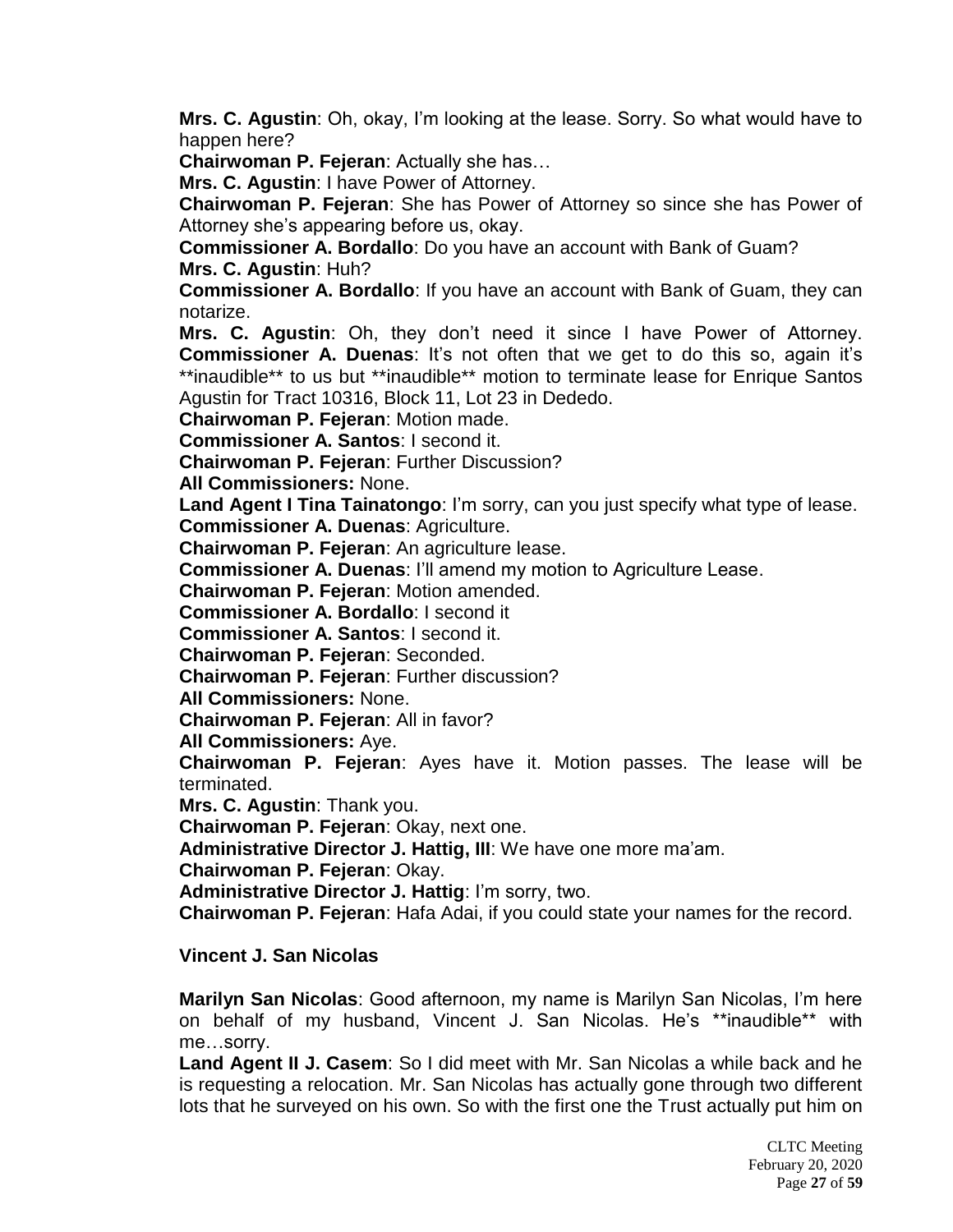**Mrs. C. Agustin**: Oh, okay, I'm looking at the lease. Sorry. So what would have to happen here?

**Chairwoman P. Fejeran**: Actually she has…

**Mrs. C. Agustin**: I have Power of Attorney.

**Chairwoman P. Fejeran**: She has Power of Attorney so since she has Power of Attorney she's appearing before us, okay.

**Commissioner A. Bordallo**: Do you have an account with Bank of Guam?

**Mrs. C. Agustin**: Huh?

**Commissioner A. Bordallo**: If you have an account with Bank of Guam, they can notarize.

**Mrs. C. Agustin**: Oh, they don't need it since I have Power of Attorney.

**Commissioner A. Duenas**: It's not often that we get to do this so, again it's **inaudible** to us but **inaudible** motion to terminate lease for Enrique Santos Agustin for Tract 10316, Block 11, Lot 23 in Dededo.

**Chairwoman P. Fejeran**: Motion made.

**Commissioner A. Santos**: I second it.

**Chairwoman P. Fejeran**: Further Discussion?

**All Commissioners:** None.

**Land Agent I Tina Tainatongo**: I'm sorry, can you just specify what type of lease.

**Commissioner A. Duenas**: Agriculture.

**Chairwoman P. Fejeran**: An agriculture lease.

**Commissioner A. Duenas**: I'll amend my motion to Agriculture Lease.

**Chairwoman P. Fejeran**: Motion amended.

**Commissioner A. Bordallo**: I second it

**Commissioner A. Santos**: I second it.

**Chairwoman P. Fejeran**: Seconded.

**Chairwoman P. Fejeran**: Further discussion?

**All Commissioners:** None.

**Chairwoman P. Fejeran**: All in favor?

**All Commissioners:** Aye.

**Chairwoman P. Fejeran**: Ayes have it. Motion passes. The lease will be terminated.

**Mrs. C. Agustin**: Thank you.

**Chairwoman P. Fejeran**: Okay, next one.

**Administrative Director J. Hattig, III**: We have one more ma'am.

**Chairwoman P. Fejeran**: Okay.

**Administrative Director J. Hattig**: I'm sorry, two.

**Chairwoman P. Fejeran**: Hafa Adai, if you could state your names for the record.

**Vincent J. San Nicolas**

**Marilyn San Nicolas**: Good afternoon, my name is Marilyn San Nicolas, I'm here on behalf of my husband, Vincent J. San Nicolas. He's **inaudible** with me…sorry.

**Land Agent II J. Casem**: So I did meet with Mr. San Nicolas a while back and he is requesting a relocation. Mr. San Nicolas has actually gone through two different lots that he surveyed on his own. So with the first one the Trust actually put him on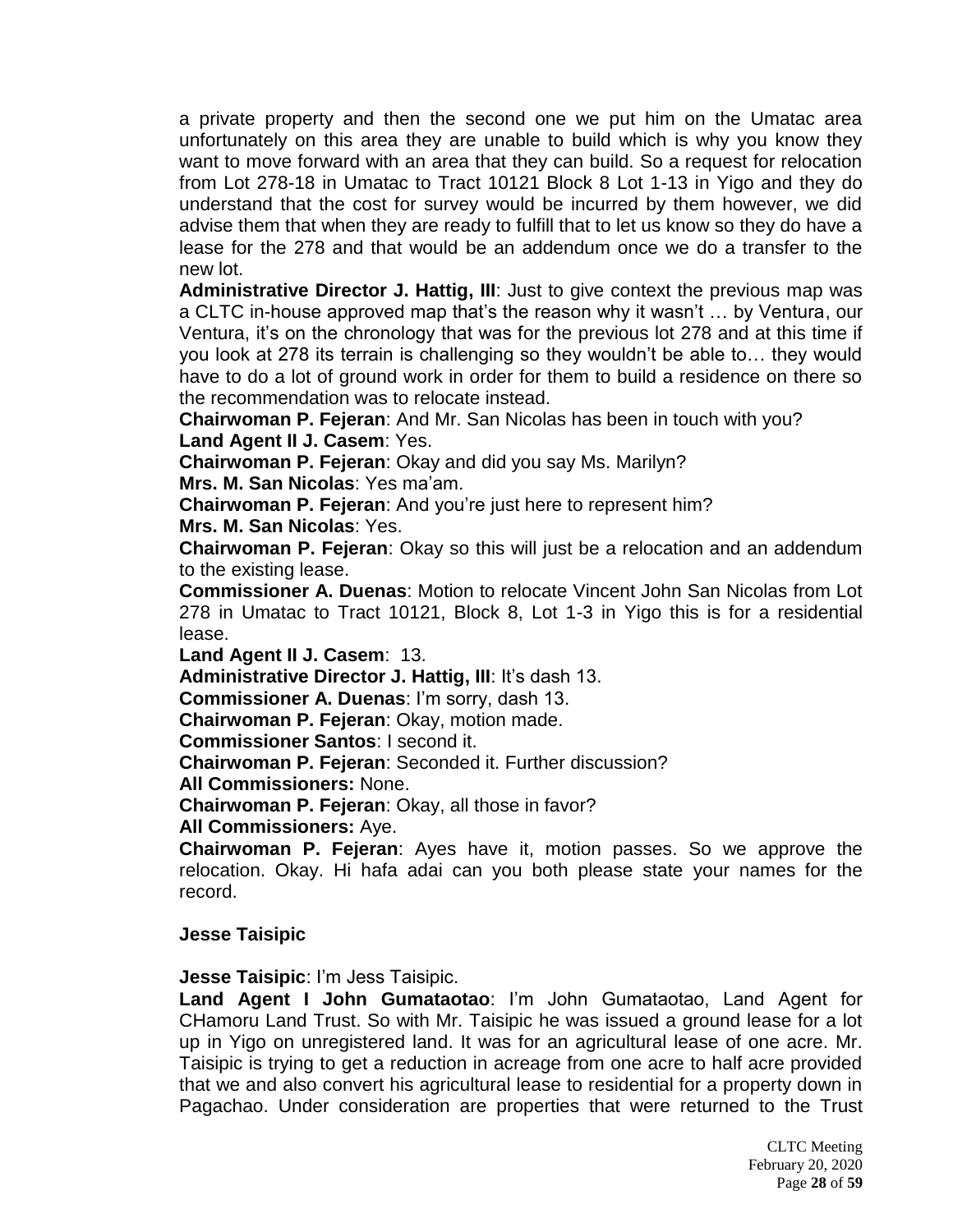a private property and then the second one we put him on the Umatac area unfortunately on this area they are unable to build which is why you know they want to move forward with an area that they can build. So a request for relocation from Lot 278-18 in Umatac to Tract 10121 Block 8 Lot 1-13 in Yigo and they do understand that the cost for survey would be incurred by them however, we did advise them that when they are ready to fulfill that to let us know so they do have a lease for the 278 and that would be an addendum once we do a transfer to the new lot.

**Administrative Director J. Hattig, III**: Just to give context the previous map was a CLTC in-house approved map that's the reason why it wasn't … by Ventura, our Ventura, it's on the chronology that was for the previous lot 278 and at this time if you look at 278 its terrain is challenging so they wouldn't be able to… they would have to do a lot of ground work in order for them to build a residence on there so the recommendation was to relocate instead.

**Chairwoman P. Fejeran**: And Mr. San Nicolas has been in touch with you?

**Land Agent II J. Casem**: Yes.

**Chairwoman P. Fejeran**: Okay and did you say Ms. Marilyn?

**Mrs. M. San Nicolas**: Yes ma'am.

**Chairwoman P. Fejeran**: And you're just here to represent him?

**Mrs. M. San Nicolas**: Yes.

**Chairwoman P. Fejeran**: Okay so this will just be a relocation and an addendum to the existing lease.

**Commissioner A. Duenas**: Motion to relocate Vincent John San Nicolas from Lot 278 in Umatac to Tract 10121, Block 8, Lot 1-3 in Yigo this is for a residential lease.

**Land Agent II J. Casem**: 13.

**Administrative Director J. Hattig, III**: It's dash 13.

**Commissioner A. Duenas**: I'm sorry, dash 13.

**Chairwoman P. Fejeran**: Okay, motion made.

**Commissioner Santos**: I second it.

**Chairwoman P. Fejeran**: Seconded it. Further discussion?

**All Commissioners:** None.

**Chairwoman P. Fejeran**: Okay, all those in favor?

**All Commissioners:** Aye.

**Chairwoman P. Fejeran**: Ayes have it, motion passes. So we approve the relocation. Okay. Hi hafa adai can you both please state your names for the record.

**Jesse Taisipic**

**Jesse Taisipic**: I'm Jess Taisipic.

**Land Agent I John Gumataotao**: I'm John Gumataotao, Land Agent for CHamoru Land Trust. So with Mr. Taisipic he was issued a ground lease for a lot up in Yigo on unregistered land. It was for an agricultural lease of one acre. Mr. Taisipic is trying to get a reduction in acreage from one acre to half acre provided that we and also convert his agricultural lease to residential for a property down in Pagachao. Under consideration are properties that were returned to the Trust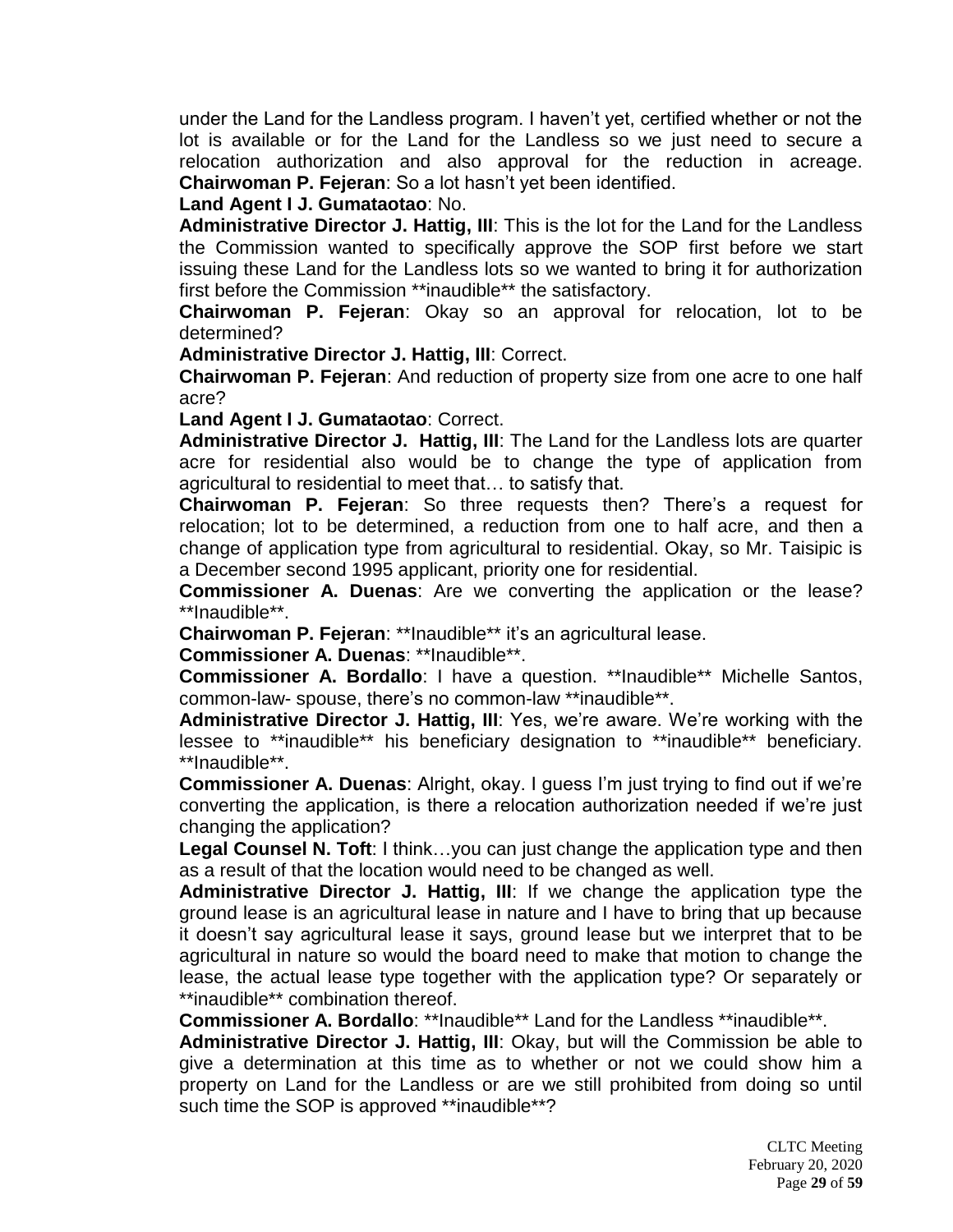under the Land for the Landless program. I haven't yet, certified whether or not the lot is available or for the Land for the Landless so we just need to secure a relocation authorization and also approval for the reduction in acreage.

**Chairwoman P. Fejeran**: So a lot hasn't yet been identified.

**Land Agent I J. Gumataotao**: No.

**Administrative Director J. Hattig, III**: This is the lot for the Land for the Landless the Commission wanted to specifically approve the SOP first before we start issuing these Land for the Landless lots so we wanted to bring it for authorization first before the Commission **inaudible** the satisfactory.

**Chairwoman P. Fejeran**: Okay so an approval for relocation, lot to be determined?

**Administrative Director J. Hattig, III**: Correct.

**Chairwoman P. Fejeran**: And reduction of property size from one acre to one half acre?

**Land Agent I J. Gumataotao**: Correct.

**Administrative Director J. Hattig, III**: The Land for the Landless lots are quarter acre for residential also would be to change the type of application from agricultural to residential to meet that… to satisfy that.

**Chairwoman P. Fejeran**: So three requests then? There's a request for relocation; lot to be determined, a reduction from one to half acre, and then a change of application type from agricultural to residential. Okay, so Mr. Taisipic is a December second 1995 applicant, priority one for residential.

**Commissioner A. Duenas**: Are we converting the application or the lease? **Inaudible**.

**Chairwoman P. Fejeran**: **Inaudible** it's an agricultural lease.

**Commissioner A. Duenas**: **Inaudible**.

**Commissioner A. Bordallo**: I have a question. **Inaudible** Michelle Santos, common-law- spouse, there's no common-law **inaudible**.

**Administrative Director J. Hattig, III**: Yes, we're aware. We're working with the lessee to **inaudible** his beneficiary designation to **inaudible** beneficiary. **Inaudible**.

**Commissioner A. Duenas**: Alright, okay. I guess I'm just trying to find out if we're converting the application, is there a relocation authorization needed if we're just changing the application?

**Legal Counsel N. Toft**: I think…you can just change the application type and then as a result of that the location would need to be changed as well.

**Administrative Director J. Hattig, III**: If we change the application type the ground lease is an agricultural lease in nature and I have to bring that up because it doesn't say agricultural lease it says, ground lease but we interpret that to be agricultural in nature so would the board need to make that motion to change the lease, the actual lease type together with the application type? Or separately or **inaudible** combination thereof.

**Commissioner A. Bordallo**: **Inaudible** Land for the Landless **inaudible**.

**Administrative Director J. Hattig, III**: Okay, but will the Commission be able to give a determination at this time as to whether or not we could show him a property on Land for the Landless or are we still prohibited from doing so until such time the SOP is approved **inaudible**?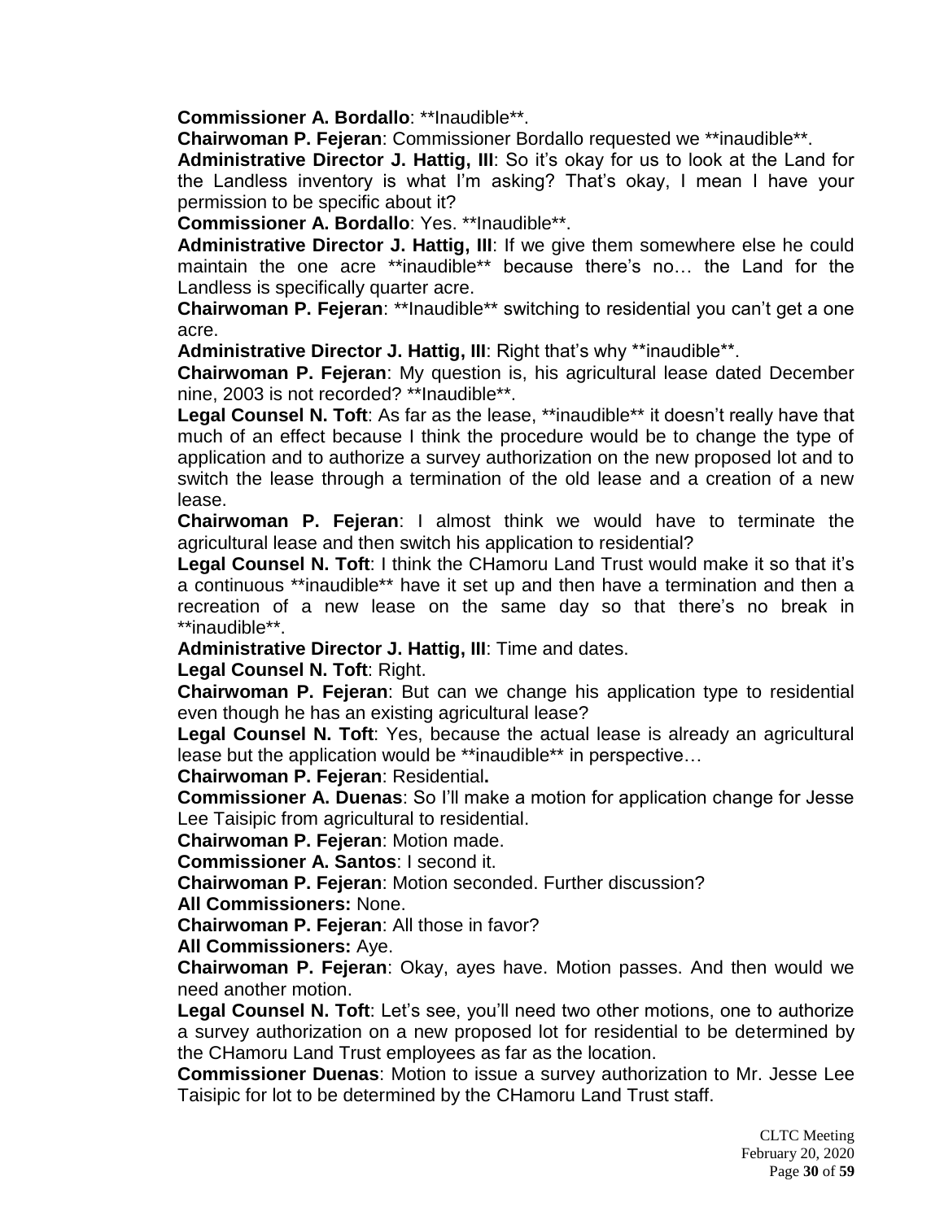**Commissioner A. Bordallo**: **Inaudible**.

**Chairwoman P. Fejeran**: Commissioner Bordallo requested we **inaudible**.

**Administrative Director J. Hattig, III**: So it's okay for us to look at the Land for the Landless inventory is what I'm asking? That's okay, I mean I have your permission to be specific about it?

**Commissioner A. Bordallo**: Yes. **Inaudible**.

**Administrative Director J. Hattig, III**: If we give them somewhere else he could maintain the one acre **inaudible** because there's no… the Land for the Landless is specifically quarter acre.

**Chairwoman P. Fejeran**: **Inaudible** switching to residential you can't get a one acre.

**Administrative Director J. Hattig, III**: Right that's why **inaudible**.

**Chairwoman P. Fejeran**: My question is, his agricultural lease dated December nine, 2003 is not recorded? **Inaudible**.

**Legal Counsel N. Toft**: As far as the lease, **inaudible** it doesn't really have that much of an effect because I think the procedure would be to change the type of application and to authorize a survey authorization on the new proposed lot and to switch the lease through a termination of the old lease and a creation of a new lease.

**Chairwoman P. Fejeran**: I almost think we would have to terminate the agricultural lease and then switch his application to residential?

**Legal Counsel N. Toft**: I think the CHamoru Land Trust would make it so that it's a continuous **inaudible** have it set up and then have a termination and then a recreation of a new lease on the same day so that there's no break in **inaudible**.

**Administrative Director J. Hattig, III**: Time and dates.

**Legal Counsel N. Toft**: Right.

**Chairwoman P. Fejeran**: But can we change his application type to residential even though he has an existing agricultural lease?

**Legal Counsel N. Toft**: Yes, because the actual lease is already an agricultural lease but the application would be **inaudible** in perspective…

**Chairwoman P. Fejeran**: Residential**.**

**Commissioner A. Duenas**: So I'll make a motion for application change for Jesse Lee Taisipic from agricultural to residential.

**Chairwoman P. Fejeran**: Motion made.

**Commissioner A. Santos**: I second it.

**Chairwoman P. Fejeran**: Motion seconded. Further discussion?

**All Commissioners:** None.

**Chairwoman P. Fejeran**: All those in favor?

**All Commissioners:** Aye.

**Chairwoman P. Fejeran**: Okay, ayes have. Motion passes. And then would we need another motion.

**Legal Counsel N. Toft**: Let's see, you'll need two other motions, one to authorize a survey authorization on a new proposed lot for residential to be determined by the CHamoru Land Trust employees as far as the location.

**Commissioner Duenas**: Motion to issue a survey authorization to Mr. Jesse Lee Taisipic for lot to be determined by the CHamoru Land Trust staff.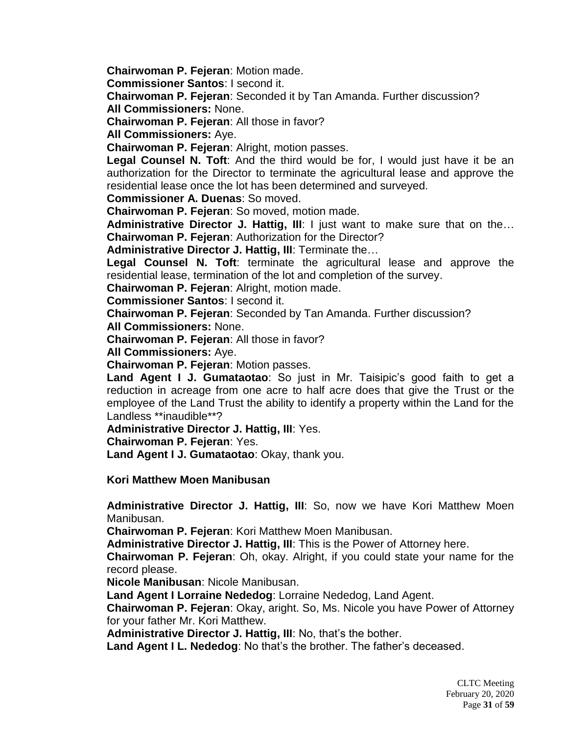**Chairwoman P. Fejeran**: Motion made.
**Commissioner Santos**: I second it.
**Chairwoman P. Fejeran**: Seconded it by Tan Amanda. Further discussion?
**All Commissioners:** None.
**Chairwoman P. Fejeran**: All those in favor?
**All Commissioners:** Aye.
**Chairwoman P. Fejeran**: Alright, motion passes.
**Legal Counsel N. Toft**: And the third would be for, I would just have it be an authorization for the Director to terminate the agricultural lease and approve the residential lease once the lot has been determined and surveyed.
**Commissioner A. Duenas**: So moved.
**Chairwoman P. Fejeran**: So moved, motion made.
**Administrative Director J. Hattig, III**: I just want to make sure that on the…
**Chairwoman P. Fejeran**: Authorization for the Director?
**Administrative Director J. Hattig, III**: Terminate the…
**Legal Counsel N. Toft**: terminate the agricultural lease and approve the residential lease, termination of the lot and completion of the survey.
**Chairwoman P. Fejeran**: Alright, motion made.
**Commissioner Santos**: I second it.
**Chairwoman P. Fejeran**: Seconded by Tan Amanda. Further discussion?
**All Commissioners:** None.
**Chairwoman P. Fejeran**: All those in favor?
**All Commissioners:** Aye.
**Chairwoman P. Fejeran**: Motion passes.
**Land Agent I J. Gumataotao**: So just in Mr. Taisipic's good faith to get a reduction in acreage from one acre to half acre does that give the Trust or the employee of the Land Trust the ability to identify a property within the Land for the Landless **inaudible**?
**Administrative Director J. Hattig, III**: Yes.
**Chairwoman P. Fejeran**: Yes.
**Land Agent I J. Gumataotao**: Okay, thank you.

**Kori Matthew Moen Manibusan**

**Administrative Director J. Hattig, III**: So, now we have Kori Matthew Moen Manibusan.
**Chairwoman P. Fejeran**: Kori Matthew Moen Manibusan.
**Administrative Director J. Hattig, III**: This is the Power of Attorney here.
**Chairwoman P. Fejeran**: Oh, okay. Alright, if you could state your name for the record please.
**Nicole Manibusan**: Nicole Manibusan.
**Land Agent I Lorraine Nededog**: Lorraine Nededog, Land Agent.
**Chairwoman P. Fejeran**: Okay, aright. So, Ms. Nicole you have Power of Attorney for your father Mr. Kori Matthew.
**Administrative Director J. Hattig, III**: No, that's the bother.
**Land Agent I L. Nededog**: No that's the brother. The father's deceased.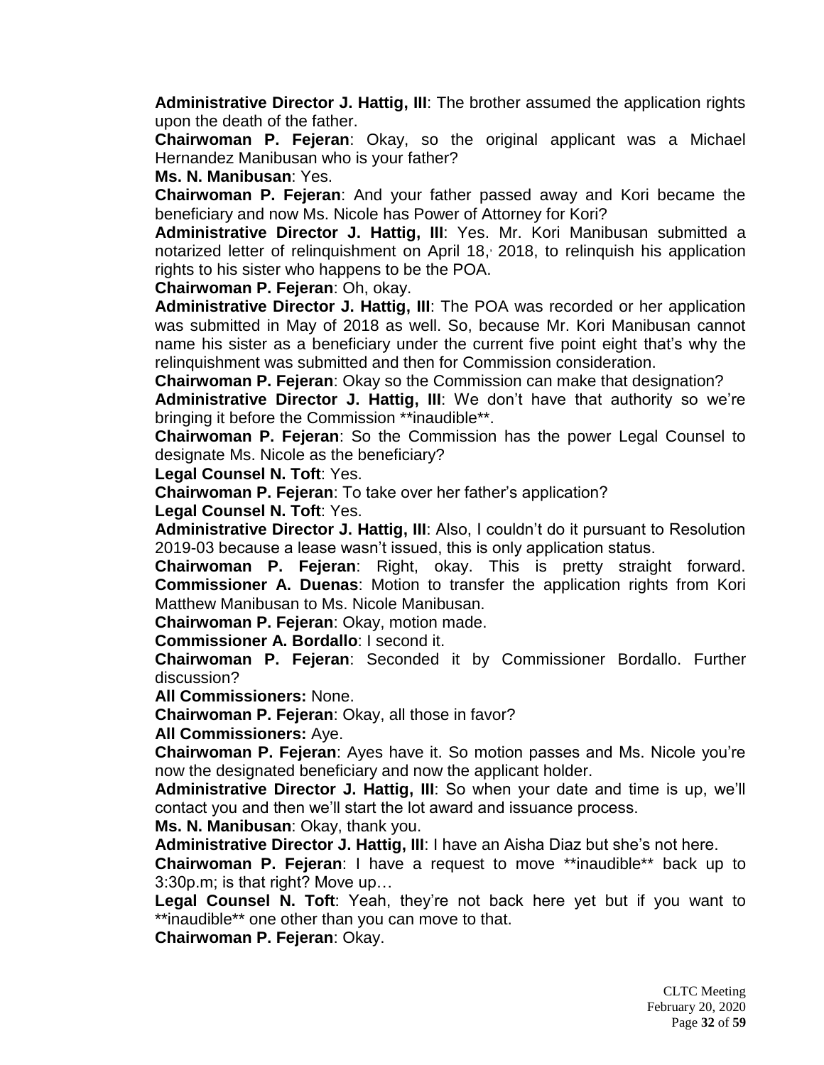**Administrative Director J. Hattig, III**: The brother assumed the application rights upon the death of the father.

**Chairwoman P. Fejeran**: Okay, so the original applicant was a Michael Hernandez Manibusan who is your father?

**Ms. N. Manibusan**: Yes.

**Chairwoman P. Fejeran**: And your father passed away and Kori became the beneficiary and now Ms. Nicole has Power of Attorney for Kori?

**Administrative Director J. Hattig, III**: Yes. Mr. Kori Manibusan submitted a notarized letter of relinquishment on April 18, 2018, to relinquish his application rights to his sister who happens to be the POA.

**Chairwoman P. Fejeran**: Oh, okay.

**Administrative Director J. Hattig, III**: The POA was recorded or her application was submitted in May of 2018 as well. So, because Mr. Kori Manibusan cannot name his sister as a beneficiary under the current five point eight that's why the relinquishment was submitted and then for Commission consideration.

**Chairwoman P. Fejeran**: Okay so the Commission can make that designation?

**Administrative Director J. Hattig, III**: We don't have that authority so we're bringing it before the Commission **inaudible**.

**Chairwoman P. Fejeran**: So the Commission has the power Legal Counsel to designate Ms. Nicole as the beneficiary?

**Legal Counsel N. Toft**: Yes.

**Chairwoman P. Fejeran**: To take over her father's application?

**Legal Counsel N. Toft**: Yes.

**Administrative Director J. Hattig, III**: Also, I couldn't do it pursuant to Resolution 2019-03 because a lease wasn't issued, this is only application status.

**Chairwoman P. Fejeran**: Right, okay. This is pretty straight forward.

**Commissioner A. Duenas**: Motion to transfer the application rights from Kori Matthew Manibusan to Ms. Nicole Manibusan.

**Chairwoman P. Fejeran**: Okay, motion made.

**Commissioner A. Bordallo**: I second it.

**Chairwoman P. Fejeran**: Seconded it by Commissioner Bordallo. Further discussion?

**All Commissioners:** None.

**Chairwoman P. Fejeran**: Okay, all those in favor?

**All Commissioners:** Aye.

**Chairwoman P. Fejeran**: Ayes have it. So motion passes and Ms. Nicole you're now the designated beneficiary and now the applicant holder.

**Administrative Director J. Hattig, III**: So when your date and time is up, we'll contact you and then we'll start the lot award and issuance process.

**Ms. N. Manibusan**: Okay, thank you.

**Administrative Director J. Hattig, III**: I have an Aisha Diaz but she's not here.

**Chairwoman P. Fejeran**: I have a request to move **inaudible** back up to 3:30p.m; is that right? Move up…

**Legal Counsel N. Toft**: Yeah, they're not back here yet but if you want to **inaudible** one other than you can move to that.

**Chairwoman P. Fejeran**: Okay.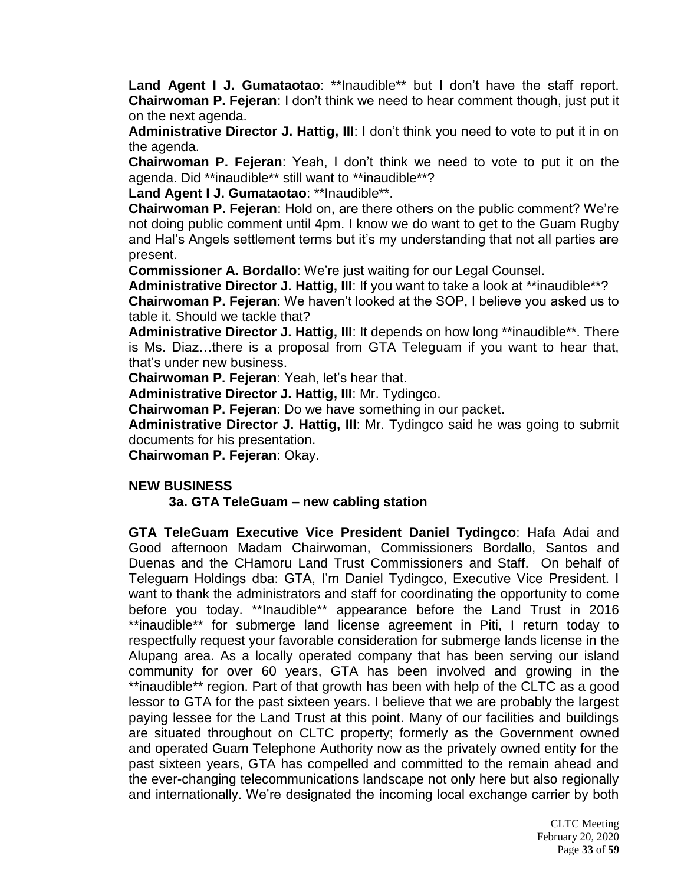**Land Agent I J. Gumataotao**: **Inaudible** but I don't have the staff report.
**Chairwoman P. Fejeran**: I don't think we need to hear comment though, just put it on the next agenda.
**Administrative Director J. Hattig, III**: I don't think you need to vote to put it in on the agenda.
**Chairwoman P. Fejeran**: Yeah, I don't think we need to vote to put it on the agenda. Did **inaudible** still want to **inaudible**?
**Land Agent I J. Gumataotao**: **Inaudible**.
**Chairwoman P. Fejeran**: Hold on, are there others on the public comment? We're not doing public comment until 4pm. I know we do want to get to the Guam Rugby and Hal's Angels settlement terms but it's my understanding that not all parties are present.
**Commissioner A. Bordallo**: We're just waiting for our Legal Counsel.
**Administrative Director J. Hattig, III**: If you want to take a look at **inaudible**?
**Chairwoman P. Fejeran**: We haven't looked at the SOP, I believe you asked us to table it. Should we tackle that?
**Administrative Director J. Hattig, III**: It depends on how long **inaudible**. There is Ms. Diaz…there is a proposal from GTA Teleguam if you want to hear that, that's under new business.
**Chairwoman P. Fejeran**: Yeah, let's hear that.
**Administrative Director J. Hattig, III**: Mr. Tydingco.
**Chairwoman P. Fejeran**: Do we have something in our packet.
**Administrative Director J. Hattig, III**: Mr. Tydingco said he was going to submit documents for his presentation.
**Chairwoman P. Fejeran**: Okay.

**NEW BUSINESS**

**3a. GTA TeleGuam – new cabling station**

**GTA TeleGuam Executive Vice President Daniel Tydingco**: Hafa Adai and Good afternoon Madam Chairwoman, Commissioners Bordallo, Santos and Duenas and the CHamoru Land Trust Commissioners and Staff. On behalf of Teleguam Holdings dba: GTA, I'm Daniel Tydingco, Executive Vice President. I want to thank the administrators and staff for coordinating the opportunity to come before you today. **Inaudible** appearance before the Land Trust in 2016 **inaudible** for submerge land license agreement in Piti, I return today to respectfully request your favorable consideration for submerge lands license in the Alupang area. As a locally operated company that has been serving our island community for over 60 years, GTA has been involved and growing in the **inaudible** region. Part of that growth has been with help of the CLTC as a good lessor to GTA for the past sixteen years. I believe that we are probably the largest paying lessee for the Land Trust at this point. Many of our facilities and buildings are situated throughout on CLTC property; formerly as the Government owned and operated Guam Telephone Authority now as the privately owned entity for the past sixteen years, GTA has compelled and committed to the remain ahead and the ever-changing telecommunications landscape not only here but also regionally and internationally. We're designated the incoming local exchange carrier by both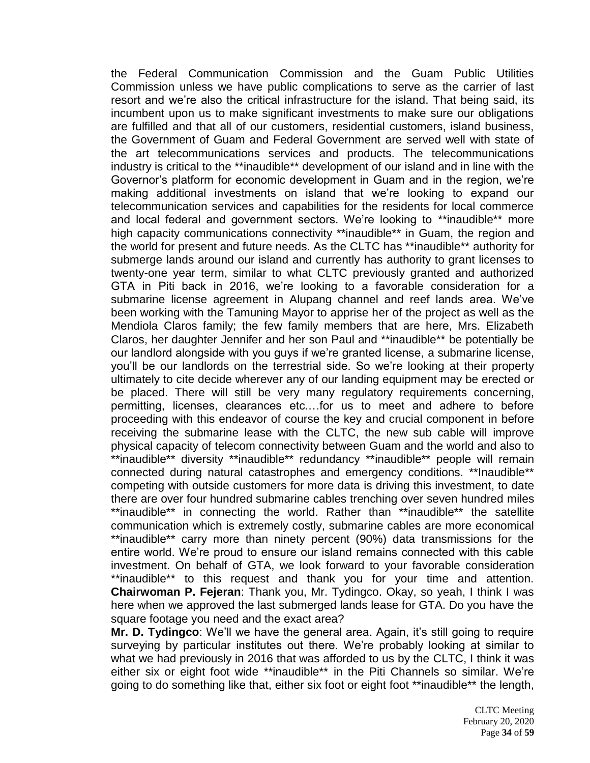the Federal Communication Commission and the Guam Public Utilities Commission unless we have public complications to serve as the carrier of last resort and we're also the critical infrastructure for the island. That being said, its incumbent upon us to make significant investments to make sure our obligations are fulfilled and that all of our customers, residential customers, island business, the Government of Guam and Federal Government are served well with state of the art telecommunications services and products. The telecommunications industry is critical to the **inaudible** development of our island and in line with the Governor's platform for economic development in Guam and in the region, we're making additional investments on island that we're looking to expand our telecommunication services and capabilities for the residents for local commerce and local federal and government sectors. We're looking to **inaudible** more high capacity communications connectivity **inaudible** in Guam, the region and the world for present and future needs. As the CLTC has **inaudible** authority for submerge lands around our island and currently has authority to grant licenses to twenty-one year term, similar to what CLTC previously granted and authorized GTA in Piti back in 2016, we're looking to a favorable consideration for a submarine license agreement in Alupang channel and reef lands area. We've been working with the Tamuning Mayor to apprise her of the project as well as the Mendiola Claros family; the few family members that are here, Mrs. Elizabeth Claros, her daughter Jennifer and her son Paul and **inaudible** be potentially be our landlord alongside with you guys if we're granted license, a submarine license, you'll be our landlords on the terrestrial side. So we're looking at their property ultimately to cite decide wherever any of our landing equipment may be erected or be placed. There will still be very many regulatory requirements concerning, permitting, licenses, clearances etc.…for us to meet and adhere to before proceeding with this endeavor of course the key and crucial component in before receiving the submarine lease with the CLTC, the new sub cable will improve physical capacity of telecom connectivity between Guam and the world and also to **inaudible** diversity **inaudible** redundancy **inaudible** people will remain connected during natural catastrophes and emergency conditions. **Inaudible** competing with outside customers for more data is driving this investment, to date there are over four hundred submarine cables trenching over seven hundred miles **inaudible** in connecting the world. Rather than **inaudible** the satellite communication which is extremely costly, submarine cables are more economical **inaudible** carry more than ninety percent (90%) data transmissions for the entire world. We're proud to ensure our island remains connected with this cable investment. On behalf of GTA, we look forward to your favorable consideration **inaudible** to this request and thank you for your time and attention.
**Chairwoman P. Fejeran**: Thank you, Mr. Tydingco. Okay, so yeah, I think I was here when we approved the last submerged lands lease for GTA. Do you have the square footage you need and the exact area?
**Mr. D. Tydingco**: We'll we have the general area. Again, it's still going to require surveying by particular institutes out there. We're probably looking at similar to what we had previously in 2016 that was afforded to us by the CLTC, I think it was either six or eight foot wide **inaudible** in the Piti Channels so similar. We're going to do something like that, either six foot or eight foot **inaudible** the length,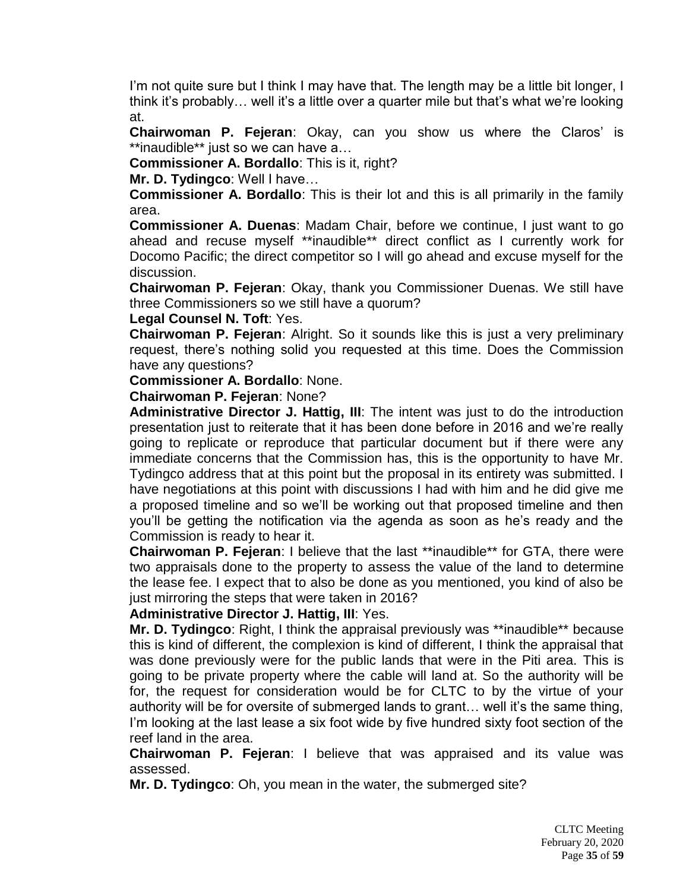I'm not quite sure but I think I may have that. The length may be a little bit longer, I think it's probably… well it's a little over a quarter mile but that's what we're looking at.

**Chairwoman P. Fejeran**: Okay, can you show us where the Claros' is **inaudible** just so we can have a…

**Commissioner A. Bordallo**: This is it, right?

**Mr. D. Tydingco**: Well I have…

**Commissioner A. Bordallo**: This is their lot and this is all primarily in the family area.

**Commissioner A. Duenas**: Madam Chair, before we continue, I just want to go ahead and recuse myself **inaudible** direct conflict as I currently work for Docomo Pacific; the direct competitor so I will go ahead and excuse myself for the discussion.

**Chairwoman P. Fejeran**: Okay, thank you Commissioner Duenas. We still have three Commissioners so we still have a quorum?

**Legal Counsel N. Toft**: Yes.

**Chairwoman P. Fejeran**: Alright. So it sounds like this is just a very preliminary request, there's nothing solid you requested at this time. Does the Commission have any questions?

**Commissioner A. Bordallo**: None.

**Chairwoman P. Fejeran**: None?

**Administrative Director J. Hattig, III**: The intent was just to do the introduction presentation just to reiterate that it has been done before in 2016 and we're really going to replicate or reproduce that particular document but if there were any immediate concerns that the Commission has, this is the opportunity to have Mr. Tydingco address that at this point but the proposal in its entirety was submitted. I have negotiations at this point with discussions I had with him and he did give me a proposed timeline and so we'll be working out that proposed timeline and then you'll be getting the notification via the agenda as soon as he's ready and the Commission is ready to hear it.

**Chairwoman P. Fejeran**: I believe that the last **inaudible** for GTA, there were two appraisals done to the property to assess the value of the land to determine the lease fee. I expect that to also be done as you mentioned, you kind of also be just mirroring the steps that were taken in 2016?

**Administrative Director J. Hattig, III**: Yes.

**Mr. D. Tydingco**: Right, I think the appraisal previously was **inaudible** because this is kind of different, the complexion is kind of different, I think the appraisal that was done previously were for the public lands that were in the Piti area. This is going to be private property where the cable will land at. So the authority will be for, the request for consideration would be for CLTC to by the virtue of your authority will be for oversite of submerged lands to grant… well it's the same thing, I'm looking at the last lease a six foot wide by five hundred sixty foot section of the reef land in the area.

**Chairwoman P. Fejeran**: I believe that was appraised and its value was assessed.

**Mr. D. Tydingco**: Oh, you mean in the water, the submerged site?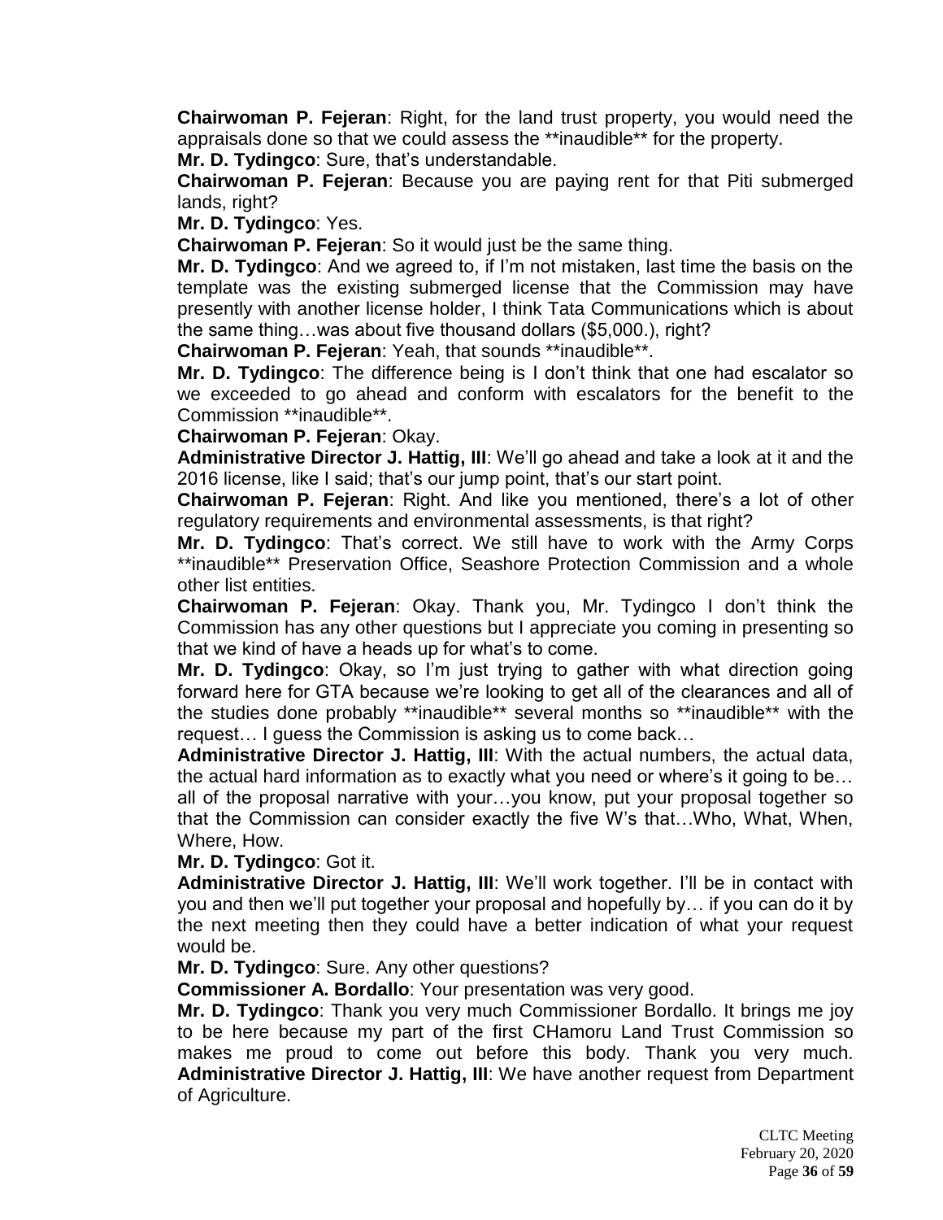**Chairwoman P. Fejeran**: Right, for the land trust property, you would need the appraisals done so that we could assess the **inaudible** for the property.

**Mr. D. Tydingco**: Sure, that's understandable.

**Chairwoman P. Fejeran**: Because you are paying rent for that Piti submerged lands, right?

**Mr. D. Tydingco**: Yes.

**Chairwoman P. Fejeran**: So it would just be the same thing.

**Mr. D. Tydingco**: And we agreed to, if I'm not mistaken, last time the basis on the template was the existing submerged license that the Commission may have presently with another license holder, I think Tata Communications which is about the same thing…was about five thousand dollars ($5,000.), right?

**Chairwoman P. Fejeran**: Yeah, that sounds **inaudible**.

**Mr. D. Tydingco**: The difference being is I don't think that one had escalator so we exceeded to go ahead and conform with escalators for the benefit to the Commission **inaudible**.

**Chairwoman P. Fejeran**: Okay.

**Administrative Director J. Hattig, III**: We'll go ahead and take a look at it and the 2016 license, like I said; that's our jump point, that's our start point.

**Chairwoman P. Fejeran**: Right. And like you mentioned, there's a lot of other regulatory requirements and environmental assessments, is that right?

**Mr. D. Tydingco**: That's correct. We still have to work with the Army Corps **inaudible** Preservation Office, Seashore Protection Commission and a whole other list entities.

**Chairwoman P. Fejeran**: Okay. Thank you, Mr. Tydingco I don't think the Commission has any other questions but I appreciate you coming in presenting so that we kind of have a heads up for what's to come.

**Mr. D. Tydingco**: Okay, so I'm just trying to gather with what direction going forward here for GTA because we're looking to get all of the clearances and all of the studies done probably **inaudible** several months so **inaudible** with the request… I guess the Commission is asking us to come back…

**Administrative Director J. Hattig, III**: With the actual numbers, the actual data, the actual hard information as to exactly what you need or where's it going to be… all of the proposal narrative with your…you know, put your proposal together so that the Commission can consider exactly the five W's that…Who, What, When, Where, How.

**Mr. D. Tydingco**: Got it.

**Administrative Director J. Hattig, III**: We'll work together. I'll be in contact with you and then we'll put together your proposal and hopefully by… if you can do it by the next meeting then they could have a better indication of what your request would be.

**Mr. D. Tydingco**: Sure. Any other questions?

**Commissioner A. Bordallo**: Your presentation was very good.

**Mr. D. Tydingco**: Thank you very much Commissioner Bordallo. It brings me joy to be here because my part of the first CHamoru Land Trust Commission so makes me proud to come out before this body. Thank you very much.

**Administrative Director J. Hattig, III**: We have another request from Department of Agriculture.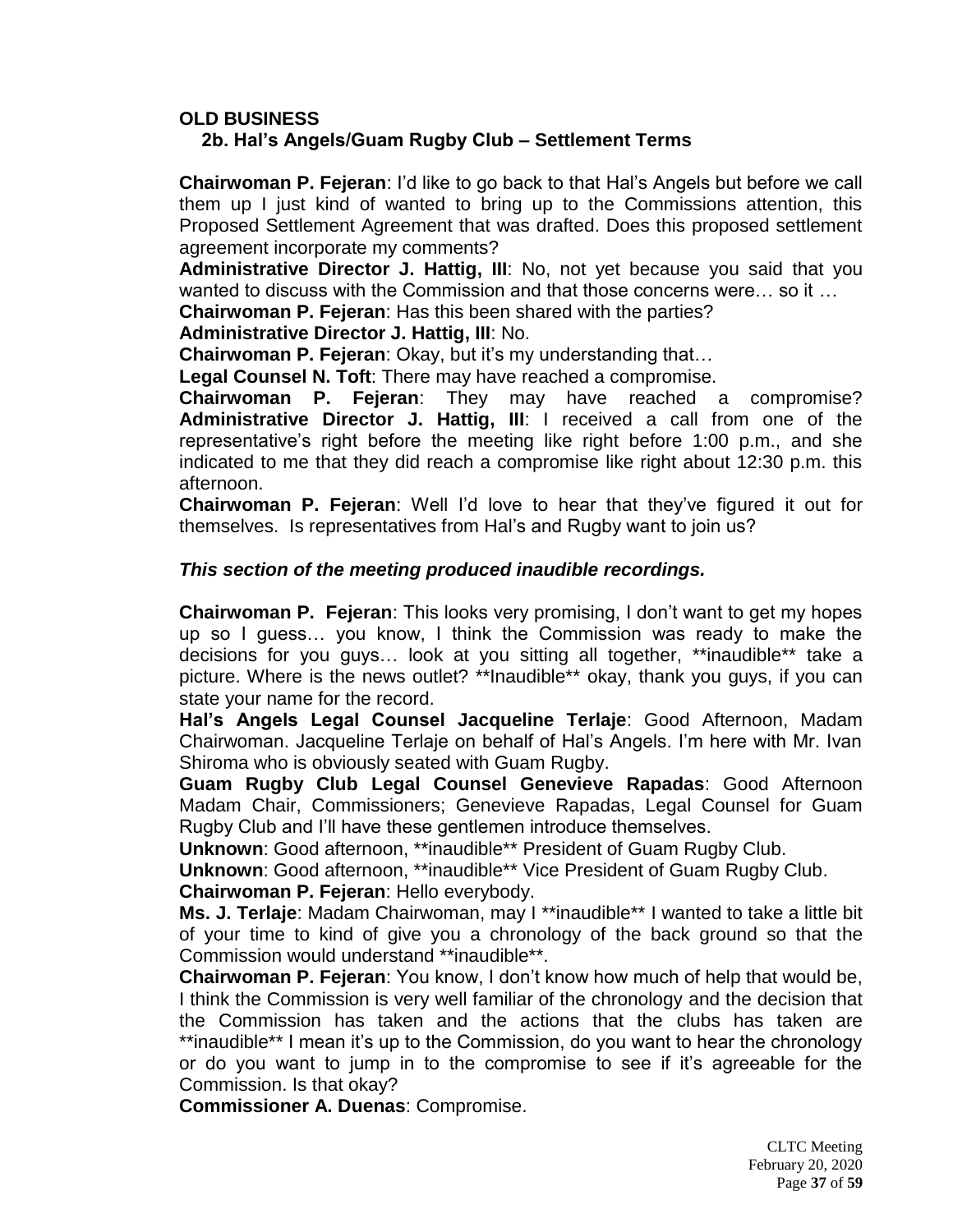**OLD BUSINESS**

**2b. Hal's Angels/Guam Rugby Club – Settlement Terms**

**Chairwoman P. Fejeran**: I'd like to go back to that Hal's Angels but before we call them up I just kind of wanted to bring up to the Commissions attention, this Proposed Settlement Agreement that was drafted. Does this proposed settlement agreement incorporate my comments?

**Administrative Director J. Hattig, III**: No, not yet because you said that you wanted to discuss with the Commission and that those concerns were… so it …

**Chairwoman P. Fejeran**: Has this been shared with the parties?

**Administrative Director J. Hattig, III**: No.

**Chairwoman P. Fejeran**: Okay, but it's my understanding that…

**Legal Counsel N. Toft**: There may have reached a compromise.

**Chairwoman P. Fejeran**: They may have reached a compromise?

**Administrative Director J. Hattig, III**: I received a call from one of the representative's right before the meeting like right before 1:00 p.m., and she indicated to me that they did reach a compromise like right about 12:30 p.m. this afternoon.

**Chairwoman P. Fejeran**: Well I'd love to hear that they've figured it out for themselves. Is representatives from Hal's and Rugby want to join us?

***This section of the meeting produced inaudible recordings.***

**Chairwoman P. Fejeran**: This looks very promising, I don't want to get my hopes up so I guess… you know, I think the Commission was ready to make the decisions for you guys… look at you sitting all together, **inaudible** take a picture. Where is the news outlet? **Inaudible** okay, thank you guys, if you can state your name for the record.

**Hal's Angels Legal Counsel Jacqueline Terlaje**: Good Afternoon, Madam Chairwoman. Jacqueline Terlaje on behalf of Hal's Angels. I'm here with Mr. Ivan Shiroma who is obviously seated with Guam Rugby.

**Guam Rugby Club Legal Counsel Genevieve Rapadas**: Good Afternoon Madam Chair, Commissioners; Genevieve Rapadas, Legal Counsel for Guam Rugby Club and I'll have these gentlemen introduce themselves.

**Unknown**: Good afternoon, **inaudible** President of Guam Rugby Club.

**Unknown**: Good afternoon, **inaudible** Vice President of Guam Rugby Club.

**Chairwoman P. Fejeran**: Hello everybody.

**Ms. J. Terlaje**: Madam Chairwoman, may I **inaudible** I wanted to take a little bit of your time to kind of give you a chronology of the back ground so that the Commission would understand **inaudible**.

**Chairwoman P. Fejeran**: You know, I don't know how much of help that would be, I think the Commission is very well familiar of the chronology and the decision that the Commission has taken and the actions that the clubs has taken are **inaudible** I mean it's up to the Commission, do you want to hear the chronology or do you want to jump in to the compromise to see if it's agreeable for the Commission. Is that okay?

**Commissioner A. Duenas**: Compromise.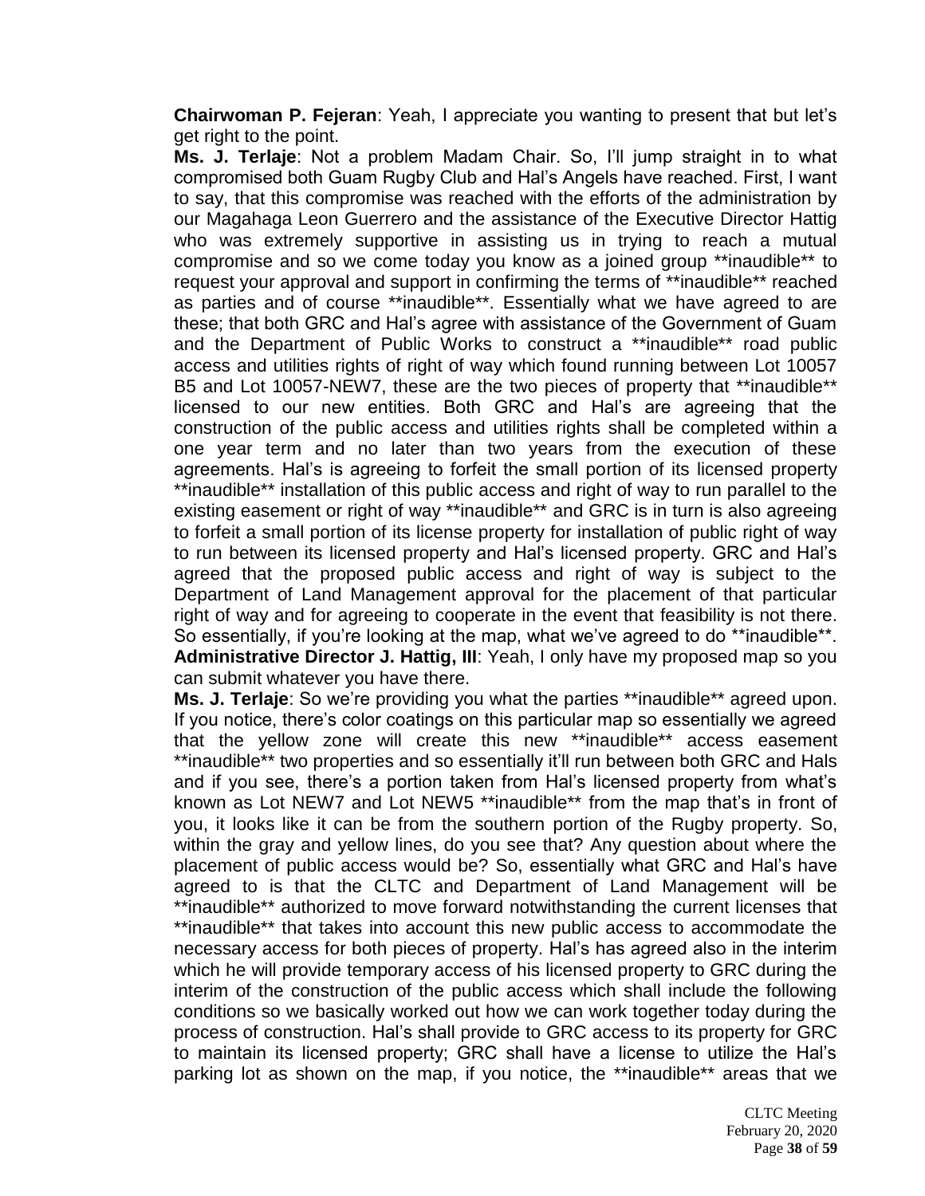**Chairwoman P. Fejeran**: Yeah, I appreciate you wanting to present that but let's get right to the point.

**Ms. J. Terlaje**: Not a problem Madam Chair. So, I'll jump straight in to what compromised both Guam Rugby Club and Hal's Angels have reached. First, I want to say, that this compromise was reached with the efforts of the administration by our Magahaga Leon Guerrero and the assistance of the Executive Director Hattig who was extremely supportive in assisting us in trying to reach a mutual compromise and so we come today you know as a joined group **inaudible** to request your approval and support in confirming the terms of **inaudible** reached as parties and of course **inaudible**. Essentially what we have agreed to are these; that both GRC and Hal's agree with assistance of the Government of Guam and the Department of Public Works to construct a **inaudible** road public access and utilities rights of right of way which found running between Lot 10057 B5 and Lot 10057-NEW7, these are the two pieces of property that **inaudible** licensed to our new entities. Both GRC and Hal's are agreeing that the construction of the public access and utilities rights shall be completed within a one year term and no later than two years from the execution of these agreements. Hal's is agreeing to forfeit the small portion of its licensed property **inaudible** installation of this public access and right of way to run parallel to the existing easement or right of way **inaudible** and GRC is in turn is also agreeing to forfeit a small portion of its license property for installation of public right of way to run between its licensed property and Hal's licensed property. GRC and Hal's agreed that the proposed public access and right of way is subject to the Department of Land Management approval for the placement of that particular right of way and for agreeing to cooperate in the event that feasibility is not there. So essentially, if you're looking at the map, what we've agreed to do **inaudible**.

**Administrative Director J. Hattig, III**: Yeah, I only have my proposed map so you can submit whatever you have there.

**Ms. J. Terlaje**: So we're providing you what the parties **inaudible** agreed upon. If you notice, there's color coatings on this particular map so essentially we agreed that the yellow zone will create this new **inaudible** access easement **inaudible** two properties and so essentially it'll run between both GRC and Hals and if you see, there's a portion taken from Hal's licensed property from what's known as Lot NEW7 and Lot NEW5 **inaudible** from the map that's in front of you, it looks like it can be from the southern portion of the Rugby property. So, within the gray and yellow lines, do you see that? Any question about where the placement of public access would be? So, essentially what GRC and Hal's have agreed to is that the CLTC and Department of Land Management will be **inaudible** authorized to move forward notwithstanding the current licenses that **inaudible** that takes into account this new public access to accommodate the necessary access for both pieces of property. Hal's has agreed also in the interim which he will provide temporary access of his licensed property to GRC during the interim of the construction of the public access which shall include the following conditions so we basically worked out how we can work together today during the process of construction. Hal's shall provide to GRC access to its property for GRC to maintain its licensed property; GRC shall have a license to utilize the Hal's parking lot as shown on the map, if you notice, the **inaudible** areas that we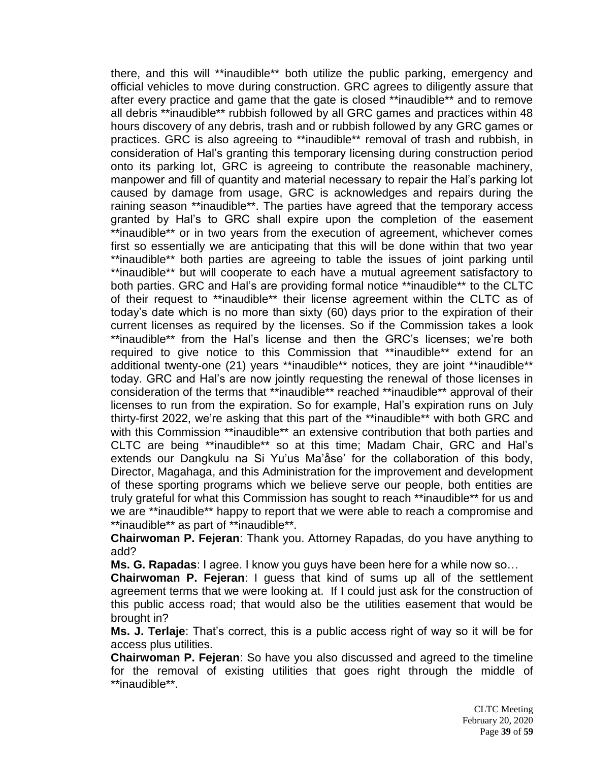there, and this will **inaudible** both utilize the public parking, emergency and official vehicles to move during construction. GRC agrees to diligently assure that after every practice and game that the gate is closed **inaudible** and to remove all debris **inaudible** rubbish followed by all GRC games and practices within 48 hours discovery of any debris, trash and or rubbish followed by any GRC games or practices. GRC is also agreeing to **inaudible** removal of trash and rubbish, in consideration of Hal's granting this temporary licensing during construction period onto its parking lot, GRC is agreeing to contribute the reasonable machinery, manpower and fill of quantity and material necessary to repair the Hal's parking lot caused by damage from usage, GRC is acknowledges and repairs during the raining season **inaudible**. The parties have agreed that the temporary access granted by Hal's to GRC shall expire upon the completion of the easement **inaudible** or in two years from the execution of agreement, whichever comes first so essentially we are anticipating that this will be done within that two year **inaudible** both parties are agreeing to table the issues of joint parking until **inaudible** but will cooperate to each have a mutual agreement satisfactory to both parties. GRC and Hal's are providing formal notice **inaudible** to the CLTC of their request to **inaudible** their license agreement within the CLTC as of today's date which is no more than sixty (60) days prior to the expiration of their current licenses as required by the licenses. So if the Commission takes a look **inaudible** from the Hal's license and then the GRC's licenses; we're both required to give notice to this Commission that **inaudible** extend for an additional twenty-one (21) years **inaudible** notices, they are joint **inaudible** today. GRC and Hal's are now jointly requesting the renewal of those licenses in consideration of the terms that **inaudible** reached **inaudible** approval of their licenses to run from the expiration. So for example, Hal's expiration runs on July thirty-first 2022, we're asking that this part of the **inaudible** with both GRC and with this Commission **inaudible** an extensive contribution that both parties and CLTC are being **inaudible** so at this time; Madam Chair, GRC and Hal's extends our Dangkulu na Si Yu'us Ma'åse' for the collaboration of this body, Director, Magahaga, and this Administration for the improvement and development of these sporting programs which we believe serve our people, both entities are truly grateful for what this Commission has sought to reach **inaudible** for us and we are **inaudible** happy to report that we were able to reach a compromise and **inaudible** as part of **inaudible**.

**Chairwoman P. Fejeran**: Thank you. Attorney Rapadas, do you have anything to add?

**Ms. G. Rapadas**: I agree. I know you guys have been here for a while now so…

**Chairwoman P. Fejeran**: I guess that kind of sums up all of the settlement agreement terms that we were looking at. If I could just ask for the construction of this public access road; that would also be the utilities easement that would be brought in?

**Ms. J. Terlaje**: That's correct, this is a public access right of way so it will be for access plus utilities.

**Chairwoman P. Fejeran**: So have you also discussed and agreed to the timeline for the removal of existing utilities that goes right through the middle of **inaudible**.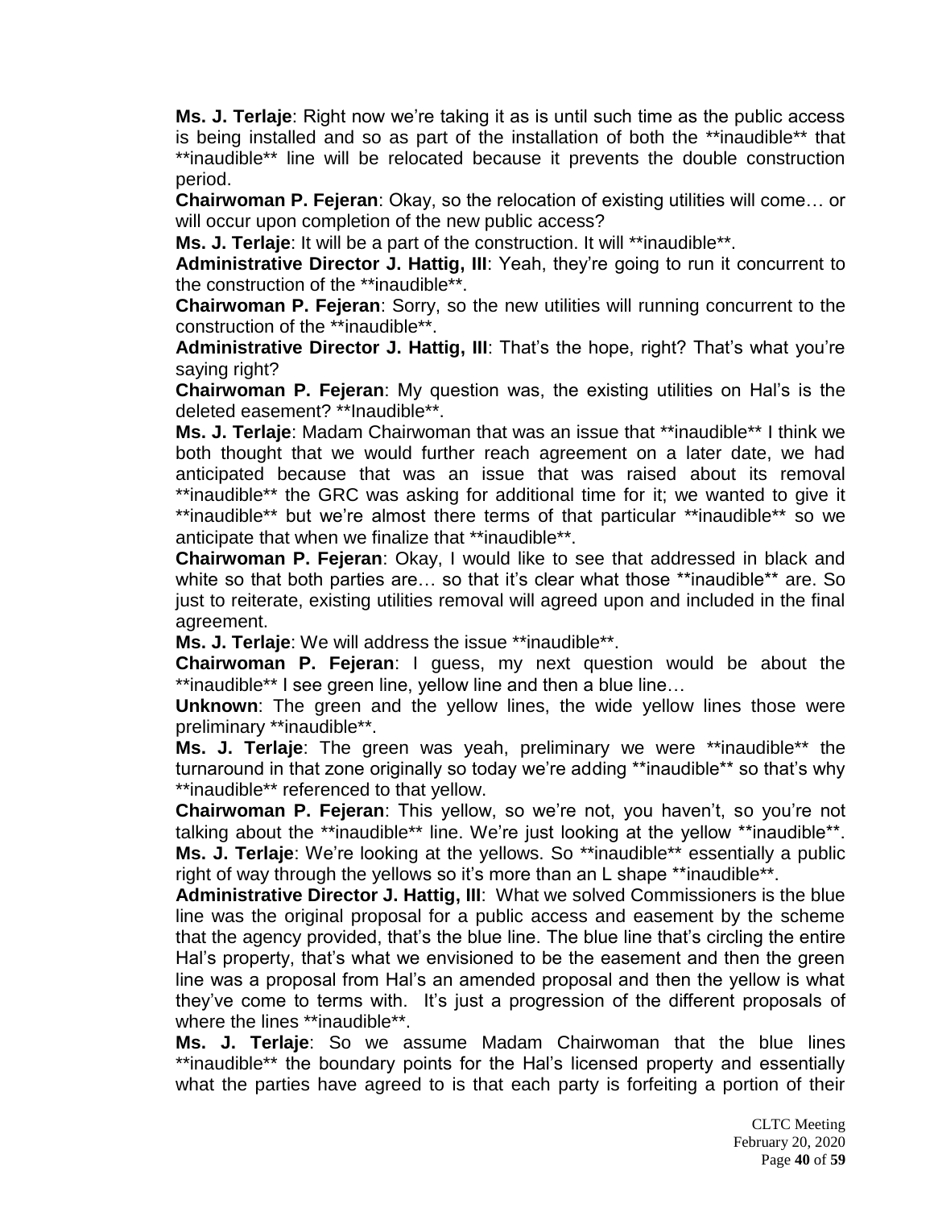**Ms. J. Terlaje**: Right now we're taking it as is until such time as the public access is being installed and so as part of the installation of both the **inaudible** that **inaudible** line will be relocated because it prevents the double construction period.

**Chairwoman P. Fejeran**: Okay, so the relocation of existing utilities will come… or will occur upon completion of the new public access?

**Ms. J. Terlaje**: It will be a part of the construction. It will **inaudible**.

**Administrative Director J. Hattig, III**: Yeah, they're going to run it concurrent to the construction of the **inaudible**.

**Chairwoman P. Fejeran**: Sorry, so the new utilities will running concurrent to the construction of the **inaudible**.

**Administrative Director J. Hattig, III**: That's the hope, right? That's what you're saying right?

**Chairwoman P. Fejeran**: My question was, the existing utilities on Hal's is the deleted easement? **Inaudible**.

**Ms. J. Terlaje**: Madam Chairwoman that was an issue that **inaudible** I think we both thought that we would further reach agreement on a later date, we had anticipated because that was an issue that was raised about its removal **inaudible** the GRC was asking for additional time for it; we wanted to give it **inaudible** but we're almost there terms of that particular **inaudible** so we anticipate that when we finalize that **inaudible**.

**Chairwoman P. Fejeran**: Okay, I would like to see that addressed in black and white so that both parties are… so that it's clear what those **inaudible** are. So just to reiterate, existing utilities removal will agreed upon and included in the final agreement.

**Ms. J. Terlaje**: We will address the issue **inaudible**.

**Chairwoman P. Fejeran**: I guess, my next question would be about the **inaudible** I see green line, yellow line and then a blue line…

**Unknown**: The green and the yellow lines, the wide yellow lines those were preliminary **inaudible**.

**Ms. J. Terlaje**: The green was yeah, preliminary we were **inaudible** the turnaround in that zone originally so today we're adding **inaudible** so that's why **inaudible** referenced to that yellow.

**Chairwoman P. Fejeran**: This yellow, so we're not, you haven't, so you're not talking about the **inaudible** line. We're just looking at the yellow **inaudible**.

**Ms. J. Terlaje**: We're looking at the yellows. So **inaudible** essentially a public right of way through the yellows so it's more than an L shape **inaudible**.

**Administrative Director J. Hattig, III**: What we solved Commissioners is the blue line was the original proposal for a public access and easement by the scheme that the agency provided, that's the blue line. The blue line that's circling the entire Hal's property, that's what we envisioned to be the easement and then the green line was a proposal from Hal's an amended proposal and then the yellow is what they've come to terms with. It's just a progression of the different proposals of where the lines **inaudible**.

**Ms. J. Terlaje**: So we assume Madam Chairwoman that the blue lines **inaudible** the boundary points for the Hal's licensed property and essentially what the parties have agreed to is that each party is forfeiting a portion of their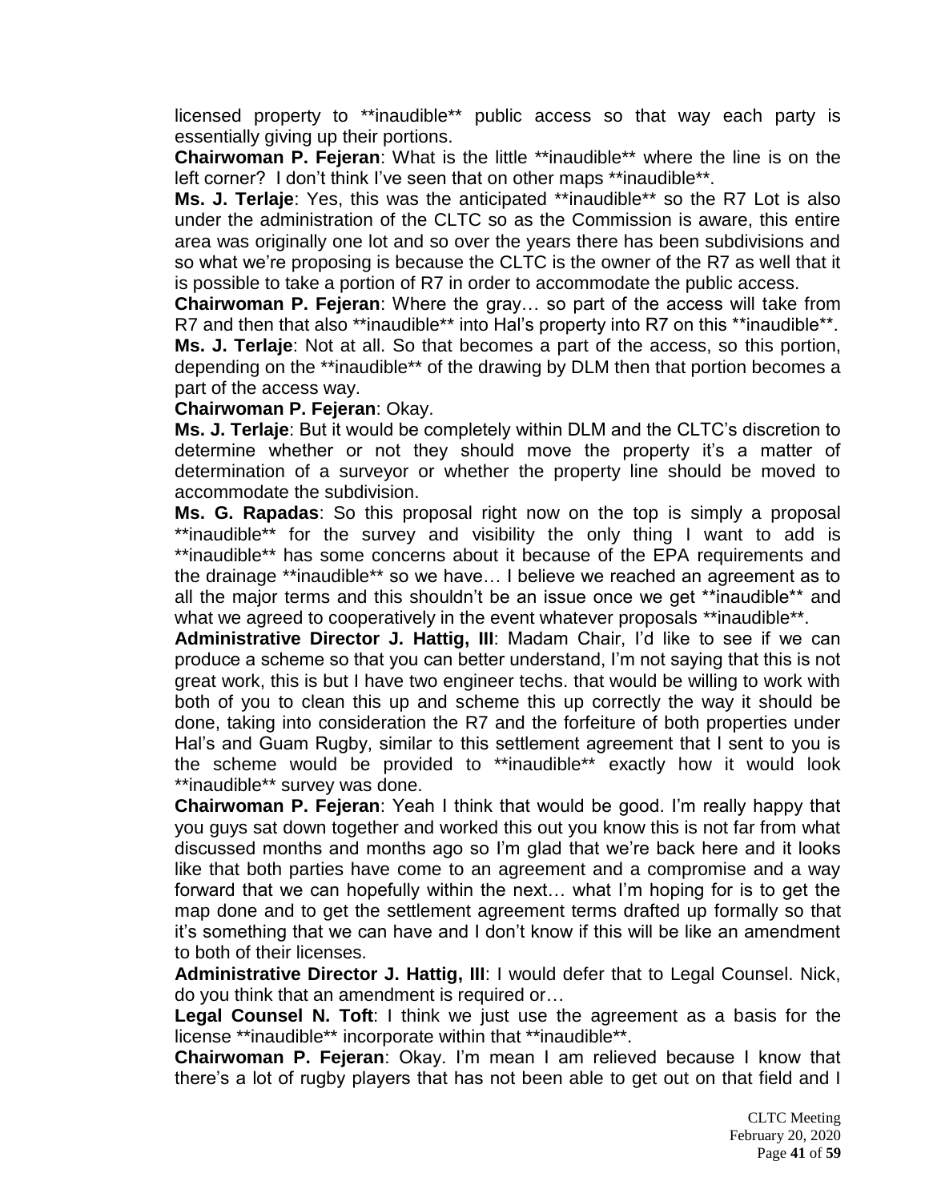licensed property to **inaudible** public access so that way each party is essentially giving up their portions.

**Chairwoman P. Fejeran**: What is the little **inaudible** where the line is on the left corner? I don't think I've seen that on other maps **inaudible**.

**Ms. J. Terlaje**: Yes, this was the anticipated **inaudible** so the R7 Lot is also under the administration of the CLTC so as the Commission is aware, this entire area was originally one lot and so over the years there has been subdivisions and so what we're proposing is because the CLTC is the owner of the R7 as well that it is possible to take a portion of R7 in order to accommodate the public access.

**Chairwoman P. Fejeran**: Where the gray… so part of the access will take from R7 and then that also **inaudible** into Hal's property into R7 on this **inaudible**.

**Ms. J. Terlaje**: Not at all. So that becomes a part of the access, so this portion, depending on the **inaudible** of the drawing by DLM then that portion becomes a part of the access way.

**Chairwoman P. Fejeran**: Okay.

**Ms. J. Terlaje**: But it would be completely within DLM and the CLTC's discretion to determine whether or not they should move the property it's a matter of determination of a surveyor or whether the property line should be moved to accommodate the subdivision.

**Ms. G. Rapadas**: So this proposal right now on the top is simply a proposal **inaudible** for the survey and visibility the only thing I want to add is **inaudible** has some concerns about it because of the EPA requirements and the drainage **inaudible** so we have… I believe we reached an agreement as to all the major terms and this shouldn't be an issue once we get **inaudible** and what we agreed to cooperatively in the event whatever proposals **inaudible**.

**Administrative Director J. Hattig, III**: Madam Chair, I'd like to see if we can produce a scheme so that you can better understand, I'm not saying that this is not great work, this is but I have two engineer techs. that would be willing to work with both of you to clean this up and scheme this up correctly the way it should be done, taking into consideration the R7 and the forfeiture of both properties under Hal's and Guam Rugby, similar to this settlement agreement that I sent to you is the scheme would be provided to **inaudible** exactly how it would look **inaudible** survey was done.

**Chairwoman P. Fejeran**: Yeah I think that would be good. I'm really happy that you guys sat down together and worked this out you know this is not far from what discussed months and months ago so I'm glad that we're back here and it looks like that both parties have come to an agreement and a compromise and a way forward that we can hopefully within the next… what I'm hoping for is to get the map done and to get the settlement agreement terms drafted up formally so that it's something that we can have and I don't know if this will be like an amendment to both of their licenses.

**Administrative Director J. Hattig, III**: I would defer that to Legal Counsel. Nick, do you think that an amendment is required or…

**Legal Counsel N. Toft**: I think we just use the agreement as a basis for the license **inaudible** incorporate within that **inaudible**.

**Chairwoman P. Fejeran**: Okay. I'm mean I am relieved because I know that there's a lot of rugby players that has not been able to get out on that field and I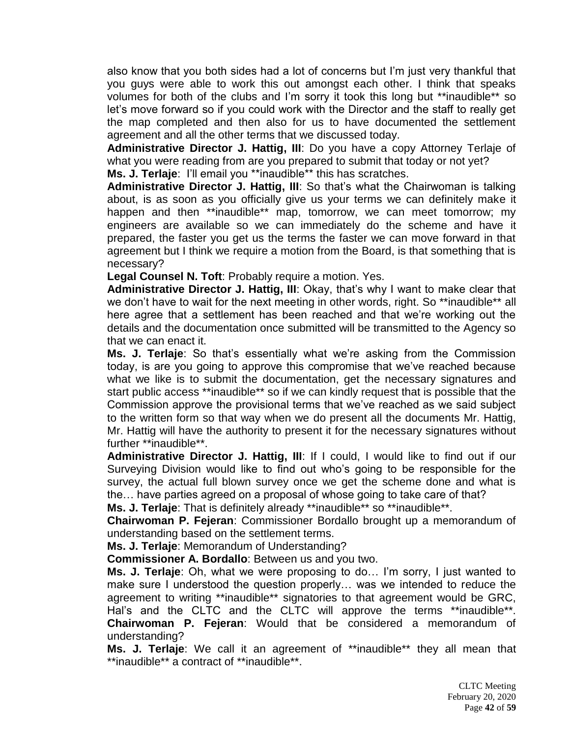also know that you both sides had a lot of concerns but I'm just very thankful that you guys were able to work this out amongst each other. I think that speaks volumes for both of the clubs and I'm sorry it took this long but **inaudible** so let's move forward so if you could work with the Director and the staff to really get the map completed and then also for us to have documented the settlement agreement and all the other terms that we discussed today.

**Administrative Director J. Hattig, III**: Do you have a copy Attorney Terlaje of what you were reading from are you prepared to submit that today or not yet?

**Ms. J. Terlaje**: I'll email you **inaudible** this has scratches.

**Administrative Director J. Hattig, III**: So that's what the Chairwoman is talking about, is as soon as you officially give us your terms we can definitely make it happen and then **inaudible** map, tomorrow, we can meet tomorrow; my engineers are available so we can immediately do the scheme and have it prepared, the faster you get us the terms the faster we can move forward in that agreement but I think we require a motion from the Board, is that something that is necessary?

**Legal Counsel N. Toft**: Probably require a motion. Yes.

**Administrative Director J. Hattig, III**: Okay, that's why I want to make clear that we don't have to wait for the next meeting in other words, right. So **inaudible** all here agree that a settlement has been reached and that we're working out the details and the documentation once submitted will be transmitted to the Agency so that we can enact it.

**Ms. J. Terlaje**: So that's essentially what we're asking from the Commission today, is are you going to approve this compromise that we've reached because what we like is to submit the documentation, get the necessary signatures and start public access **inaudible** so if we can kindly request that is possible that the Commission approve the provisional terms that we've reached as we said subject to the written form so that way when we do present all the documents Mr. Hattig, Mr. Hattig will have the authority to present it for the necessary signatures without further **inaudible**.

**Administrative Director J. Hattig, III**: If I could, I would like to find out if our Surveying Division would like to find out who's going to be responsible for the survey, the actual full blown survey once we get the scheme done and what is the… have parties agreed on a proposal of whose going to take care of that?

**Ms. J. Terlaje**: That is definitely already **inaudible** so **inaudible**.

**Chairwoman P. Fejeran**: Commissioner Bordallo brought up a memorandum of understanding based on the settlement terms.

**Ms. J. Terlaje**: Memorandum of Understanding?

**Commissioner A. Bordallo**: Between us and you two.

**Ms. J. Terlaje**: Oh, what we were proposing to do… I'm sorry, I just wanted to make sure I understood the question properly… was we intended to reduce the agreement to writing **inaudible** signatories to that agreement would be GRC, Hal's and the CLTC and the CLTC will approve the terms **inaudible**.

**Chairwoman P. Fejeran**: Would that be considered a memorandum of understanding?

**Ms. J. Terlaje**: We call it an agreement of **inaudible** they all mean that **inaudible** a contract of **inaudible**.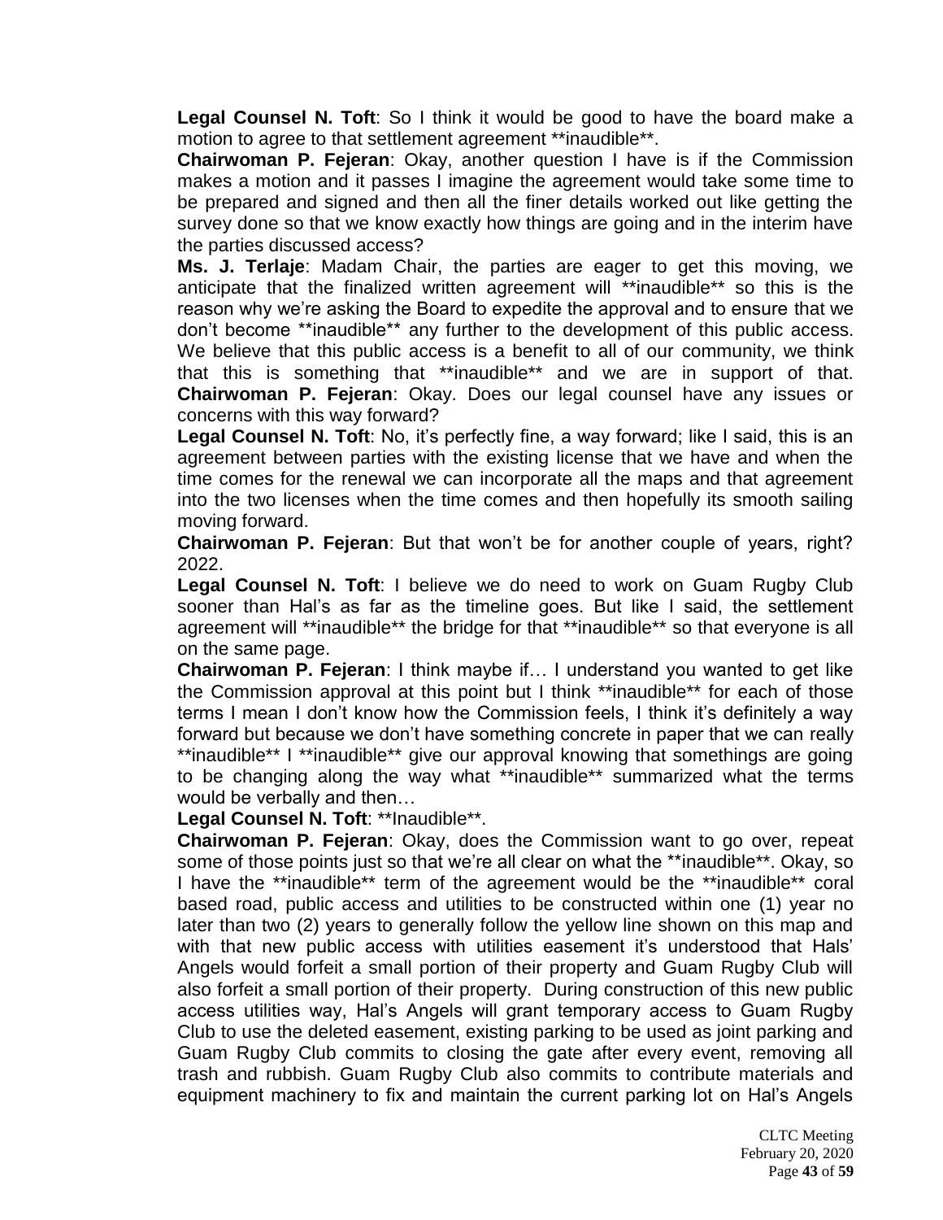**Legal Counsel N. Toft**: So I think it would be good to have the board make a motion to agree to that settlement agreement **inaudible**.

**Chairwoman P. Fejeran**: Okay, another question I have is if the Commission makes a motion and it passes I imagine the agreement would take some time to be prepared and signed and then all the finer details worked out like getting the survey done so that we know exactly how things are going and in the interim have the parties discussed access?

**Ms. J. Terlaje**: Madam Chair, the parties are eager to get this moving, we anticipate that the finalized written agreement will **inaudible** so this is the reason why we're asking the Board to expedite the approval and to ensure that we don't become **inaudible** any further to the development of this public access. We believe that this public access is a benefit to all of our community, we think that this is something that **inaudible** and we are in support of that.

**Chairwoman P. Fejeran**: Okay. Does our legal counsel have any issues or concerns with this way forward?

**Legal Counsel N. Toft**: No, it's perfectly fine, a way forward; like I said, this is an agreement between parties with the existing license that we have and when the time comes for the renewal we can incorporate all the maps and that agreement into the two licenses when the time comes and then hopefully its smooth sailing moving forward.

**Chairwoman P. Fejeran**: But that won't be for another couple of years, right? 2022.

**Legal Counsel N. Toft**: I believe we do need to work on Guam Rugby Club sooner than Hal's as far as the timeline goes. But like I said, the settlement agreement will **inaudible** the bridge for that **inaudible** so that everyone is all on the same page.

**Chairwoman P. Fejeran**: I think maybe if… I understand you wanted to get like the Commission approval at this point but I think **inaudible** for each of those terms I mean I don't know how the Commission feels, I think it's definitely a way forward but because we don't have something concrete in paper that we can really **inaudible** I **inaudible** give our approval knowing that somethings are going to be changing along the way what **inaudible** summarized what the terms would be verbally and then…

**Legal Counsel N. Toft**: **Inaudible**.

**Chairwoman P. Fejeran**: Okay, does the Commission want to go over, repeat some of those points just so that we're all clear on what the **inaudible**. Okay, so I have the **inaudible** term of the agreement would be the **inaudible** coral based road, public access and utilities to be constructed within one (1) year no later than two (2) years to generally follow the yellow line shown on this map and with that new public access with utilities easement it's understood that Hals' Angels would forfeit a small portion of their property and Guam Rugby Club will also forfeit a small portion of their property. During construction of this new public access utilities way, Hal's Angels will grant temporary access to Guam Rugby Club to use the deleted easement, existing parking to be used as joint parking and Guam Rugby Club commits to closing the gate after every event, removing all trash and rubbish. Guam Rugby Club also commits to contribute materials and equipment machinery to fix and maintain the current parking lot on Hal's Angels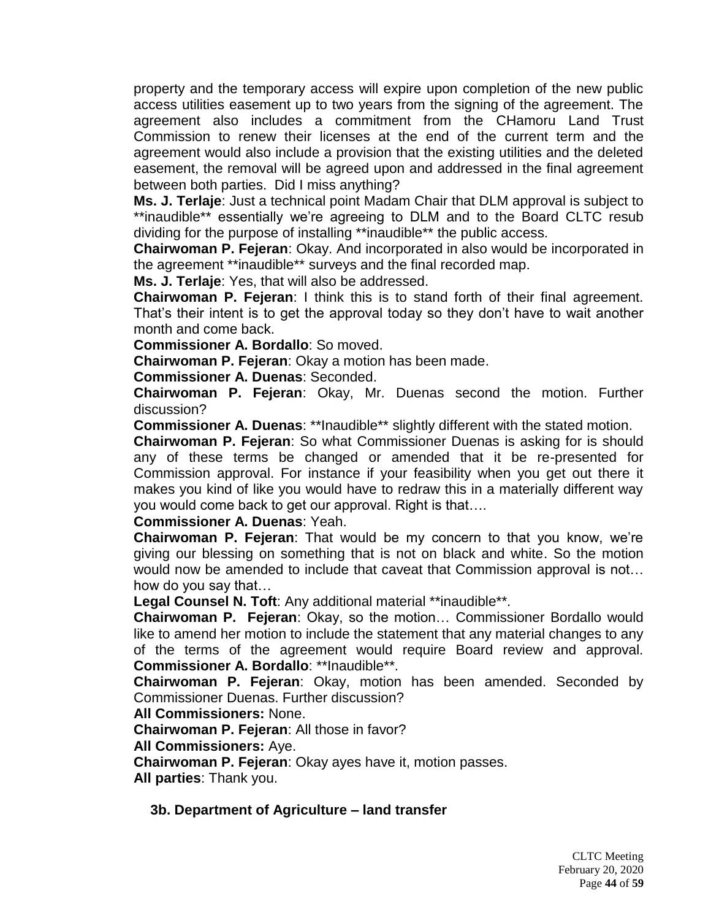property and the temporary access will expire upon completion of the new public access utilities easement up to two years from the signing of the agreement. The agreement also includes a commitment from the CHamoru Land Trust Commission to renew their licenses at the end of the current term and the agreement would also include a provision that the existing utilities and the deleted easement, the removal will be agreed upon and addressed in the final agreement between both parties. Did I miss anything?

**Ms. J. Terlaje**: Just a technical point Madam Chair that DLM approval is subject to **inaudible** essentially we're agreeing to DLM and to the Board CLTC resub dividing for the purpose of installing **inaudible** the public access.

**Chairwoman P. Fejeran**: Okay. And incorporated in also would be incorporated in the agreement **inaudible** surveys and the final recorded map.

**Ms. J. Terlaje**: Yes, that will also be addressed.

**Chairwoman P. Fejeran**: I think this is to stand forth of their final agreement. That's their intent is to get the approval today so they don't have to wait another month and come back.

**Commissioner A. Bordallo**: So moved.

**Chairwoman P. Fejeran**: Okay a motion has been made.

**Commissioner A. Duenas**: Seconded.

**Chairwoman P. Fejeran**: Okay, Mr. Duenas second the motion. Further discussion?

**Commissioner A. Duenas**: **Inaudible** slightly different with the stated motion.

**Chairwoman P. Fejeran**: So what Commissioner Duenas is asking for is should any of these terms be changed or amended that it be re-presented for Commission approval. For instance if your feasibility when you get out there it makes you kind of like you would have to redraw this in a materially different way you would come back to get our approval. Right is that….

**Commissioner A. Duenas**: Yeah.

**Chairwoman P. Fejeran**: That would be my concern to that you know, we're giving our blessing on something that is not on black and white. So the motion would now be amended to include that caveat that Commission approval is not… how do you say that…

**Legal Counsel N. Toft**: Any additional material **inaudible**.

**Chairwoman P. Fejeran**: Okay, so the motion… Commissioner Bordallo would like to amend her motion to include the statement that any material changes to any of the terms of the agreement would require Board review and approval.

**Commissioner A. Bordallo**: **Inaudible**.

**Chairwoman P. Fejeran**: Okay, motion has been amended. Seconded by Commissioner Duenas. Further discussion?

**All Commissioners:** None.

**Chairwoman P. Fejeran**: All those in favor?

**All Commissioners:** Aye.

**Chairwoman P. Fejeran**: Okay ayes have it, motion passes.

**All parties**: Thank you.

**3b. Department of Agriculture – land transfer**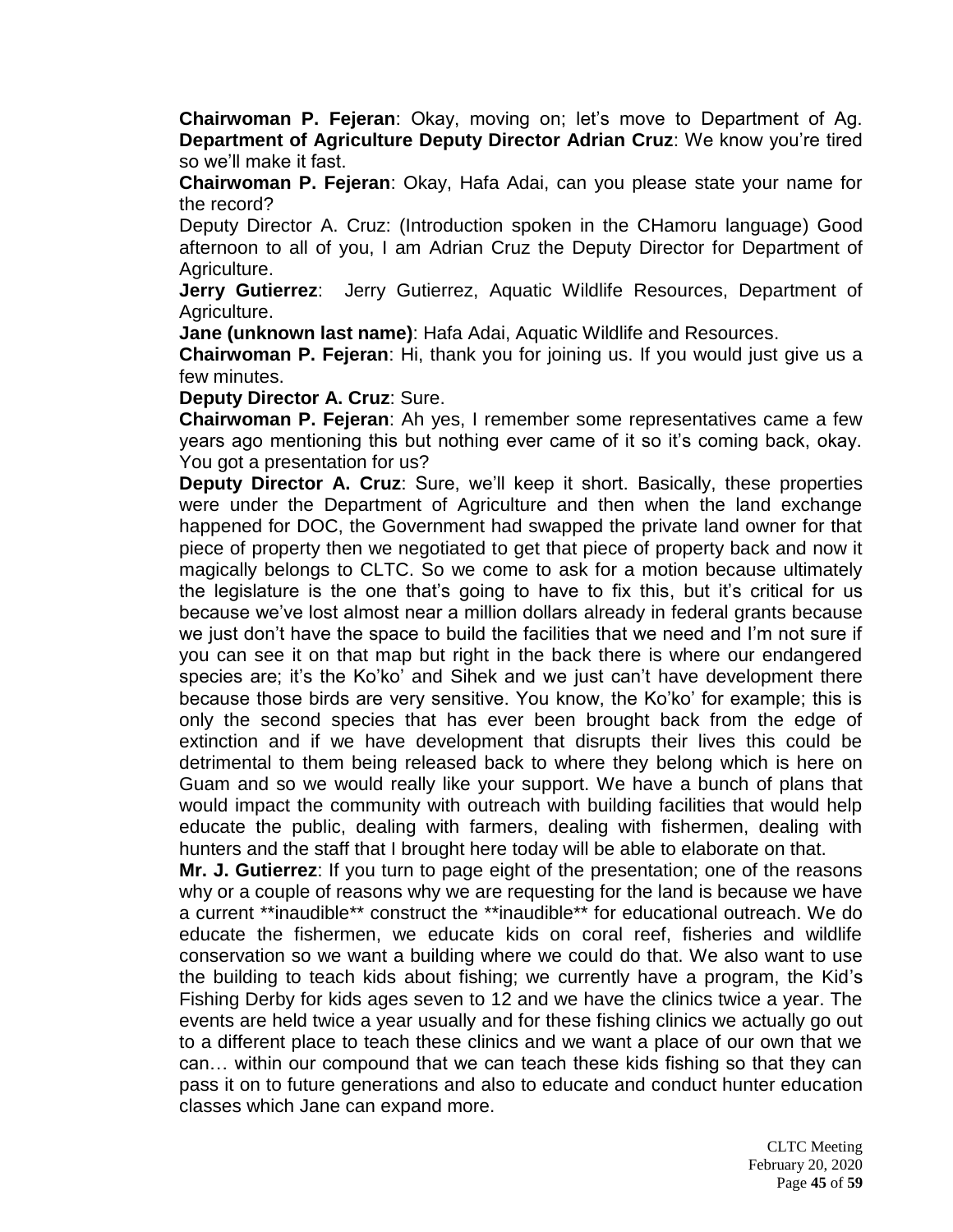**Chairwoman P. Fejeran**: Okay, moving on; let's move to Department of Ag.
**Department of Agriculture Deputy Director Adrian Cruz**: We know you're tired so we'll make it fast.

**Chairwoman P. Fejeran**: Okay, Hafa Adai, can you please state your name for the record?

Deputy Director A. Cruz: (Introduction spoken in the CHamoru language) Good afternoon to all of you, I am Adrian Cruz the Deputy Director for Department of Agriculture.

**Jerry Gutierrez**: Jerry Gutierrez, Aquatic Wildlife Resources, Department of Agriculture.

**Jane (unknown last name)**: Hafa Adai, Aquatic Wildlife and Resources.

**Chairwoman P. Fejeran**: Hi, thank you for joining us. If you would just give us a few minutes.

**Deputy Director A. Cruz**: Sure.

**Chairwoman P. Fejeran**: Ah yes, I remember some representatives came a few years ago mentioning this but nothing ever came of it so it's coming back, okay. You got a presentation for us?

**Deputy Director A. Cruz**: Sure, we'll keep it short. Basically, these properties were under the Department of Agriculture and then when the land exchange happened for DOC, the Government had swapped the private land owner for that piece of property then we negotiated to get that piece of property back and now it magically belongs to CLTC. So we come to ask for a motion because ultimately the legislature is the one that's going to have to fix this, but it's critical for us because we've lost almost near a million dollars already in federal grants because we just don't have the space to build the facilities that we need and I'm not sure if you can see it on that map but right in the back there is where our endangered species are; it's the Ko'ko' and Sihek and we just can't have development there because those birds are very sensitive. You know, the Ko'ko' for example; this is only the second species that has ever been brought back from the edge of extinction and if we have development that disrupts their lives this could be detrimental to them being released back to where they belong which is here on Guam and so we would really like your support. We have a bunch of plans that would impact the community with outreach with building facilities that would help educate the public, dealing with farmers, dealing with fishermen, dealing with hunters and the staff that I brought here today will be able to elaborate on that.

**Mr. J. Gutierrez**: If you turn to page eight of the presentation; one of the reasons why or a couple of reasons why we are requesting for the land is because we have a current \*\*inaudible\*\* construct the \*\*inaudible\*\* for educational outreach. We do educate the fishermen, we educate kids on coral reef, fisheries and wildlife conservation so we want a building where we could do that. We also want to use the building to teach kids about fishing; we currently have a program, the Kid's Fishing Derby for kids ages seven to 12 and we have the clinics twice a year. The events are held twice a year usually and for these fishing clinics we actually go out to a different place to teach these clinics and we want a place of our own that we can… within our compound that we can teach these kids fishing so that they can pass it on to future generations and also to educate and conduct hunter education classes which Jane can expand more.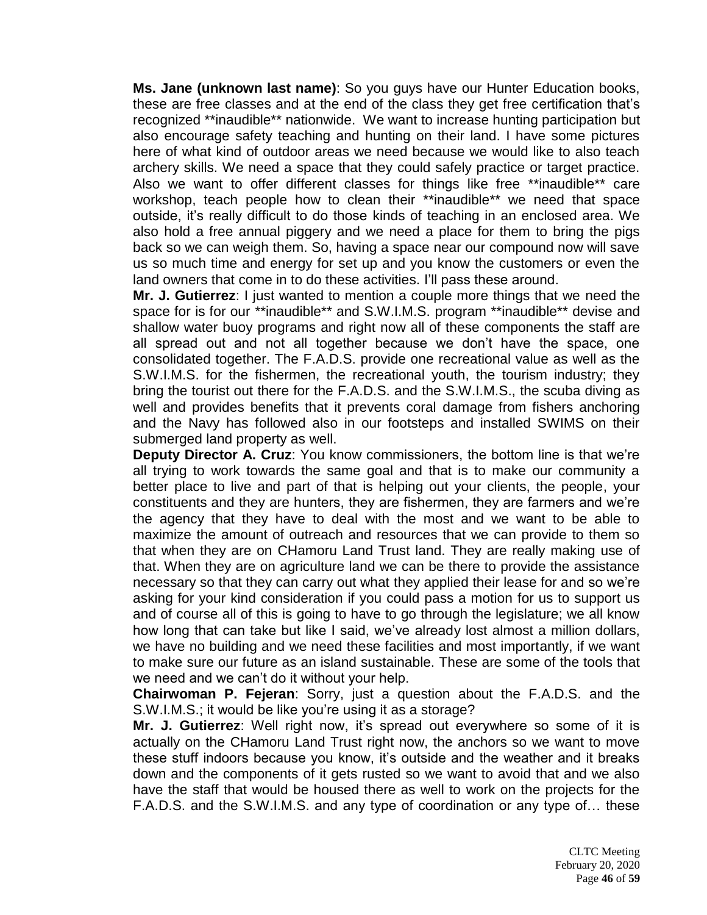**Ms. Jane (unknown last name)**: So you guys have our Hunter Education books, these are free classes and at the end of the class they get free certification that's recognized **inaudible** nationwide. We want to increase hunting participation but also encourage safety teaching and hunting on their land. I have some pictures here of what kind of outdoor areas we need because we would like to also teach archery skills. We need a space that they could safely practice or target practice. Also we want to offer different classes for things like free **inaudible** care workshop, teach people how to clean their **inaudible** we need that space outside, it's really difficult to do those kinds of teaching in an enclosed area. We also hold a free annual piggery and we need a place for them to bring the pigs back so we can weigh them. So, having a space near our compound now will save us so much time and energy for set up and you know the customers or even the land owners that come in to do these activities. I'll pass these around.

**Mr. J. Gutierrez**: I just wanted to mention a couple more things that we need the space for is for our **inaudible** and S.W.I.M.S. program **inaudible** devise and shallow water buoy programs and right now all of these components the staff are all spread out and not all together because we don't have the space, one consolidated together. The F.A.D.S. provide one recreational value as well as the S.W.I.M.S. for the fishermen, the recreational youth, the tourism industry; they bring the tourist out there for the F.A.D.S. and the S.W.I.M.S., the scuba diving as well and provides benefits that it prevents coral damage from fishers anchoring and the Navy has followed also in our footsteps and installed SWIMS on their submerged land property as well.

**Deputy Director A. Cruz**: You know commissioners, the bottom line is that we're all trying to work towards the same goal and that is to make our community a better place to live and part of that is helping out your clients, the people, your constituents and they are hunters, they are fishermen, they are farmers and we're the agency that they have to deal with the most and we want to be able to maximize the amount of outreach and resources that we can provide to them so that when they are on CHamoru Land Trust land. They are really making use of that. When they are on agriculture land we can be there to provide the assistance necessary so that they can carry out what they applied their lease for and so we're asking for your kind consideration if you could pass a motion for us to support us and of course all of this is going to have to go through the legislature; we all know how long that can take but like I said, we've already lost almost a million dollars, we have no building and we need these facilities and most importantly, if we want to make sure our future as an island sustainable. These are some of the tools that we need and we can't do it without your help.

**Chairwoman P. Fejeran**: Sorry, just a question about the F.A.D.S. and the S.W.I.M.S.; it would be like you're using it as a storage?

**Mr. J. Gutierrez**: Well right now, it's spread out everywhere so some of it is actually on the CHamoru Land Trust right now, the anchors so we want to move these stuff indoors because you know, it's outside and the weather and it breaks down and the components of it gets rusted so we want to avoid that and we also have the staff that would be housed there as well to work on the projects for the F.A.D.S. and the S.W.I.M.S. and any type of coordination or any type of… these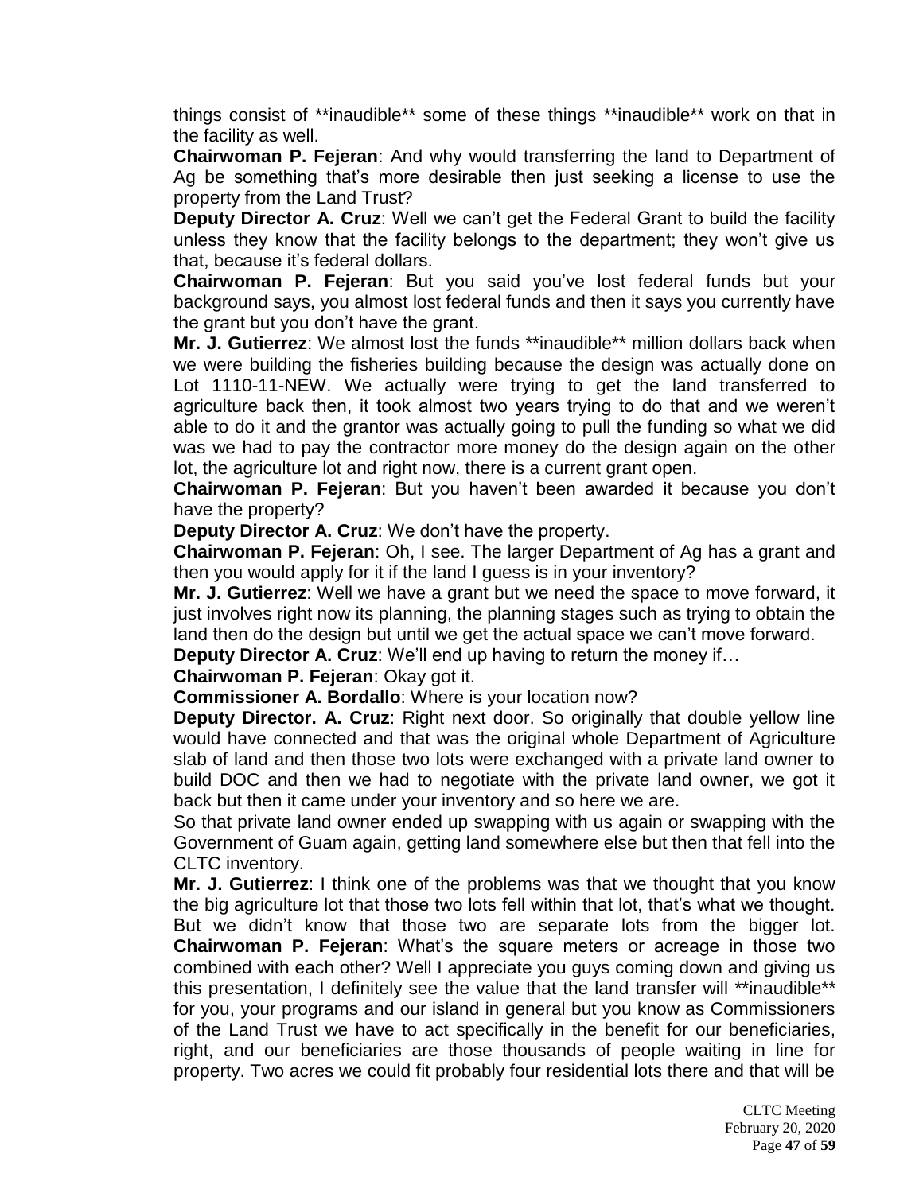things consist of **inaudible** some of these things **inaudible** work on that in the facility as well.

**Chairwoman P. Fejeran**: And why would transferring the land to Department of Ag be something that's more desirable then just seeking a license to use the property from the Land Trust?

**Deputy Director A. Cruz**: Well we can't get the Federal Grant to build the facility unless they know that the facility belongs to the department; they won't give us that, because it's federal dollars.

**Chairwoman P. Fejeran**: But you said you've lost federal funds but your background says, you almost lost federal funds and then it says you currently have the grant but you don't have the grant.

**Mr. J. Gutierrez**: We almost lost the funds **inaudible** million dollars back when we were building the fisheries building because the design was actually done on Lot 1110-11-NEW. We actually were trying to get the land transferred to agriculture back then, it took almost two years trying to do that and we weren't able to do it and the grantor was actually going to pull the funding so what we did was we had to pay the contractor more money do the design again on the other lot, the agriculture lot and right now, there is a current grant open.

**Chairwoman P. Fejeran**: But you haven't been awarded it because you don't have the property?

**Deputy Director A. Cruz**: We don't have the property.

**Chairwoman P. Fejeran**: Oh, I see. The larger Department of Ag has a grant and then you would apply for it if the land I guess is in your inventory?

**Mr. J. Gutierrez**: Well we have a grant but we need the space to move forward, it just involves right now its planning, the planning stages such as trying to obtain the land then do the design but until we get the actual space we can't move forward.

**Deputy Director A. Cruz**: We'll end up having to return the money if…

**Chairwoman P. Fejeran**: Okay got it.

**Commissioner A. Bordallo**: Where is your location now?

**Deputy Director. A. Cruz**: Right next door. So originally that double yellow line would have connected and that was the original whole Department of Agriculture slab of land and then those two lots were exchanged with a private land owner to build DOC and then we had to negotiate with the private land owner, we got it back but then it came under your inventory and so here we are.

So that private land owner ended up swapping with us again or swapping with the Government of Guam again, getting land somewhere else but then that fell into the CLTC inventory.

**Mr. J. Gutierrez**: I think one of the problems was that we thought that you know the big agriculture lot that those two lots fell within that lot, that's what we thought. But we didn't know that those two are separate lots from the bigger lot.

**Chairwoman P. Fejeran**: What's the square meters or acreage in those two combined with each other? Well I appreciate you guys coming down and giving us this presentation, I definitely see the value that the land transfer will **inaudible** for you, your programs and our island in general but you know as Commissioners of the Land Trust we have to act specifically in the benefit for our beneficiaries, right, and our beneficiaries are those thousands of people waiting in line for property. Two acres we could fit probably four residential lots there and that will be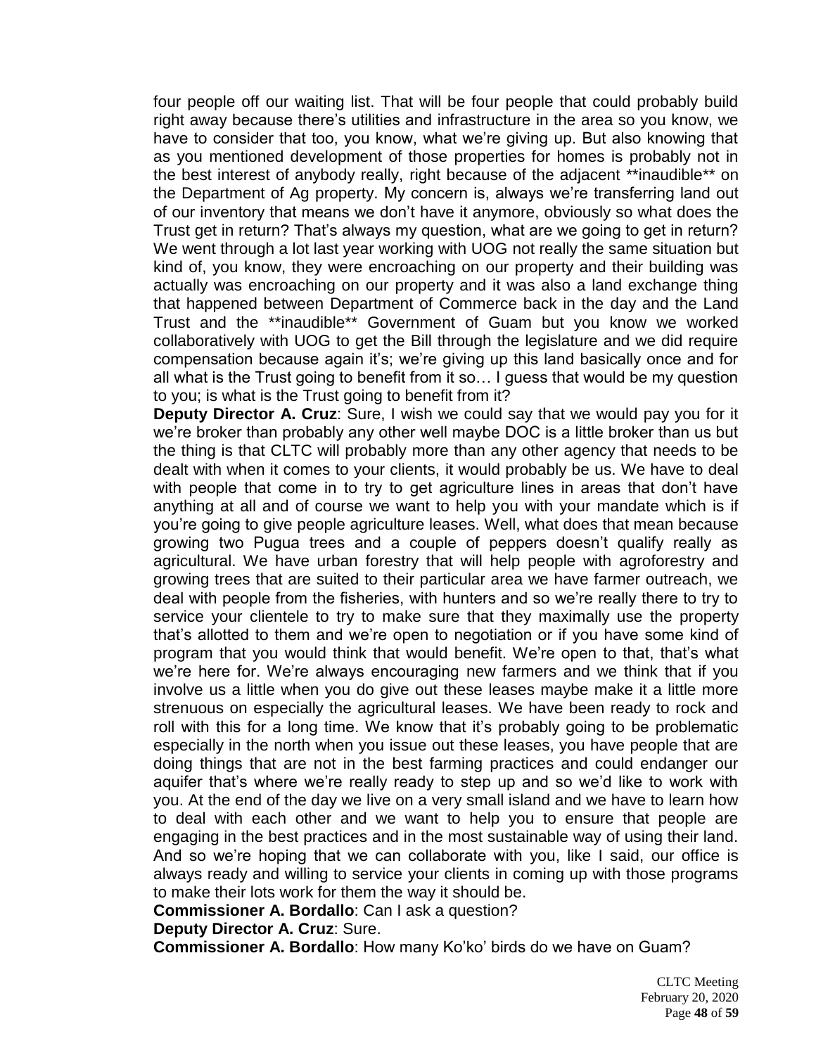four people off our waiting list. That will be four people that could probably build right away because there's utilities and infrastructure in the area so you know, we have to consider that too, you know, what we're giving up. But also knowing that as you mentioned development of those properties for homes is probably not in the best interest of anybody really, right because of the adjacent **inaudible** on the Department of Ag property. My concern is, always we're transferring land out of our inventory that means we don't have it anymore, obviously so what does the Trust get in return? That's always my question, what are we going to get in return? We went through a lot last year working with UOG not really the same situation but kind of, you know, they were encroaching on our property and their building was actually was encroaching on our property and it was also a land exchange thing that happened between Department of Commerce back in the day and the Land Trust and the **inaudible** Government of Guam but you know we worked collaboratively with UOG to get the Bill through the legislature and we did require compensation because again it's; we're giving up this land basically once and for all what is the Trust going to benefit from it so… I guess that would be my question to you; is what is the Trust going to benefit from it?

**Deputy Director A. Cruz**: Sure, I wish we could say that we would pay you for it we're broker than probably any other well maybe DOC is a little broker than us but the thing is that CLTC will probably more than any other agency that needs to be dealt with when it comes to your clients, it would probably be us. We have to deal with people that come in to try to get agriculture lines in areas that don't have anything at all and of course we want to help you with your mandate which is if you're going to give people agriculture leases. Well, what does that mean because growing two Pugua trees and a couple of peppers doesn't qualify really as agricultural. We have urban forestry that will help people with agroforestry and growing trees that are suited to their particular area we have farmer outreach, we deal with people from the fisheries, with hunters and so we're really there to try to service your clientele to try to make sure that they maximally use the property that's allotted to them and we're open to negotiation or if you have some kind of program that you would think that would benefit. We're open to that, that's what we're here for. We're always encouraging new farmers and we think that if you involve us a little when you do give out these leases maybe make it a little more strenuous on especially the agricultural leases. We have been ready to rock and roll with this for a long time. We know that it's probably going to be problematic especially in the north when you issue out these leases, you have people that are doing things that are not in the best farming practices and could endanger our aquifer that's where we're really ready to step up and so we'd like to work with you. At the end of the day we live on a very small island and we have to learn how to deal with each other and we want to help you to ensure that people are engaging in the best practices and in the most sustainable way of using their land. And so we're hoping that we can collaborate with you, like I said, our office is always ready and willing to service your clients in coming up with those programs to make their lots work for them the way it should be.

**Commissioner A. Bordallo**: Can I ask a question?

**Deputy Director A. Cruz**: Sure.

**Commissioner A. Bordallo**: How many Ko'ko' birds do we have on Guam?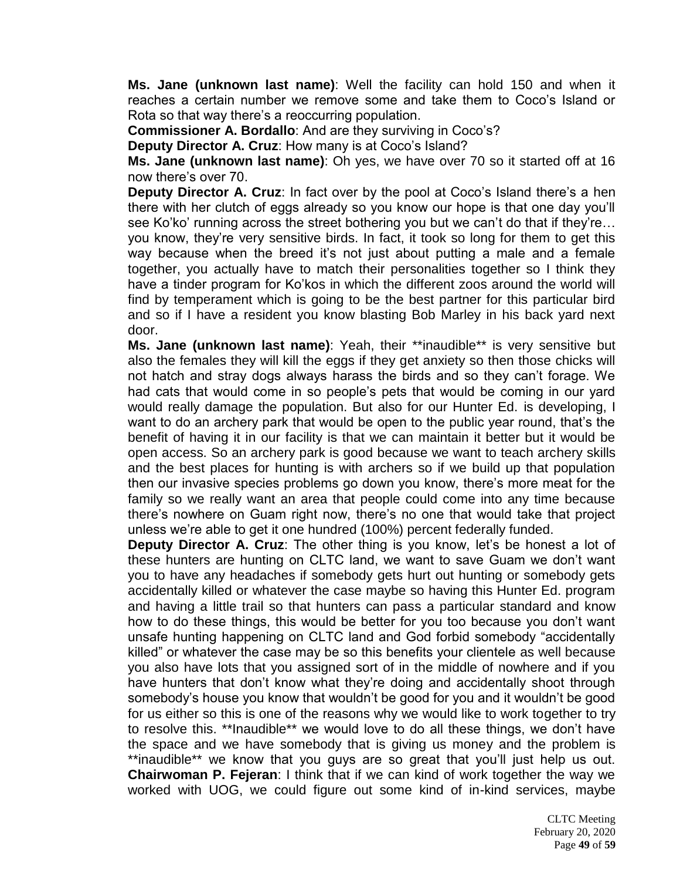**Ms. Jane (unknown last name)**: Well the facility can hold 150 and when it reaches a certain number we remove some and take them to Coco's Island or Rota so that way there's a reoccurring population.

**Commissioner A. Bordallo**: And are they surviving in Coco's?

**Deputy Director A. Cruz**: How many is at Coco's Island?

**Ms. Jane (unknown last name)**: Oh yes, we have over 70 so it started off at 16 now there's over 70.

**Deputy Director A. Cruz**: In fact over by the pool at Coco's Island there's a hen there with her clutch of eggs already so you know our hope is that one day you'll see Ko'ko' running across the street bothering you but we can't do that if they're… you know, they're very sensitive birds. In fact, it took so long for them to get this way because when the breed it's not just about putting a male and a female together, you actually have to match their personalities together so I think they have a tinder program for Ko'kos in which the different zoos around the world will find by temperament which is going to be the best partner for this particular bird and so if I have a resident you know blasting Bob Marley in his back yard next door.

**Ms. Jane (unknown last name)**: Yeah, their **inaudible** is very sensitive but also the females they will kill the eggs if they get anxiety so then those chicks will not hatch and stray dogs always harass the birds and so they can't forage. We had cats that would come in so people's pets that would be coming in our yard would really damage the population. But also for our Hunter Ed. is developing, I want to do an archery park that would be open to the public year round, that's the benefit of having it in our facility is that we can maintain it better but it would be open access. So an archery park is good because we want to teach archery skills and the best places for hunting is with archers so if we build up that population then our invasive species problems go down you know, there's more meat for the family so we really want an area that people could come into any time because there's nowhere on Guam right now, there's no one that would take that project unless we're able to get it one hundred (100%) percent federally funded.

**Deputy Director A. Cruz**: The other thing is you know, let's be honest a lot of these hunters are hunting on CLTC land, we want to save Guam we don't want you to have any headaches if somebody gets hurt out hunting or somebody gets accidentally killed or whatever the case maybe so having this Hunter Ed. program and having a little trail so that hunters can pass a particular standard and know how to do these things, this would be better for you too because you don't want unsafe hunting happening on CLTC land and God forbid somebody "accidentally killed" or whatever the case may be so this benefits your clientele as well because you also have lots that you assigned sort of in the middle of nowhere and if you have hunters that don't know what they're doing and accidentally shoot through somebody's house you know that wouldn't be good for you and it wouldn't be good for us either so this is one of the reasons why we would like to work together to try to resolve this. **Inaudible** we would love to do all these things, we don't have the space and we have somebody that is giving us money and the problem is **inaudible** we know that you guys are so great that you'll just help us out.

**Chairwoman P. Fejeran**: I think that if we can kind of work together the way we worked with UOG, we could figure out some kind of in-kind services, maybe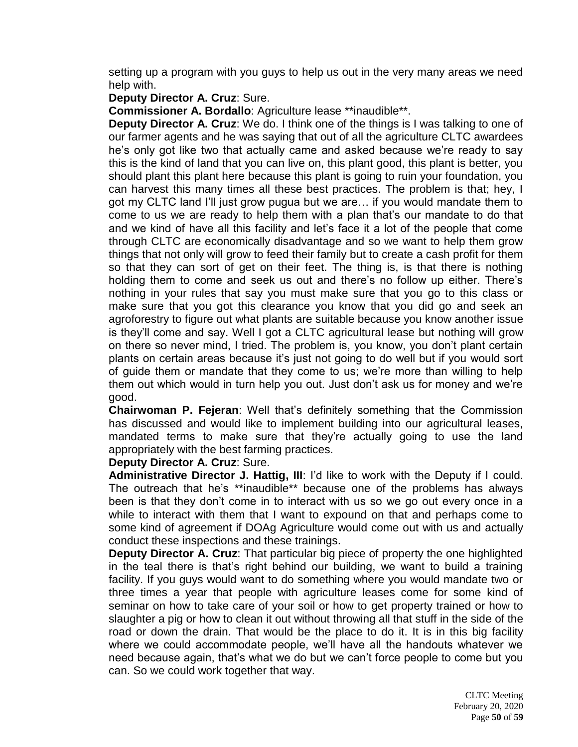setting up a program with you guys to help us out in the very many areas we need help with.

**Deputy Director A. Cruz**: Sure.

**Commissioner A. Bordallo**: Agriculture lease **inaudible**.

**Deputy Director A. Cruz**: We do. I think one of the things is I was talking to one of our farmer agents and he was saying that out of all the agriculture CLTC awardees he's only got like two that actually came and asked because we're ready to say this is the kind of land that you can live on, this plant good, this plant is better, you should plant this plant here because this plant is going to ruin your foundation, you can harvest this many times all these best practices. The problem is that; hey, I got my CLTC land I'll just grow pugua but we are… if you would mandate them to come to us we are ready to help them with a plan that's our mandate to do that and we kind of have all this facility and let's face it a lot of the people that come through CLTC are economically disadvantage and so we want to help them grow things that not only will grow to feed their family but to create a cash profit for them so that they can sort of get on their feet. The thing is, is that there is nothing holding them to come and seek us out and there's no follow up either. There's nothing in your rules that say you must make sure that you go to this class or make sure that you got this clearance you know that you did go and seek an agroforestry to figure out what plants are suitable because you know another issue is they'll come and say. Well I got a CLTC agricultural lease but nothing will grow on there so never mind, I tried. The problem is, you know, you don't plant certain plants on certain areas because it's just not going to do well but if you would sort of guide them or mandate that they come to us; we're more than willing to help them out which would in turn help you out. Just don't ask us for money and we're good.

**Chairwoman P. Fejeran**: Well that's definitely something that the Commission has discussed and would like to implement building into our agricultural leases, mandated terms to make sure that they're actually going to use the land appropriately with the best farming practices.

**Deputy Director A. Cruz**: Sure.

**Administrative Director J. Hattig, III**: I'd like to work with the Deputy if I could. The outreach that he's **inaudible** because one of the problems has always been is that they don't come in to interact with us so we go out every once in a while to interact with them that I want to expound on that and perhaps come to some kind of agreement if DOAg Agriculture would come out with us and actually conduct these inspections and these trainings.

**Deputy Director A. Cruz**: That particular big piece of property the one highlighted in the teal there is that's right behind our building, we want to build a training facility. If you guys would want to do something where you would mandate two or three times a year that people with agriculture leases come for some kind of seminar on how to take care of your soil or how to get property trained or how to slaughter a pig or how to clean it out without throwing all that stuff in the side of the road or down the drain. That would be the place to do it. It is in this big facility where we could accommodate people, we'll have all the handouts whatever we need because again, that's what we do but we can't force people to come but you can. So we could work together that way.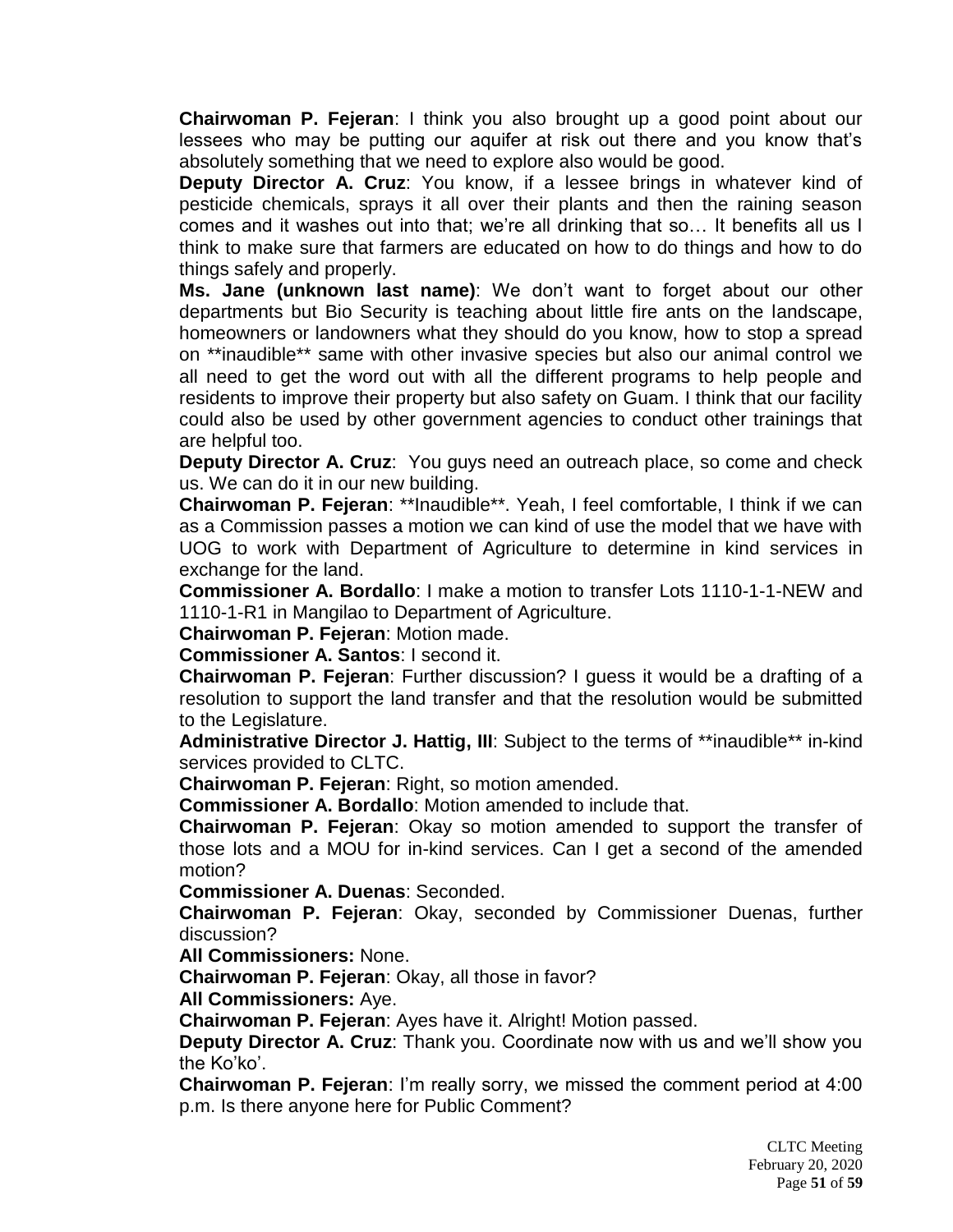**Chairwoman P. Fejeran**: I think you also brought up a good point about our lessees who may be putting our aquifer at risk out there and you know that's absolutely something that we need to explore also would be good.

**Deputy Director A. Cruz**: You know, if a lessee brings in whatever kind of pesticide chemicals, sprays it all over their plants and then the raining season comes and it washes out into that; we're all drinking that so… It benefits all us I think to make sure that farmers are educated on how to do things and how to do things safely and properly.

**Ms. Jane (unknown last name)**: We don't want to forget about our other departments but Bio Security is teaching about little fire ants on the landscape, homeowners or landowners what they should do you know, how to stop a spread on **inaudible** same with other invasive species but also our animal control we all need to get the word out with all the different programs to help people and residents to improve their property but also safety on Guam. I think that our facility could also be used by other government agencies to conduct other trainings that are helpful too.

**Deputy Director A. Cruz**: You guys need an outreach place, so come and check us. We can do it in our new building.

**Chairwoman P. Fejeran**: **Inaudible**. Yeah, I feel comfortable, I think if we can as a Commission passes a motion we can kind of use the model that we have with UOG to work with Department of Agriculture to determine in kind services in exchange for the land.

**Commissioner A. Bordallo**: I make a motion to transfer Lots 1110-1-1-NEW and 1110-1-R1 in Mangilao to Department of Agriculture.

**Chairwoman P. Fejeran**: Motion made.

**Commissioner A. Santos**: I second it.

**Chairwoman P. Fejeran**: Further discussion? I guess it would be a drafting of a resolution to support the land transfer and that the resolution would be submitted to the Legislature.

**Administrative Director J. Hattig, III**: Subject to the terms of **inaudible** in-kind services provided to CLTC.

**Chairwoman P. Fejeran**: Right, so motion amended.

**Commissioner A. Bordallo**: Motion amended to include that.

**Chairwoman P. Fejeran**: Okay so motion amended to support the transfer of those lots and a MOU for in-kind services. Can I get a second of the amended motion?

**Commissioner A. Duenas**: Seconded.

**Chairwoman P. Fejeran**: Okay, seconded by Commissioner Duenas, further discussion?

**All Commissioners:** None.

**Chairwoman P. Fejeran**: Okay, all those in favor?

**All Commissioners:** Aye.

**Chairwoman P. Fejeran**: Ayes have it. Alright! Motion passed.

**Deputy Director A. Cruz**: Thank you. Coordinate now with us and we'll show you the Ko'ko'.

**Chairwoman P. Fejeran**: I'm really sorry, we missed the comment period at 4:00 p.m. Is there anyone here for Public Comment?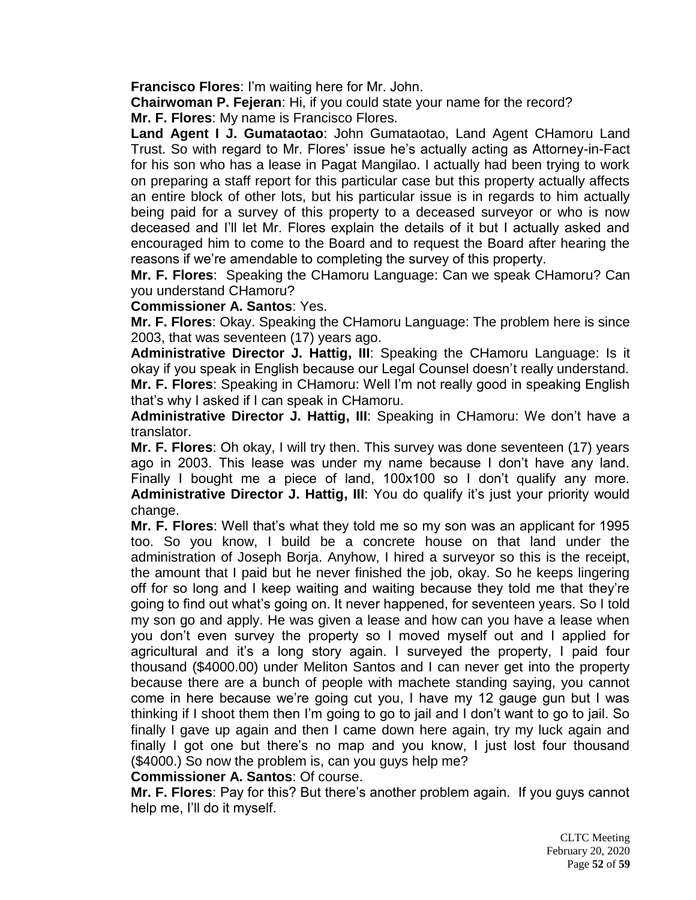**Francisco Flores**: I'm waiting here for Mr. John.

**Chairwoman P. Fejeran**: Hi, if you could state your name for the record?

**Mr. F. Flores**: My name is Francisco Flores.

**Land Agent I J. Gumataotao**: John Gumataotao, Land Agent CHamoru Land Trust. So with regard to Mr. Flores' issue he's actually acting as Attorney-in-Fact for his son who has a lease in Pagat Mangilao. I actually had been trying to work on preparing a staff report for this particular case but this property actually affects an entire block of other lots, but his particular issue is in regards to him actually being paid for a survey of this property to a deceased surveyor or who is now deceased and I'll let Mr. Flores explain the details of it but I actually asked and encouraged him to come to the Board and to request the Board after hearing the reasons if we're amendable to completing the survey of this property.

**Mr. F. Flores**: Speaking the CHamoru Language: Can we speak CHamoru? Can you understand CHamoru?

**Commissioner A. Santos**: Yes.

**Mr. F. Flores**: Okay. Speaking the CHamoru Language: The problem here is since 2003, that was seventeen (17) years ago.

**Administrative Director J. Hattig, III**: Speaking the CHamoru Language: Is it okay if you speak in English because our Legal Counsel doesn't really understand.

**Mr. F. Flores**: Speaking in CHamoru: Well I'm not really good in speaking English that's why I asked if I can speak in CHamoru.

**Administrative Director J. Hattig, III**: Speaking in CHamoru: We don't have a translator.

**Mr. F. Flores**: Oh okay, I will try then. This survey was done seventeen (17) years ago in 2003. This lease was under my name because I don't have any land. Finally I bought me a piece of land, 100x100 so I don't qualify any more.

**Administrative Director J. Hattig, III**: You do qualify it's just your priority would change.

**Mr. F. Flores**: Well that's what they told me so my son was an applicant for 1995 too. So you know, I build be a concrete house on that land under the administration of Joseph Borja. Anyhow, I hired a surveyor so this is the receipt, the amount that I paid but he never finished the job, okay. So he keeps lingering off for so long and I keep waiting and waiting because they told me that they're going to find out what's going on. It never happened, for seventeen years. So I told my son go and apply. He was given a lease and how can you have a lease when you don't even survey the property so I moved myself out and I applied for agricultural and it's a long story again. I surveyed the property, I paid four thousand ($4000.00) under Meliton Santos and I can never get into the property because there are a bunch of people with machete standing saying, you cannot come in here because we're going cut you, I have my 12 gauge gun but I was thinking if I shoot them then I'm going to go to jail and I don't want to go to jail. So finally I gave up again and then I came down here again, try my luck again and finally I got one but there's no map and you know, I just lost four thousand ($4000.) So now the problem is, can you guys help me?

**Commissioner A. Santos**: Of course.

**Mr. F. Flores**: Pay for this? But there's another problem again. If you guys cannot help me, I'll do it myself.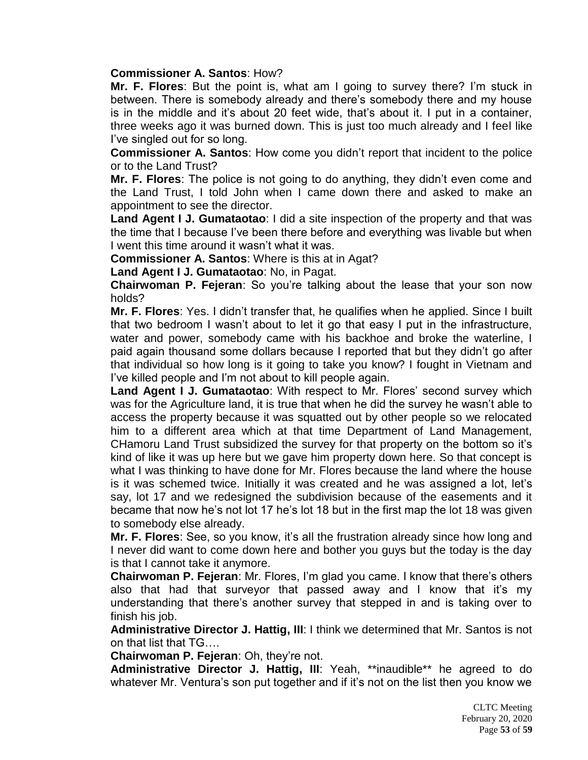**Commissioner A. Santos**: How?

**Mr. F. Flores**: But the point is, what am I going to survey there? I'm stuck in between. There is somebody already and there's somebody there and my house is in the middle and it's about 20 feet wide, that's about it. I put in a container, three weeks ago it was burned down. This is just too much already and I feel like I've singled out for so long.

**Commissioner A. Santos**: How come you didn't report that incident to the police or to the Land Trust?

**Mr. F. Flores**: The police is not going to do anything, they didn't even come and the Land Trust, I told John when I came down there and asked to make an appointment to see the director.

**Land Agent I J. Gumataotao**: I did a site inspection of the property and that was the time that I because I've been there before and everything was livable but when I went this time around it wasn't what it was.

**Commissioner A. Santos**: Where is this at in Agat?

**Land Agent I J. Gumataotao**: No, in Pagat.

**Chairwoman P. Fejeran**: So you're talking about the lease that your son now holds?

**Mr. F. Flores**: Yes. I didn't transfer that, he qualifies when he applied. Since I built that two bedroom I wasn't about to let it go that easy I put in the infrastructure, water and power, somebody came with his backhoe and broke the waterline, I paid again thousand some dollars because I reported that but they didn't go after that individual so how long is it going to take you know? I fought in Vietnam and I've killed people and I'm not about to kill people again.

**Land Agent I J. Gumataotao**: With respect to Mr. Flores' second survey which was for the Agriculture land, it is true that when he did the survey he wasn't able to access the property because it was squatted out by other people so we relocated him to a different area which at that time Department of Land Management, CHamoru Land Trust subsidized the survey for that property on the bottom so it's kind of like it was up here but we gave him property down here. So that concept is what I was thinking to have done for Mr. Flores because the land where the house is it was schemed twice. Initially it was created and he was assigned a lot, let's say, lot 17 and we redesigned the subdivision because of the easements and it became that now he's not lot 17 he's lot 18 but in the first map the lot 18 was given to somebody else already.

**Mr. F. Flores**: See, so you know, it's all the frustration already since how long and I never did want to come down here and bother you guys but the today is the day is that I cannot take it anymore.

**Chairwoman P. Fejeran**: Mr. Flores, I'm glad you came. I know that there's others also that had that surveyor that passed away and I know that it's my understanding that there's another survey that stepped in and is taking over to finish his job.

**Administrative Director J. Hattig, III**: I think we determined that Mr. Santos is not on that list that TG….

**Chairwoman P. Fejeran**: Oh, they're not.

**Administrative Director J. Hattig, III**: Yeah, **inaudible** he agreed to do whatever Mr. Ventura's son put together and if it's not on the list then you know we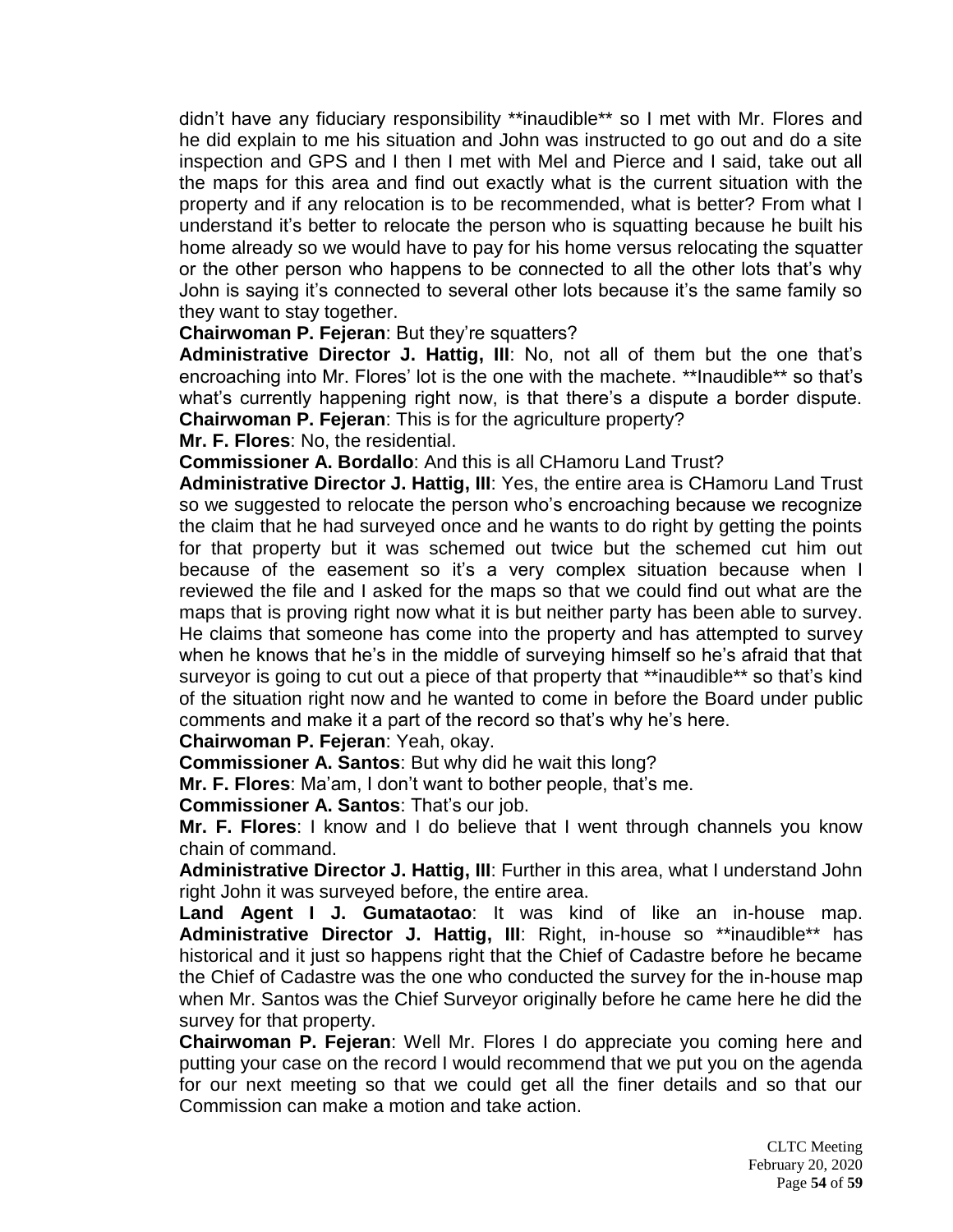didn't have any fiduciary responsibility **inaudible** so I met with Mr. Flores and he did explain to me his situation and John was instructed to go out and do a site inspection and GPS and I then I met with Mel and Pierce and I said, take out all the maps for this area and find out exactly what is the current situation with the property and if any relocation is to be recommended, what is better? From what I understand it's better to relocate the person who is squatting because he built his home already so we would have to pay for his home versus relocating the squatter or the other person who happens to be connected to all the other lots that's why John is saying it's connected to several other lots because it's the same family so they want to stay together.

**Chairwoman P. Fejeran**: But they're squatters?

**Administrative Director J. Hattig, III**: No, not all of them but the one that's encroaching into Mr. Flores' lot is the one with the machete. **Inaudible** so that's what's currently happening right now, is that there's a dispute a border dispute.

**Chairwoman P. Fejeran**: This is for the agriculture property?

**Mr. F. Flores**: No, the residential.

**Commissioner A. Bordallo**: And this is all CHamoru Land Trust?

**Administrative Director J. Hattig, III**: Yes, the entire area is CHamoru Land Trust so we suggested to relocate the person who's encroaching because we recognize the claim that he had surveyed once and he wants to do right by getting the points for that property but it was schemed out twice but the schemed cut him out because of the easement so it's a very complex situation because when I reviewed the file and I asked for the maps so that we could find out what are the maps that is proving right now what it is but neither party has been able to survey. He claims that someone has come into the property and has attempted to survey when he knows that he's in the middle of surveying himself so he's afraid that that surveyor is going to cut out a piece of that property that **inaudible** so that's kind of the situation right now and he wanted to come in before the Board under public comments and make it a part of the record so that's why he's here.

**Chairwoman P. Fejeran**: Yeah, okay.

**Commissioner A. Santos**: But why did he wait this long?

**Mr. F. Flores**: Ma'am, I don't want to bother people, that's me.

**Commissioner A. Santos**: That's our job.

**Mr. F. Flores**: I know and I do believe that I went through channels you know chain of command.

**Administrative Director J. Hattig, III**: Further in this area, what I understand John right John it was surveyed before, the entire area.

**Land Agent I J. Gumataotao**: It was kind of like an in-house map.

**Administrative Director J. Hattig, III**: Right, in-house so **inaudible** has historical and it just so happens right that the Chief of Cadastre before he became the Chief of Cadastre was the one who conducted the survey for the in-house map when Mr. Santos was the Chief Surveyor originally before he came here he did the survey for that property.

**Chairwoman P. Fejeran**: Well Mr. Flores I do appreciate you coming here and putting your case on the record I would recommend that we put you on the agenda for our next meeting so that we could get all the finer details and so that our Commission can make a motion and take action.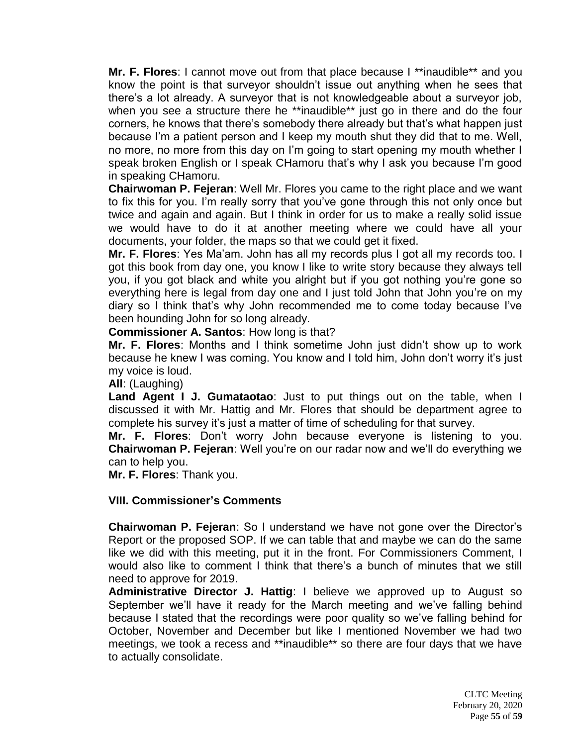**Mr. F. Flores**: I cannot move out from that place because I **inaudible** and you know the point is that surveyor shouldn't issue out anything when he sees that there's a lot already. A surveyor that is not knowledgeable about a surveyor job, when you see a structure there he **inaudible** just go in there and do the four corners, he knows that there's somebody there already but that's what happen just because I'm a patient person and I keep my mouth shut they did that to me. Well, no more, no more from this day on I'm going to start opening my mouth whether I speak broken English or I speak CHamoru that's why I ask you because I'm good in speaking CHamoru.

**Chairwoman P. Fejeran**: Well Mr. Flores you came to the right place and we want to fix this for you. I'm really sorry that you've gone through this not only once but twice and again and again. But I think in order for us to make a really solid issue we would have to do it at another meeting where we could have all your documents, your folder, the maps so that we could get it fixed.

**Mr. F. Flores**: Yes Ma'am. John has all my records plus I got all my records too. I got this book from day one, you know I like to write story because they always tell you, if you got black and white you alright but if you got nothing you're gone so everything here is legal from day one and I just told John that John you're on my diary so I think that's why John recommended me to come today because I've been hounding John for so long already.

**Commissioner A. Santos**: How long is that?

**Mr. F. Flores**: Months and I think sometime John just didn't show up to work because he knew I was coming. You know and I told him, John don't worry it's just my voice is loud.

**All**: (Laughing)

**Land Agent I J. Gumataotao**: Just to put things out on the table, when I discussed it with Mr. Hattig and Mr. Flores that should be department agree to complete his survey it's just a matter of time of scheduling for that survey.

**Mr. F. Flores**: Don't worry John because everyone is listening to you.

**Chairwoman P. Fejeran**: Well you're on our radar now and we'll do everything we can to help you.

**Mr. F. Flores**: Thank you.

### VIII. Commissioner's Comments

**Chairwoman P. Fejeran**: So I understand we have not gone over the Director's Report or the proposed SOP. If we can table that and maybe we can do the same like we did with this meeting, put it in the front. For Commissioners Comment, I would also like to comment I think that there's a bunch of minutes that we still need to approve for 2019.

**Administrative Director J. Hattig**: I believe we approved up to August so September we'll have it ready for the March meeting and we've falling behind because I stated that the recordings were poor quality so we've falling behind for October, November and December but like I mentioned November we had two meetings, we took a recess and **inaudible** so there are four days that we have to actually consolidate.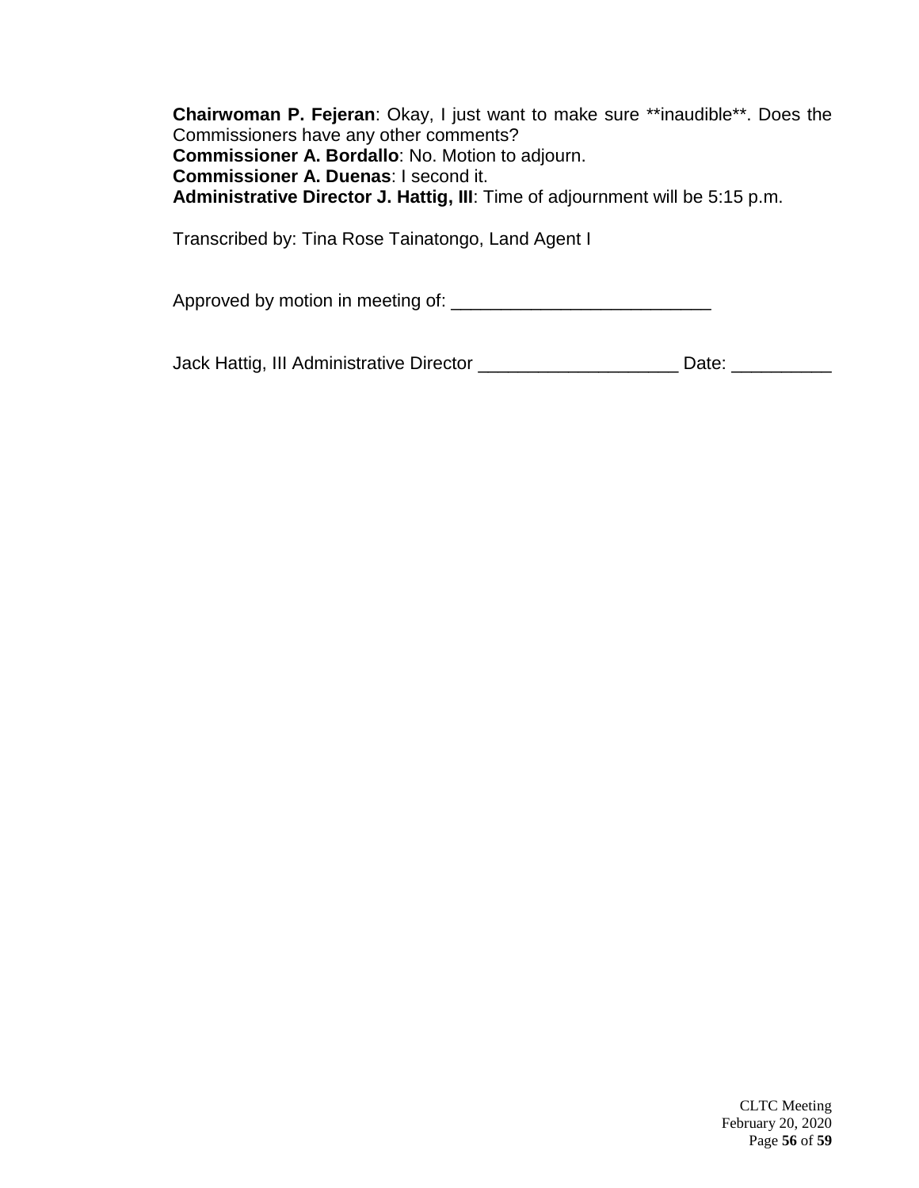**Chairwoman P. Fejeran**: Okay, I just want to make sure **inaudible**. Does the Commissioners have any other comments?
**Commissioner A. Bordallo**: No. Motion to adjourn.
**Commissioner A. Duenas**: I second it.
**Administrative Director J. Hattig, III**: Time of adjournment will be 5:15 p.m.

Transcribed by: Tina Rose Tainatongo, Land Agent I

Approved by motion in meeting of: __________________________

Jack Hattig, III Administrative Director ____________________ Date: __________